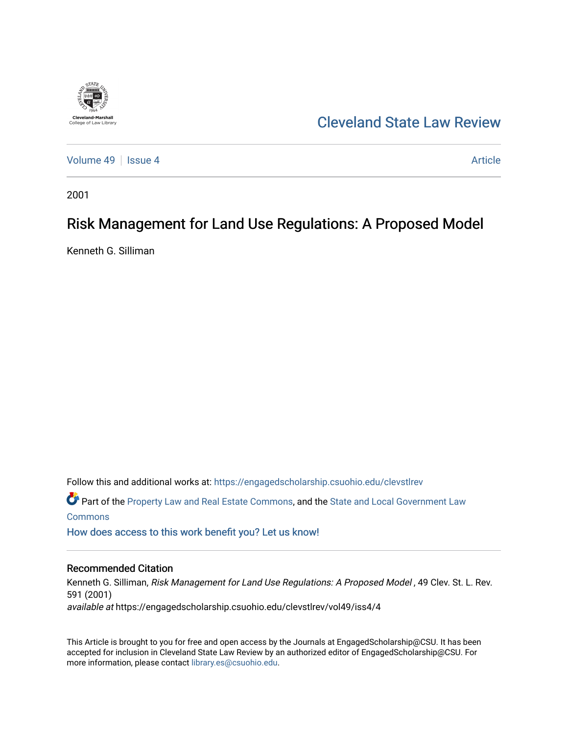Cleveland-Marshall College of Law Library

# Cleveland State Law Review

Volume 49 | Issue 4 | Article

2001

## Risk Management for Land Use Regulations: A Proposed Model

Kenneth G. Silliman

Follow this and additional works at: https://engagedscholarship.csuohio.edu/clevstlrev

Part of the Property Law and Real Estate Commons, and the State and Local Government Law Commons

How does access to this work benefit you? Let us know!

### Recommended Citation

Kenneth G. Silliman, *Risk Management for Land Use Regulations: A Proposed Model* , 49 Clev. St. L. Rev. 591 (2001)

*available at* https://engagedscholarship.csuohio.edu/clevstlrev/vol49/iss4/4

This Article is brought to you for free and open access by the Journals at EngagedScholarship@CSU. It has been accepted for inclusion in Cleveland State Law Review by an authorized editor of EngagedScholarship@CSU. For more information, please contact library.es@csuohio.edu.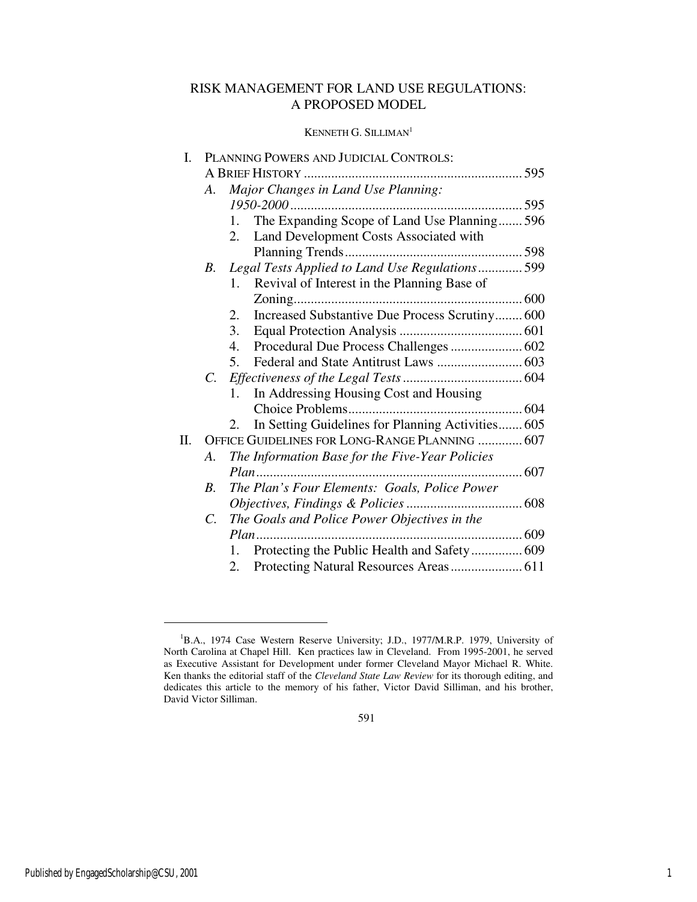# RISK MANAGEMENT FOR LAND USE REGULATIONS: A PROPOSED MODEL

KENNETH G. SILLIMAN[1]

- I. PLANNING POWERS AND JUDICIAL CONTROLS: A BRIEF HISTORY ................................................................ 595
  - A. *Major Changes in Land Use Planning: 1950-2000* .................................................................... 595
    - 1. The Expanding Scope of Land Use Planning....... 596
    - 2. Land Development Costs Associated with Planning Trends.................................................... 598
  - B. *Legal Tests Applied to Land Use Regulations*............. 599
    - 1. Revival of Interest in the Planning Base of Zoning.................................................................. 600
    - 2. Increased Substantive Due Process Scrutiny........ 600
    - 3. Equal Protection Analysis .................................... 601
    - 4. Procedural Due Process Challenges ..................... 602
    - 5. Federal and State Antitrust Laws ......................... 603
  - C. *Effectiveness of the Legal Tests* ................................... 604
    - 1. In Addressing Housing Cost and Housing Choice Problems................................................... 604
    - 2. In Setting Guidelines for Planning Activities....... 605
- II. OFFICE GUIDELINES FOR LONG-RANGE PLANNING ............. 607
  - A. *The Information Base for the Five-Year Policies Plan*............................................................................. 607
  - B. *The Plan's Four Elements: Goals, Police Power Objectives, Findings & Policies* .................................. 608
  - C. *The Goals and Police Power Objectives in the Plan*............................................................................. 609
    - 1. Protecting the Public Health and Safety............... 609
    - 2. Protecting Natural Resources Areas..................... 611

[1] B.A., 1974 Case Western Reserve University; J.D., 1977/M.R.P. 1979, University of North Carolina at Chapel Hill. Ken practices law in Cleveland. From 1995-2001, he served as Executive Assistant for Development under former Cleveland Mayor Michael R. White. Ken thanks the editorial staff of the *Cleveland State Law Review* for its thorough editing, and dedicates this article to the memory of his father, Victor David Silliman, and his brother, David Victor Silliman.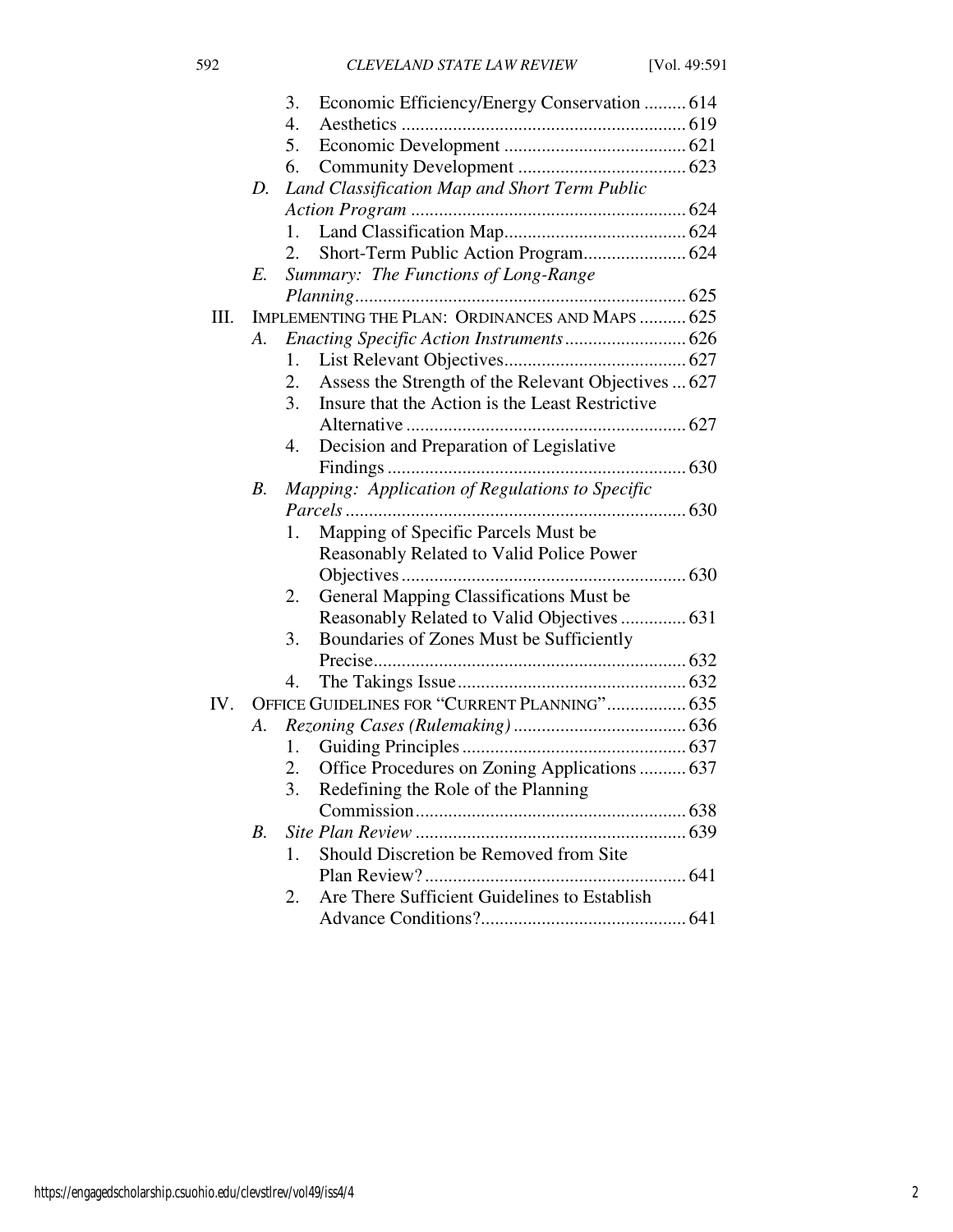3. Economic Efficiency/Energy Conservation ......... 614
4. Aesthetics ............................................................ 619
5. Economic Development ....................................... 621
6. Community Development .................................... 623

D. *Land Classification Map and Short Term Public Action Program* ............................................................ 624

1. Land Classification Map....................................... 624
2. Short-Term Public Action Program...................... 624

E. *Summary: The Functions of Long-Range Planning* ...................................................................... 625

III. IMPLEMENTING THE PLAN: ORDINANCES AND MAPS .......... 625

A. *Enacting Specific Action Instruments* .......................... 626

1. List Relevant Objectives....................................... 627
2. Assess the Strength of the Relevant Objectives ... 627
3. Insure that the Action is the Least Restrictive Alternative ............................................................ 627
4. Decision and Preparation of Legislative Findings ................................................................ 630

B. *Mapping: Application of Regulations to Specific Parcels* ......................................................................... 630

1. Mapping of Specific Parcels Must be Reasonably Related to Valid Police Power Objectives ............................................................ 630
2. General Mapping Classifications Must be Reasonably Related to Valid Objectives .............. 631
3. Boundaries of Zones Must be Sufficiently Precise................................................................... 632
4. The Takings Issue................................................. 632

IV. OFFICE GUIDELINES FOR "CURRENT PLANNING"................. 635

A. *Rezoning Cases (Rulemaking)* ..................................... 636

1. Guiding Principles ................................................ 637
2. Office Procedures on Zoning Applications .......... 637
3. Redefining the Role of the Planning Commission.......................................................... 638

B. *Site Plan Review* .......................................................... 639

1. Should Discretion be Removed from Site Plan Review?........................................................ 641
2. Are There Sufficient Guidelines to Establish Advance Conditions?............................................ 641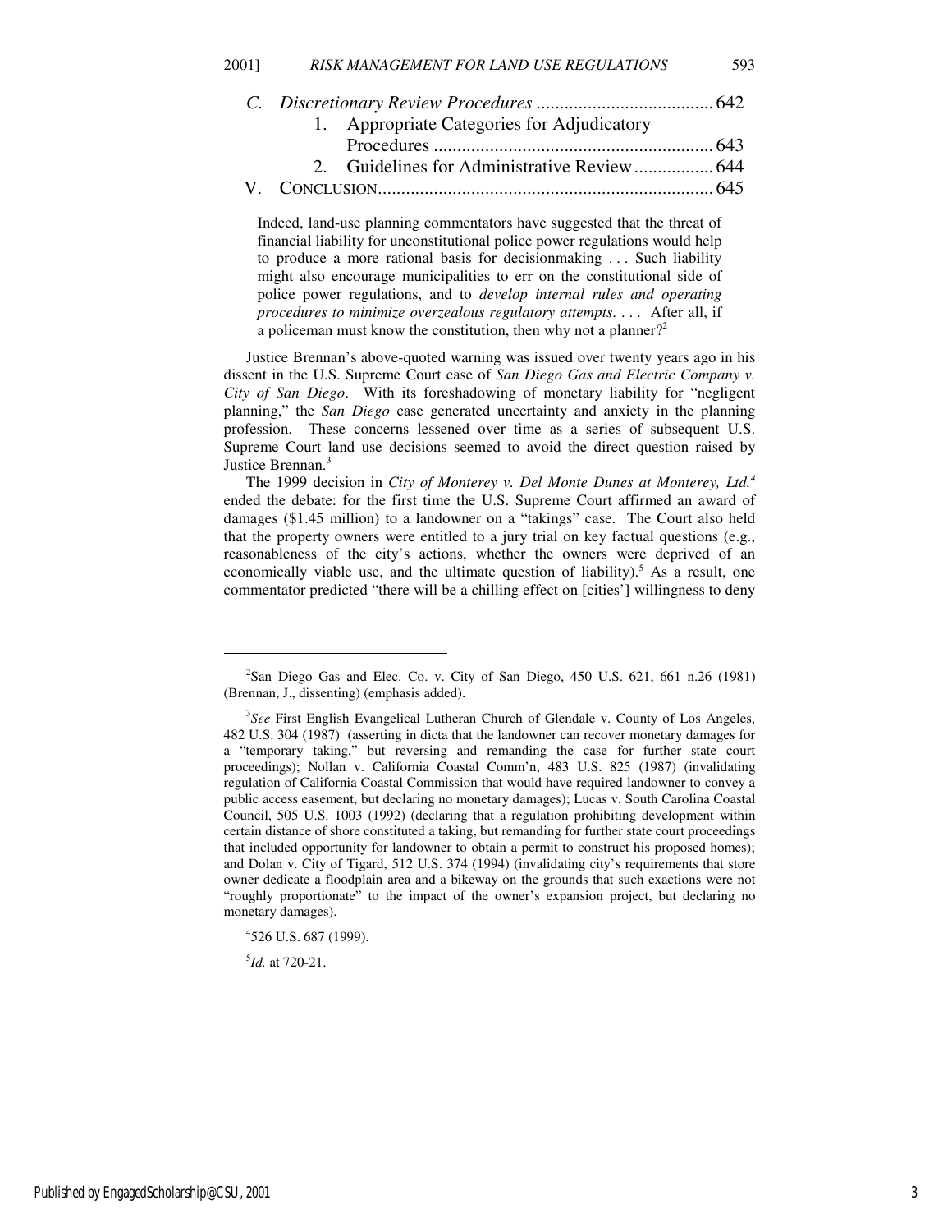*C. Discretionary Review Procedures* ...................................... 642
1. Appropriate Categories for Adjudicatory Procedures ........................................................... 643
2. Guidelines for Administrative Review ................. 644

V. CONCLUSION ....................................................................... 645

> Indeed, land-use planning commentators have suggested that the threat of financial liability for unconstitutional police power regulations would help to produce a more rational basis for decisionmaking . . . Such liability might also encourage municipalities to err on the constitutional side of police power regulations, and to *develop internal rules and operating procedures to minimize overzealous regulatory attempts*. . . . After all, if a policeman must know the constitution, then why not a planner?[2]

Justice Brennan's above-quoted warning was issued over twenty years ago in his dissent in the U.S. Supreme Court case of *San Diego Gas and Electric Company v. City of San Diego*. With its foreshadowing of monetary liability for "negligent planning," the *San Diego* case generated uncertainty and anxiety in the planning profession. These concerns lessened over time as a series of subsequent U.S. Supreme Court land use decisions seemed to avoid the direct question raised by Justice Brennan.[3]

The 1999 decision in *City of Monterey v. Del Monte Dunes at Monterey, Ltd.*[4] ended the debate: for the first time the U.S. Supreme Court affirmed an award of damages ($1.45 million) to a landowner on a "takings" case. The Court also held that the property owners were entitled to a jury trial on key factual questions (e.g., reasonableness of the city's actions, whether the owners were deprived of an economically viable use, and the ultimate question of liability).[5] As a result, one commentator predicted "there will be a chilling effect on [cities'] willingness to deny

---

[2] San Diego Gas and Elec. Co. v. City of San Diego, 450 U.S. 621, 661 n.26 (1981) (Brennan, J., dissenting) (emphasis added).

[3] *See* First English Evangelical Lutheran Church of Glendale v. County of Los Angeles, 482 U.S. 304 (1987) (asserting in dicta that the landowner can recover monetary damages for a "temporary taking," but reversing and remanding the case for further state court proceedings); Nollan v. California Coastal Comm'n, 483 U.S. 825 (1987) (invalidating regulation of California Coastal Commission that would have required landowner to convey a public access easement, but declaring no monetary damages); Lucas v. South Carolina Coastal Council, 505 U.S. 1003 (1992) (declaring that a regulation prohibiting development within certain distance of shore constituted a taking, but remanding for further state court proceedings that included opportunity for landowner to obtain a permit to construct his proposed homes); and Dolan v. City of Tigard, 512 U.S. 374 (1994) (invalidating city's requirements that store owner dedicate a floodplain area and a bikeway on the grounds that such exactions were not "roughly proportionate" to the impact of the owner's expansion project, but declaring no monetary damages).

[4] 526 U.S. 687 (1999).

[5] *Id.* at 720-21.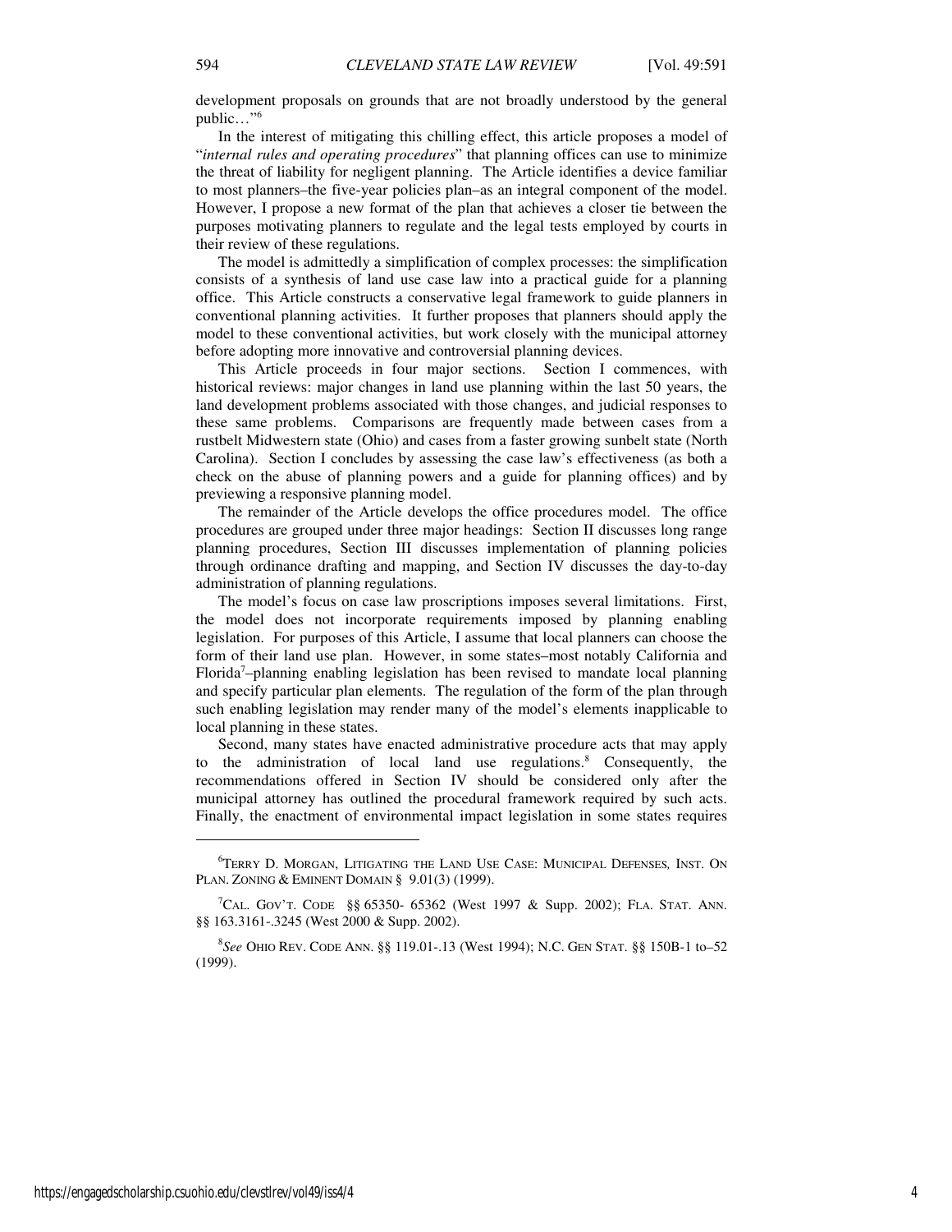development proposals on grounds that are not broadly understood by the general public…"[6]

In the interest of mitigating this chilling effect, this article proposes a model of "*internal rules and operating procedures*" that planning offices can use to minimize the threat of liability for negligent planning. The Article identifies a device familiar to most planners–the five-year policies plan–as an integral component of the model. However, I propose a new format of the plan that achieves a closer tie between the purposes motivating planners to regulate and the legal tests employed by courts in their review of these regulations.

The model is admittedly a simplification of complex processes: the simplification consists of a synthesis of land use case law into a practical guide for a planning office. This Article constructs a conservative legal framework to guide planners in conventional planning activities. It further proposes that planners should apply the model to these conventional activities, but work closely with the municipal attorney before adopting more innovative and controversial planning devices.

This Article proceeds in four major sections. Section I commences, with historical reviews: major changes in land use planning within the last 50 years, the land development problems associated with those changes, and judicial responses to these same problems. Comparisons are frequently made between cases from a rustbelt Midwestern state (Ohio) and cases from a faster growing sunbelt state (North Carolina). Section I concludes by assessing the case law's effectiveness (as both a check on the abuse of planning powers and a guide for planning offices) and by previewing a responsive planning model.

The remainder of the Article develops the office procedures model. The office procedures are grouped under three major headings: Section II discusses long range planning procedures, Section III discusses implementation of planning policies through ordinance drafting and mapping, and Section IV discusses the day-to-day administration of planning regulations.

The model's focus on case law proscriptions imposes several limitations. First, the model does not incorporate requirements imposed by planning enabling legislation. For purposes of this Article, I assume that local planners can choose the form of their land use plan. However, in some states–most notably California and Florida[7]–planning enabling legislation has been revised to mandate local planning and specify particular plan elements. The regulation of the form of the plan through such enabling legislation may render many of the model's elements inapplicable to local planning in these states.

Second, many states have enacted administrative procedure acts that may apply to the administration of local land use regulations.[8] Consequently, the recommendations offered in Section IV should be considered only after the municipal attorney has outlined the procedural framework required by such acts. Finally, the enactment of environmental impact legislation in some states requires

---

[6] TERRY D. MORGAN, LITIGATING THE LAND USE CASE: MUNICIPAL DEFENSES, INST. ON PLAN. ZONING & EMINENT DOMAIN § 9.01(3) (1999).

[7] CAL. GOV'T. CODE §§ 65350- 65362 (West 1997 & Supp. 2002); FLA. STAT. ANN. §§ 163.3161-.3245 (West 2000 & Supp. 2002).

[8] *See* OHIO REV. CODE ANN. §§ 119.01-.13 (West 1994); N.C. GEN STAT. §§ 150B-1 to–52 (1999).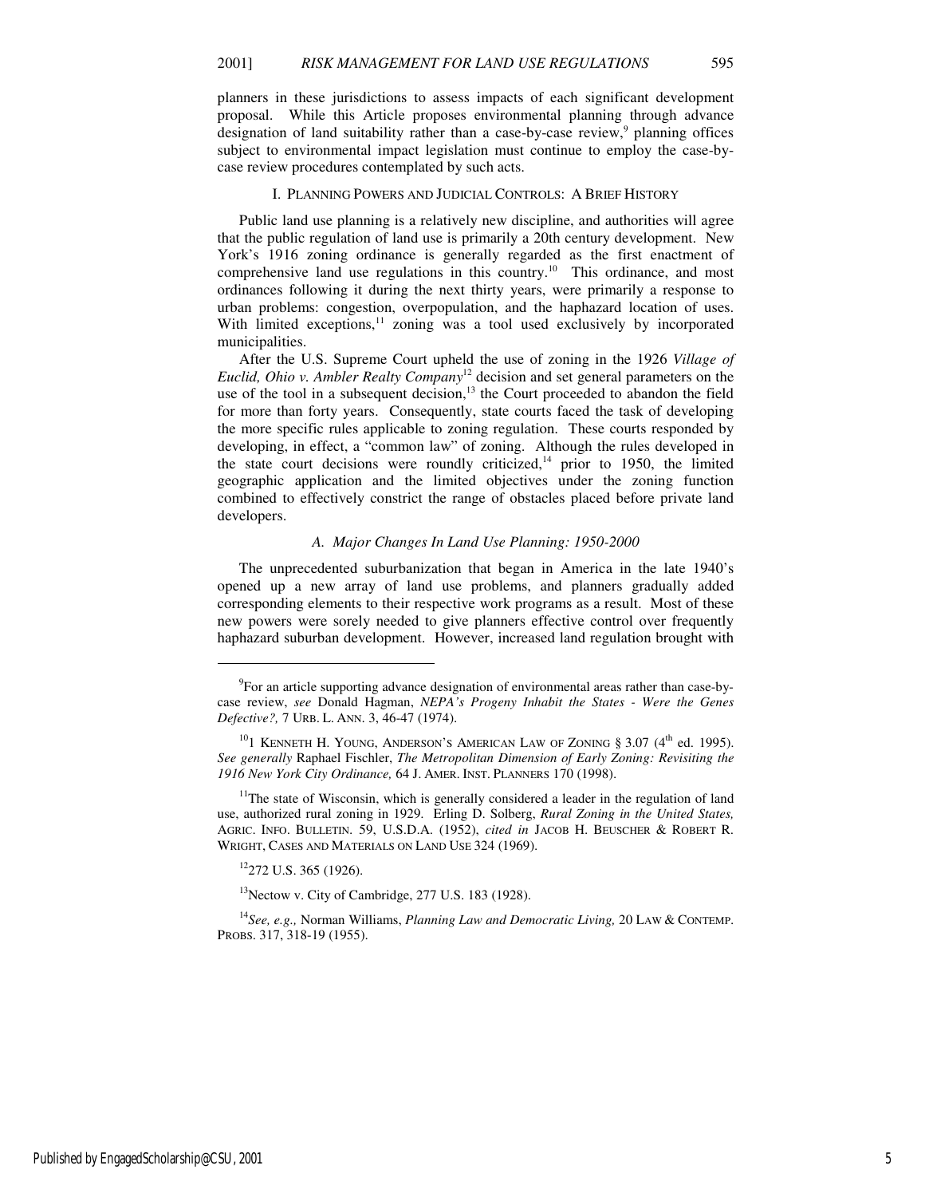planners in these jurisdictions to assess impacts of each significant development proposal. While this Article proposes environmental planning through advance designation of land suitability rather than a case-by-case review,[9] planning offices subject to environmental impact legislation must continue to employ the case-by-case review procedures contemplated by such acts.

## I. PLANNING POWERS AND JUDICIAL CONTROLS: A BRIEF HISTORY

Public land use planning is a relatively new discipline, and authorities will agree that the public regulation of land use is primarily a 20th century development. New York's 1916 zoning ordinance is generally regarded as the first enactment of comprehensive land use regulations in this country.[10] This ordinance, and most ordinances following it during the next thirty years, were primarily a response to urban problems: congestion, overpopulation, and the haphazard location of uses. With limited exceptions,[11] zoning was a tool used exclusively by incorporated municipalities.

After the U.S. Supreme Court upheld the use of zoning in the 1926 *Village of Euclid, Ohio v. Ambler Realty Company*[12] decision and set general parameters on the use of the tool in a subsequent decision,[13] the Court proceeded to abandon the field for more than forty years. Consequently, state courts faced the task of developing the more specific rules applicable to zoning regulation. These courts responded by developing, in effect, a "common law" of zoning. Although the rules developed in the state court decisions were roundly criticized,[14] prior to 1950, the limited geographic application and the limited objectives under the zoning function combined to effectively constrict the range of obstacles placed before private land developers.

### *A. Major Changes In Land Use Planning: 1950-2000*

The unprecedented suburbanization that began in America in the late 1940's opened up a new array of land use problems, and planners gradually added corresponding elements to their respective work programs as a result. Most of these new powers were sorely needed to give planners effective control over frequently haphazard suburban development. However, increased land regulation brought with

---

[9]For an article supporting advance designation of environmental areas rather than case-by-case review, *see* Donald Hagman, *NEPA's Progeny Inhabit the States - Were the Genes Defective?,* 7 URB. L. ANN. 3, 46-47 (1974).

[10]1 KENNETH H. YOUNG, ANDERSON'S AMERICAN LAW OF ZONING § 3.07 (4th ed. 1995). *See generally* Raphael Fischler, *The Metropolitan Dimension of Early Zoning: Revisiting the 1916 New York City Ordinance,* 64 J. AMER. INST. PLANNERS 170 (1998).

[11]The state of Wisconsin, which is generally considered a leader in the regulation of land use, authorized rural zoning in 1929. Erling D. Solberg, *Rural Zoning in the United States,* AGRIC. INFO. BULLETIN. 59, U.S.D.A. (1952), *cited in* JACOB H. BEUSCHER & ROBERT R. WRIGHT, CASES AND MATERIALS ON LAND USE 324 (1969).

[12]272 U.S. 365 (1926).

[13]Nectow v. City of Cambridge, 277 U.S. 183 (1928).

[14]*See, e.g.,* Norman Williams, *Planning Law and Democratic Living,* 20 LAW & CONTEMP. PROBS. 317, 318-19 (1955).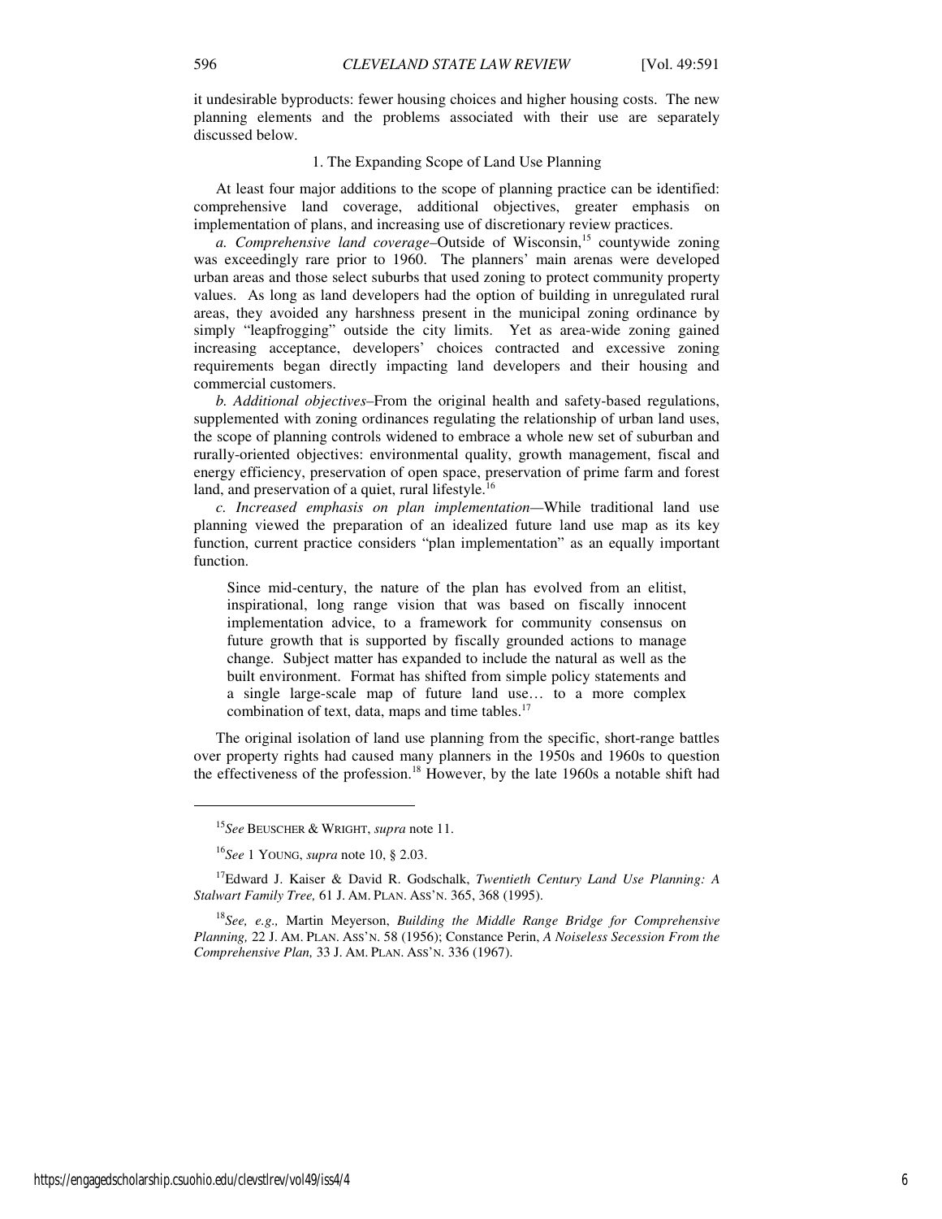it undesirable byproducts: fewer housing choices and higher housing costs. The new planning elements and the problems associated with their use are separately discussed below.

### 1. The Expanding Scope of Land Use Planning

At least four major additions to the scope of planning practice can be identified: comprehensive land coverage, additional objectives, greater emphasis on implementation of plans, and increasing use of discretionary review practices.

*a. Comprehensive land coverage*–Outside of Wisconsin,[15] countywide zoning was exceedingly rare prior to 1960. The planners' main arenas were developed urban areas and those select suburbs that used zoning to protect community property values. As long as land developers had the option of building in unregulated rural areas, they avoided any harshness present in the municipal zoning ordinance by simply "leapfrogging" outside the city limits. Yet as area-wide zoning gained increasing acceptance, developers' choices contracted and excessive zoning requirements began directly impacting land developers and their housing and commercial customers.

*b. Additional objectives*–From the original health and safety-based regulations, supplemented with zoning ordinances regulating the relationship of urban land uses, the scope of planning controls widened to embrace a whole new set of suburban and rurally-oriented objectives: environmental quality, growth management, fiscal and energy efficiency, preservation of open space, preservation of prime farm and forest land, and preservation of a quiet, rural lifestyle.[16]

*c. Increased emphasis on plan implementation*—While traditional land use planning viewed the preparation of an idealized future land use map as its key function, current practice considers "plan implementation" as an equally important function.

> Since mid-century, the nature of the plan has evolved from an elitist, inspirational, long range vision that was based on fiscally innocent implementation advice, to a framework for community consensus on future growth that is supported by fiscally grounded actions to manage change. Subject matter has expanded to include the natural as well as the built environment. Format has shifted from simple policy statements and a single large-scale map of future land use… to a more complex combination of text, data, maps and time tables.[17]

The original isolation of land use planning from the specific, short-range battles over property rights had caused many planners in the 1950s and 1960s to question the effectiveness of the profession.[18] However, by the late 1960s a notable shift had

---

[15] *See* BEUSCHER & WRIGHT, *supra* note 11.

[16] *See* 1 YOUNG, *supra* note 10, § 2.03.

[17] Edward J. Kaiser & David R. Godschalk, *Twentieth Century Land Use Planning: A Stalwart Family Tree,* 61 J. AM. PLAN. ASS'N. 365, 368 (1995).

[18] *See, e.g.,* Martin Meyerson, *Building the Middle Range Bridge for Comprehensive Planning,* 22 J. AM. PLAN. ASS'N. 58 (1956); Constance Perin, *A Noiseless Secession From the Comprehensive Plan,* 33 J. AM. PLAN. ASS'N. 336 (1967).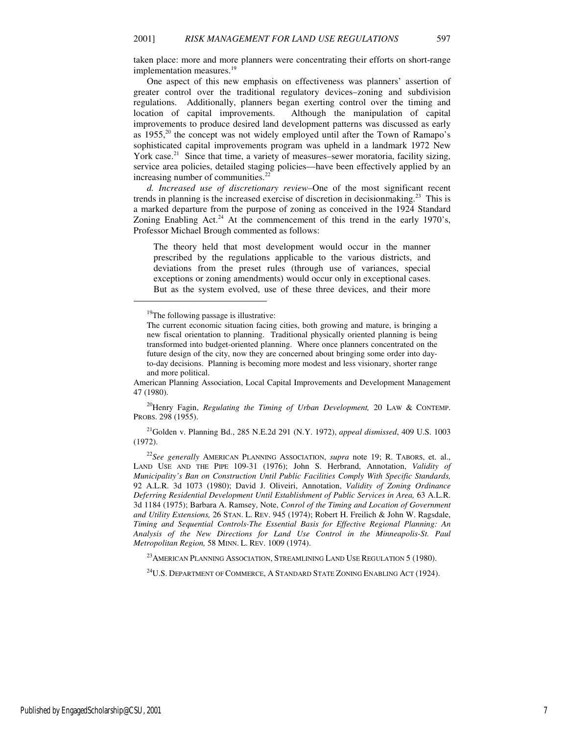taken place: more and more planners were concentrating their efforts on short-range implementation measures.[19]

One aspect of this new emphasis on effectiveness was planners' assertion of greater control over the traditional regulatory devices–zoning and subdivision regulations. Additionally, planners began exerting control over the timing and location of capital improvements. Although the manipulation of capital improvements to produce desired land development patterns was discussed as early as 1955,[20] the concept was not widely employed until after the Town of Ramapo's sophisticated capital improvements program was upheld in a landmark 1972 New York case.[21] Since that time, a variety of measures–sewer moratoria, facility sizing, service area policies, detailed staging policies—have been effectively applied by an increasing number of communities.[22]

*d. Increased use of discretionary review*–One of the most significant recent trends in planning is the increased exercise of discretion in decisionmaking.[23] This is a marked departure from the purpose of zoning as conceived in the 1924 Standard Zoning Enabling Act.[24] At the commencement of this trend in the early 1970's, Professor Michael Brough commented as follows:

> The theory held that most development would occur in the manner prescribed by the regulations applicable to the various districts, and deviations from the preset rules (through use of variances, special exceptions or zoning amendments) would occur only in exceptional cases. But as the system evolved, use of these three devices, and their more

---

[19]The following passage is illustrative:

> The current economic situation facing cities, both growing and mature, is bringing a new fiscal orientation to planning. Traditional physically oriented planning is being transformed into budget-oriented planning. Where once planners concentrated on the future design of the city, now they are concerned about bringing some order into day-to-day decisions. Planning is becoming more modest and less visionary, shorter range and more political.

American Planning Association, Local Capital Improvements and Development Management 47 (1980).

[20]Henry Fagin, *Regulating the Timing of Urban Development,* 20 LAW & CONTEMP. PROBS. 298 (1955).

[21]Golden v. Planning Bd., 285 N.E.2d 291 (N.Y. 1972), *appeal dismissed*, 409 U.S. 1003 (1972).

[22]*See generally* AMERICAN PLANNING ASSOCIATION, *supra* note 19; R. TABORS, et. al., LAND USE AND THE PIPE 109-31 (1976); John S. Herbrand, Annotation, *Validity of Municipality's Ban on Construction Until Public Facilities Comply With Specific Standards,* 92 A.L.R. 3d 1073 (1980); David J. Oliveiri, Annotation, *Validity of Zoning Ordinance Deferring Residential Development Until Establishment of Public Services in Area,* 63 A.L.R. 3d 1184 (1975); Barbara A. Ramsey, Note, *Conrol of the Timing and Location of Government and Utility Extensions,* 26 STAN. L. REV. 945 (1974); Robert H. Freilich & John W. Ragsdale, *Timing and Sequential Controls-The Essential Basis for Effective Regional Planning: An Analysis of the New Directions for Land Use Control in the Minneapolis-St. Paul Metropolitan Region,* 58 MINN. L. REV. 1009 (1974).

[23]AMERICAN PLANNING ASSOCIATION, STREAMLINING LAND USE REGULATION 5 (1980).

[24]U.S. DEPARTMENT OF COMMERCE, A STANDARD STATE ZONING ENABLING ACT (1924).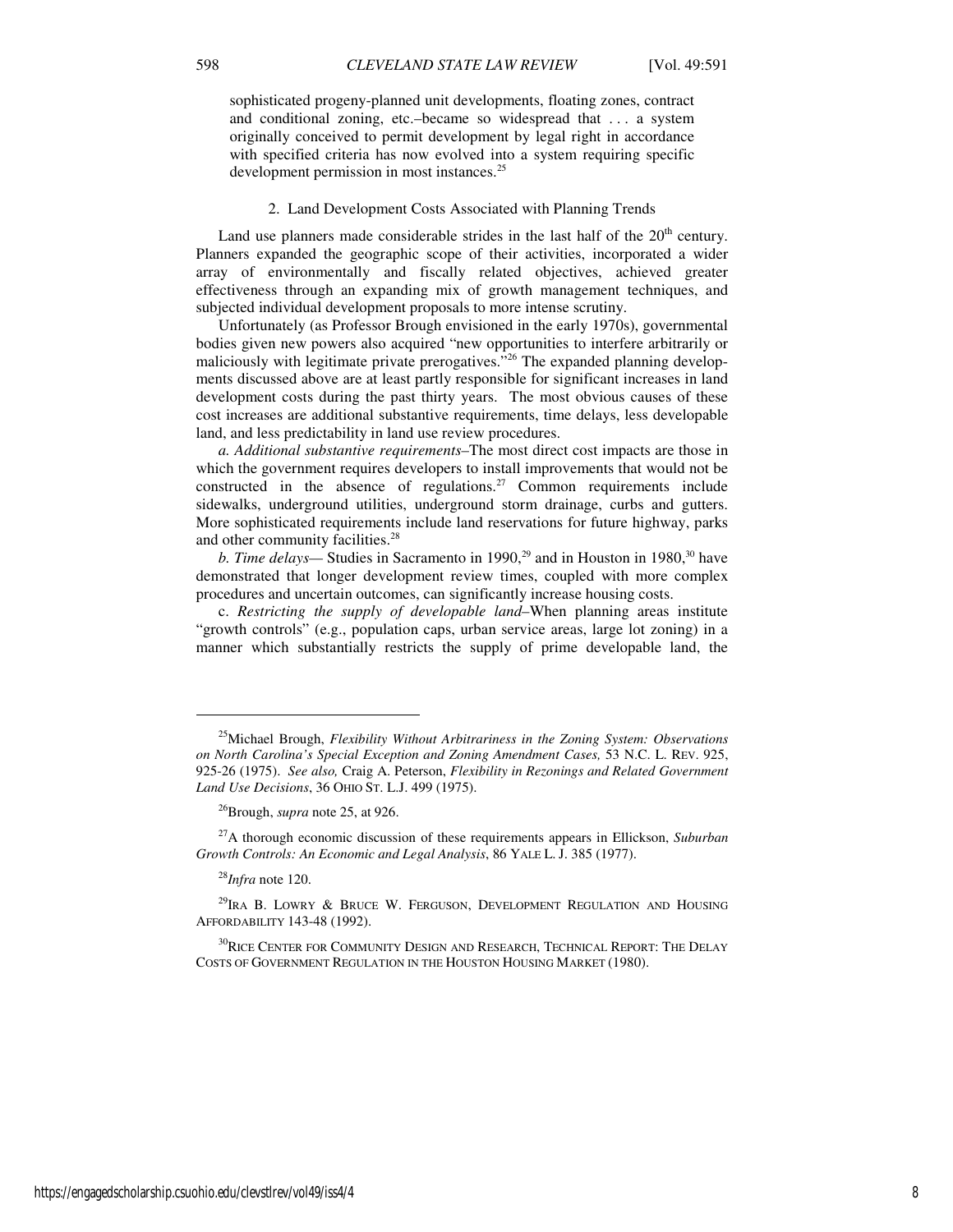> sophisticated progeny-planned unit developments, floating zones, contract and conditional zoning, etc.–became so widespread that . . . a system originally conceived to permit development by legal right in accordance with specified criteria has now evolved into a system requiring specific development permission in most instances.[25]

### 2. Land Development Costs Associated with Planning Trends

Land use planners made considerable strides in the last half of the 20th century. Planners expanded the geographic scope of their activities, incorporated a wider array of environmentally and fiscally related objectives, achieved greater effectiveness through an expanding mix of growth management techniques, and subjected individual development proposals to more intense scrutiny.

Unfortunately (as Professor Brough envisioned in the early 1970s), governmental bodies given new powers also acquired "new opportunities to interfere arbitrarily or maliciously with legitimate private prerogatives."[26] The expanded planning developments discussed above are at least partly responsible for significant increases in land development costs during the past thirty years. The most obvious causes of these cost increases are additional substantive requirements, time delays, less developable land, and less predictability in land use review procedures.

*a. Additional substantive requirements*–The most direct cost impacts are those in which the government requires developers to install improvements that would not be constructed in the absence of regulations.[27] Common requirements include sidewalks, underground utilities, underground storm drainage, curbs and gutters. More sophisticated requirements include land reservations for future highway, parks and other community facilities.[28]

*b. Time delays*— Studies in Sacramento in 1990,[29] and in Houston in 1980,[30] have demonstrated that longer development review times, coupled with more complex procedures and uncertain outcomes, can significantly increase housing costs.

c. *Restricting the supply of developable land*–When planning areas institute "growth controls" (e.g., population caps, urban service areas, large lot zoning) in a manner which substantially restricts the supply of prime developable land, the

---

[25] Michael Brough, *Flexibility Without Arbitrariness in the Zoning System: Observations on North Carolina's Special Exception and Zoning Amendment Cases,* 53 N.C. L. REV. 925, 925-26 (1975). *See also,* Craig A. Peterson, *Flexibility in Rezonings and Related Government Land Use Decisions*, 36 OHIO ST. L.J. 499 (1975).

[26] Brough, *supra* note 25, at 926.

[27] A thorough economic discussion of these requirements appears in Ellickson, *Suburban Growth Controls: An Economic and Legal Analysis*, 86 YALE L. J. 385 (1977).

[28] *Infra* note 120.

[29] IRA B. LOWRY & BRUCE W. FERGUSON, DEVELOPMENT REGULATION AND HOUSING AFFORDABILITY 143-48 (1992).

[30] RICE CENTER FOR COMMUNITY DESIGN AND RESEARCH, TECHNICAL REPORT: THE DELAY COSTS OF GOVERNMENT REGULATION IN THE HOUSTON HOUSING MARKET (1980).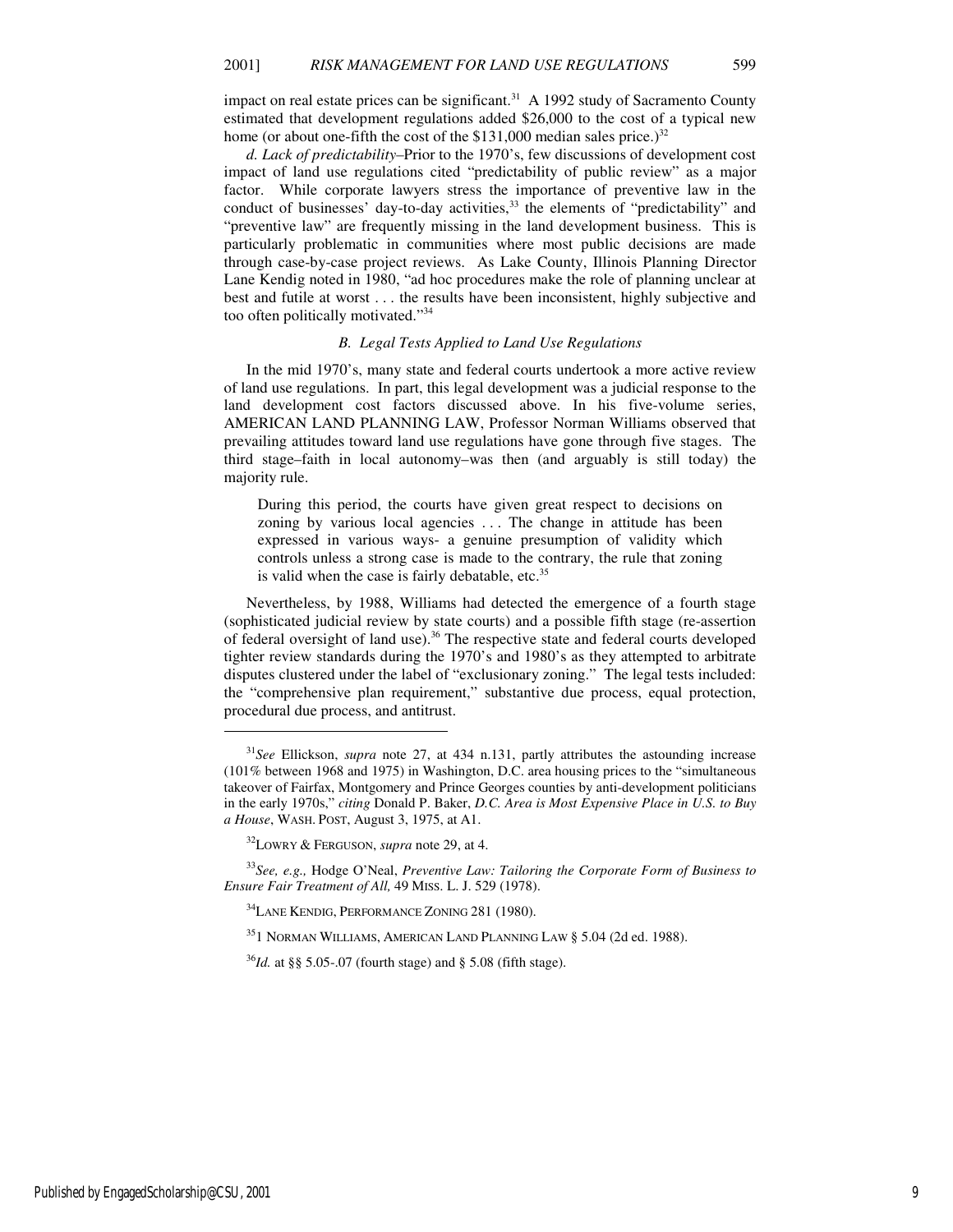impact on real estate prices can be significant.[31] A 1992 study of Sacramento County estimated that development regulations added $26,000 to the cost of a typical new home (or about one-fifth the cost of the $131,000 median sales price.)[32]

*d. Lack of predictability*–Prior to the 1970's, few discussions of development cost impact of land use regulations cited "predictability of public review" as a major factor. While corporate lawyers stress the importance of preventive law in the conduct of businesses' day-to-day activities,[33] the elements of "predictability" and "preventive law" are frequently missing in the land development business. This is particularly problematic in communities where most public decisions are made through case-by-case project reviews. As Lake County, Illinois Planning Director Lane Kendig noted in 1980, "ad hoc procedures make the role of planning unclear at best and futile at worst . . . the results have been inconsistent, highly subjective and too often politically motivated."[34]

### *B. Legal Tests Applied to Land Use Regulations*

In the mid 1970's, many state and federal courts undertook a more active review of land use regulations. In part, this legal development was a judicial response to the land development cost factors discussed above. In his five-volume series, AMERICAN LAND PLANNING LAW, Professor Norman Williams observed that prevailing attitudes toward land use regulations have gone through five stages. The third stage–faith in local autonomy–was then (and arguably is still today) the majority rule.

> During this period, the courts have given great respect to decisions on zoning by various local agencies . . . The change in attitude has been expressed in various ways- a genuine presumption of validity which controls unless a strong case is made to the contrary, the rule that zoning is valid when the case is fairly debatable, etc.[35]

Nevertheless, by 1988, Williams had detected the emergence of a fourth stage (sophisticated judicial review by state courts) and a possible fifth stage (re-assertion of federal oversight of land use).[36] The respective state and federal courts developed tighter review standards during the 1970's and 1980's as they attempted to arbitrate disputes clustered under the label of "exclusionary zoning." The legal tests included: the "comprehensive plan requirement," substantive due process, equal protection, procedural due process, and antitrust.

---

[31]*See* Ellickson, *supra* note 27, at 434 n.131, partly attributes the astounding increase (101% between 1968 and 1975) in Washington, D.C. area housing prices to the "simultaneous takeover of Fairfax, Montgomery and Prince Georges counties by anti-development politicians in the early 1970s," *citing* Donald P. Baker, *D.C. Area is Most Expensive Place in U.S. to Buy a House*, WASH. POST, August 3, 1975, at A1.

[32]LOWRY & FERGUSON, *supra* note 29, at 4.

[33]*See, e.g.,* Hodge O'Neal, *Preventive Law: Tailoring the Corporate Form of Business to Ensure Fair Treatment of All,* 49 MISS. L. J. 529 (1978).

[34]LANE KENDIG, PERFORMANCE ZONING 281 (1980).

[35]1 NORMAN WILLIAMS, AMERICAN LAND PLANNING LAW § 5.04 (2d ed. 1988).

[36]*Id.* at §§ 5.05-.07 (fourth stage) and § 5.08 (fifth stage).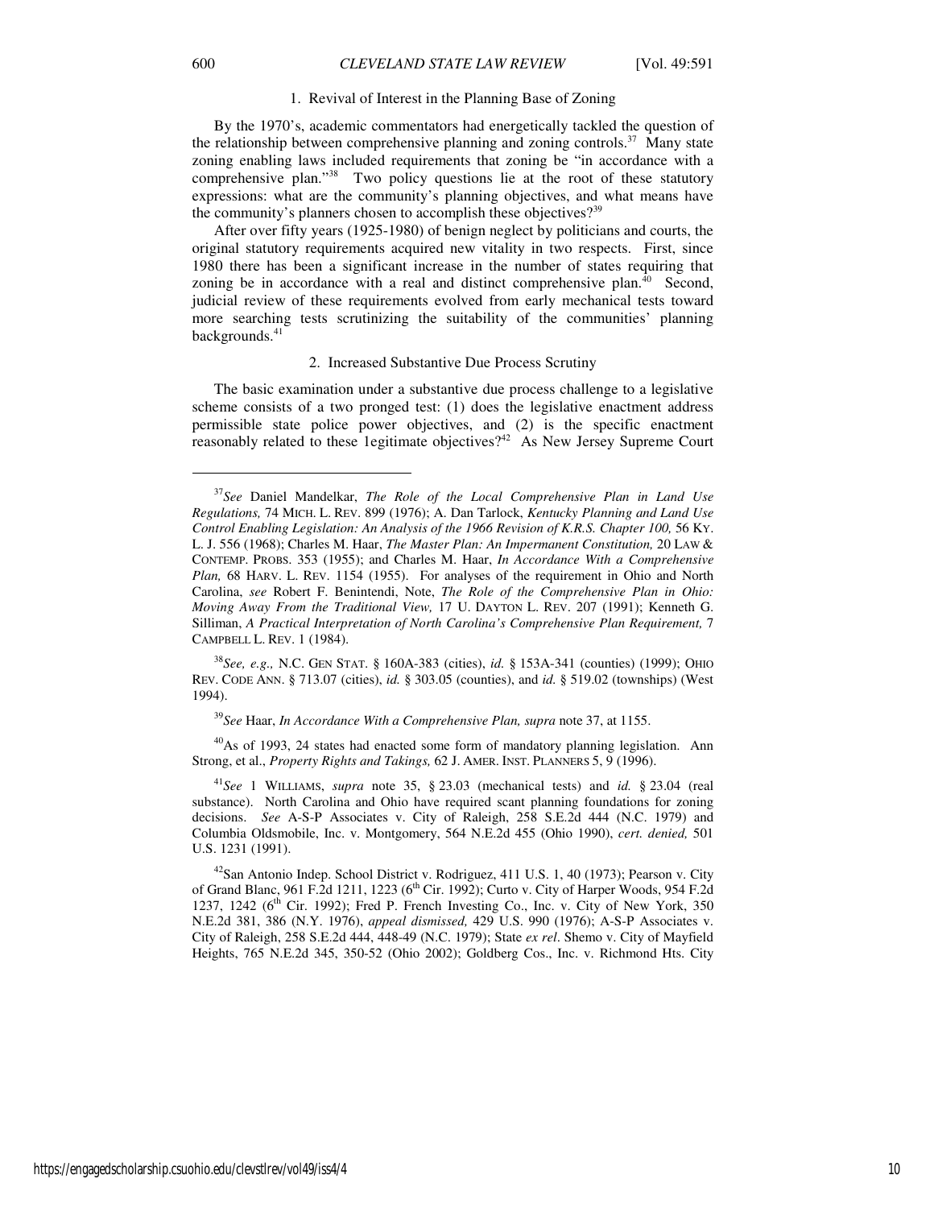### 1. Revival of Interest in the Planning Base of Zoning

By the 1970's, academic commentators had energetically tackled the question of the relationship between comprehensive planning and zoning controls.[37] Many state zoning enabling laws included requirements that zoning be "in accordance with a comprehensive plan."[38] Two policy questions lie at the root of these statutory expressions: what are the community's planning objectives, and what means have the community's planners chosen to accomplish these objectives?[39]

After over fifty years (1925-1980) of benign neglect by politicians and courts, the original statutory requirements acquired new vitality in two respects. First, since 1980 there has been a significant increase in the number of states requiring that zoning be in accordance with a real and distinct comprehensive plan.[40] Second, judicial review of these requirements evolved from early mechanical tests toward more searching tests scrutinizing the suitability of the communities' planning backgrounds.[41]

### 2. Increased Substantive Due Process Scrutiny

The basic examination under a substantive due process challenge to a legislative scheme consists of a two pronged test: (1) does the legislative enactment address permissible state police power objectives, and (2) is the specific enactment reasonably related to these 1egitimate objectives?[42] As New Jersey Supreme Court

---

[37]*See* Daniel Mandelkar, *The Role of the Local Comprehensive Plan in Land Use Regulations,* 74 MICH. L. REV. 899 (1976); A. Dan Tarlock, *Kentucky Planning and Land Use Control Enabling Legislation: An Analysis of the 1966 Revision of K.R.S. Chapter 100,* 56 KY. L. J. 556 (1968); Charles M. Haar, *The Master Plan: An Impermanent Constitution,* 20 LAW & CONTEMP. PROBS. 353 (1955); and Charles M. Haar, *In Accordance With a Comprehensive Plan,* 68 HARV. L. REV. 1154 (1955). For analyses of the requirement in Ohio and North Carolina, *see* Robert F. Benintendi, Note, *The Role of the Comprehensive Plan in Ohio: Moving Away From the Traditional View,* 17 U. DAYTON L. REV. 207 (1991); Kenneth G. Silliman, *A Practical Interpretation of North Carolina's Comprehensive Plan Requirement,* 7 CAMPBELL L. REV. 1 (1984).

[38]*See, e.g.,* N.C. GEN STAT. § 160A-383 (cities), *id.* § 153A-341 (counties) (1999); OHIO REV. CODE ANN. § 713.07 (cities), *id.* § 303.05 (counties), and *id.* § 519.02 (townships) (West 1994).

[39]*See* Haar, *In Accordance With a Comprehensive Plan, supra* note 37, at 1155.

[40]As of 1993, 24 states had enacted some form of mandatory planning legislation. Ann Strong, et al., *Property Rights and Takings,* 62 J. AMER. INST. PLANNERS 5, 9 (1996).

[41]*See* 1 WILLIAMS, *supra* note 35, § 23.03 (mechanical tests) and *id.* § 23.04 (real substance). North Carolina and Ohio have required scant planning foundations for zoning decisions. *See* A-S-P Associates v. City of Raleigh, 258 S.E.2d 444 (N.C. 1979) and Columbia Oldsmobile, Inc. v. Montgomery, 564 N.E.2d 455 (Ohio 1990), *cert. denied,* 501 U.S. 1231 (1991).

[42]San Antonio Indep. School District v. Rodriguez, 411 U.S. 1, 40 (1973); Pearson v. City of Grand Blanc, 961 F.2d 1211, 1223 (6th Cir. 1992); Curto v. City of Harper Woods, 954 F.2d 1237, 1242 (6th Cir. 1992); Fred P. French Investing Co., Inc. v. City of New York, 350 N.E.2d 381, 386 (N.Y. 1976), *appeal dismissed,* 429 U.S. 990 (1976); A-S-P Associates v. City of Raleigh, 258 S.E.2d 444, 448-49 (N.C. 1979); State *ex rel*. Shemo v. City of Mayfield Heights, 765 N.E.2d 345, 350-52 (Ohio 2002); Goldberg Cos., Inc. v. Richmond Hts. City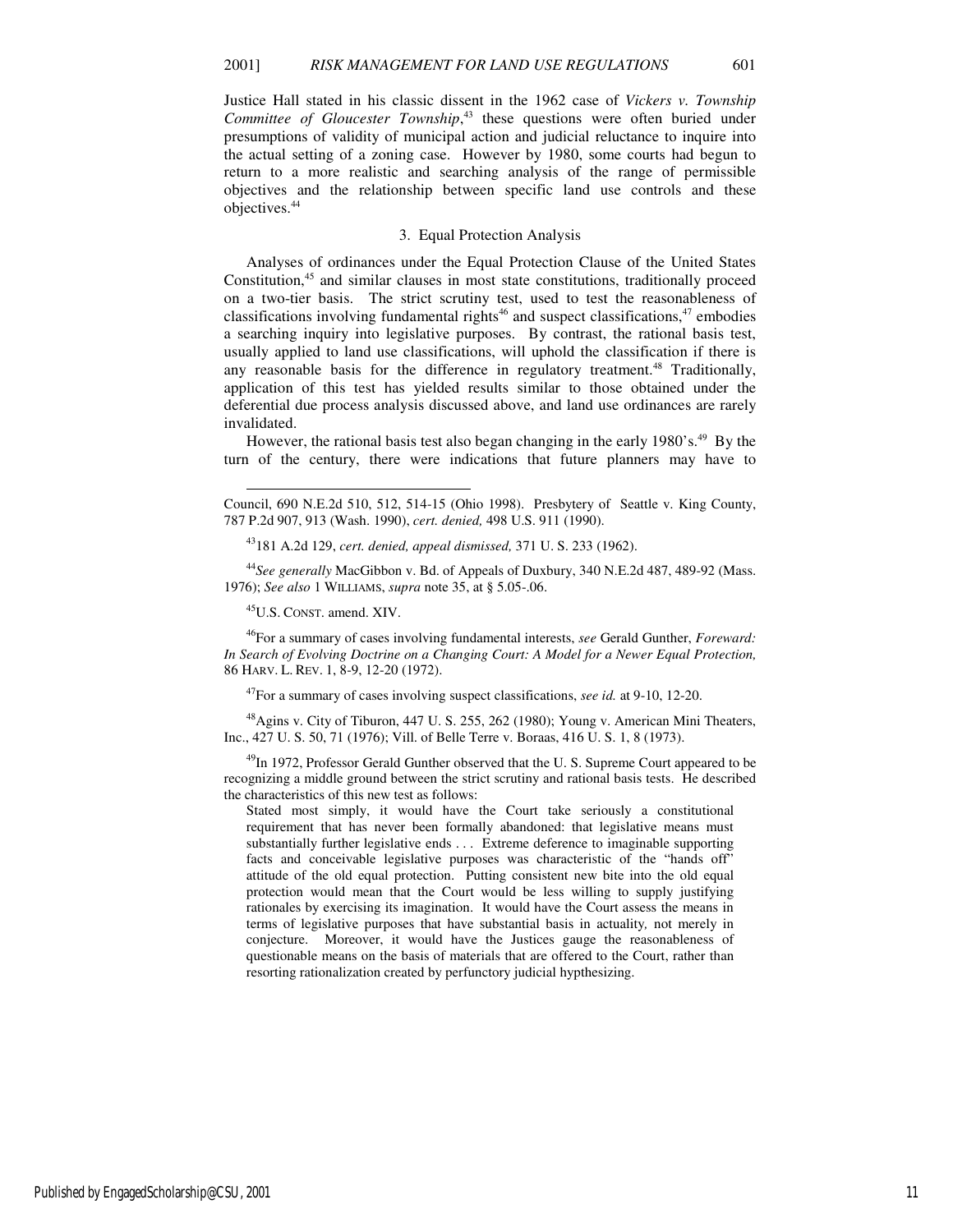Justice Hall stated in his classic dissent in the 1962 case of *Vickers v. Township Committee of Gloucester Township*,[43] these questions were often buried under presumptions of validity of municipal action and judicial reluctance to inquire into the actual setting of a zoning case. However by 1980, some courts had begun to return to a more realistic and searching analysis of the range of permissible objectives and the relationship between specific land use controls and these objectives.[44]

### 3. Equal Protection Analysis

Analyses of ordinances under the Equal Protection Clause of the United States Constitution,[45] and similar clauses in most state constitutions, traditionally proceed on a two-tier basis. The strict scrutiny test, used to test the reasonableness of classifications involving fundamental rights[46] and suspect classifications,[47] embodies a searching inquiry into legislative purposes. By contrast, the rational basis test, usually applied to land use classifications, will uphold the classification if there is any reasonable basis for the difference in regulatory treatment.[48] Traditionally, application of this test has yielded results similar to those obtained under the deferential due process analysis discussed above, and land use ordinances are rarely invalidated.

However, the rational basis test also began changing in the early 1980's.[49] By the turn of the century, there were indications that future planners may have to

---

Council, 690 N.E.2d 510, 512, 514-15 (Ohio 1998). Presbytery of Seattle v. King County, 787 P.2d 907, 913 (Wash. 1990), *cert. denied,* 498 U.S. 911 (1990).

[43] 181 A.2d 129, *cert. denied, appeal dismissed,* 371 U. S. 233 (1962).

[44] *See generally* MacGibbon v. Bd. of Appeals of Duxbury, 340 N.E.2d 487, 489-92 (Mass. 1976); *See also* 1 WILLIAMS, *supra* note 35, at § 5.05-.06.

[45] U.S. CONST. amend. XIV.

[46] For a summary of cases involving fundamental interests, *see* Gerald Gunther, *Foreward: In Search of Evolving Doctrine on a Changing Court: A Model for a Newer Equal Protection,* 86 HARV. L. REV. 1, 8-9, 12-20 (1972).

[47] For a summary of cases involving suspect classifications, *see id.* at 9-10, 12-20.

[48] Agins v. City of Tiburon, 447 U. S. 255, 262 (1980); Young v. American Mini Theaters, Inc., 427 U. S. 50, 71 (1976); Vill. of Belle Terre v. Boraas, 416 U. S. 1, 8 (1973).

[49] In 1972, Professor Gerald Gunther observed that the U. S. Supreme Court appeared to be recognizing a middle ground between the strict scrutiny and rational basis tests. He described the characteristics of this new test as follows:

> Stated most simply, it would have the Court take seriously a constitutional requirement that has never been formally abandoned: that legislative means must substantially further legislative ends . . . Extreme deference to imaginable supporting facts and conceivable legislative purposes was characteristic of the "hands off" attitude of the old equal protection. Putting consistent new bite into the old equal protection would mean that the Court would be less willing to supply justifying rationales by exercising its imagination. It would have the Court assess the means in terms of legislative purposes that have substantial basis in actuality, not merely in conjecture. Moreover, it would have the Justices gauge the reasonableness of questionable means on the basis of materials that are offered to the Court, rather than resorting rationalization created by perfunctory judicial hypthesizing.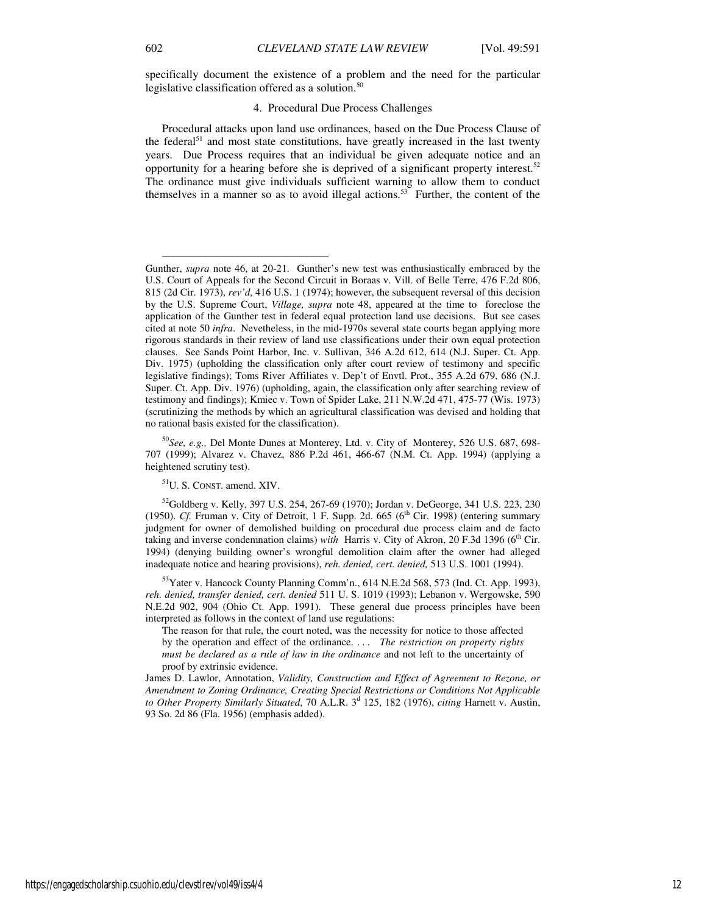specifically document the existence of a problem and the need for the particular legislative classification offered as a solution.[50]

### 4. Procedural Due Process Challenges

Procedural attacks upon land use ordinances, based on the Due Process Clause of the federal[51] and most state constitutions, have greatly increased in the last twenty years. Due Process requires that an individual be given adequate notice and an opportunity for a hearing before she is deprived of a significant property interest.[52] The ordinance must give individuals sufficient warning to allow them to conduct themselves in a manner so as to avoid illegal actions.[53] Further, the content of the

---

Gunther, *supra* note 46, at 20-21. Gunther's new test was enthusiastically embraced by the U.S. Court of Appeals for the Second Circuit in Boraas v. Vill. of Belle Terre, 476 F.2d 806, 815 (2d Cir. 1973), *rev'd*, 416 U.S. 1 (1974); however, the subsequent reversal of this decision by the U.S. Supreme Court, *Village, supra* note 48, appeared at the time to foreclose the application of the Gunther test in federal equal protection land use decisions. But see cases cited at note 50 *infra*. Nevetheless, in the mid-1970s several state courts began applying more rigorous standards in their review of land use classifications under their own equal protection clauses. See Sands Point Harbor, Inc. v. Sullivan, 346 A.2d 612, 614 (N.J. Super. Ct. App. Div. 1975) (upholding the classification only after court review of testimony and specific legislative findings); Toms River Affiliates v. Dep't of Envtl. Prot., 355 A.2d 679, 686 (N.J. Super. Ct. App. Div. 1976) (upholding, again, the classification only after searching review of testimony and findings); Kmiec v. Town of Spider Lake, 211 N.W.2d 471, 475-77 (Wis. 1973) (scrutinizing the methods by which an agricultural classification was devised and holding that no rational basis existed for the classification).

[50] *See, e.g.,* Del Monte Dunes at Monterey, Ltd. v. City of Monterey, 526 U.S. 687, 698-707 (1999); Alvarez v. Chavez, 886 P.2d 461, 466-67 (N.M. Ct. App. 1994) (applying a heightened scrutiny test).

[51] U. S. CONST. amend. XIV.

[52] Goldberg v. Kelly, 397 U.S. 254, 267-69 (1970); Jordan v. DeGeorge, 341 U.S. 223, 230 (1950). *Cf.* Fruman v. City of Detroit, 1 F. Supp. 2d. 665 (6th Cir. 1998) (entering summary judgment for owner of demolished building on procedural due process claim and de facto taking and inverse condemnation claims) *with* Harris v. City of Akron, 20 F.3d 1396 (6th Cir. 1994) (denying building owner's wrongful demolition claim after the owner had alleged inadequate notice and hearing provisions), *reh. denied, cert. denied,* 513 U.S. 1001 (1994).

[53] Yater v. Hancock County Planning Comm'n., 614 N.E.2d 568, 573 (Ind. Ct. App. 1993), *reh. denied, transfer denied, cert. denied* 511 U. S. 1019 (1993); Lebanon v. Wergowske, 590 N.E.2d 902, 904 (Ohio Ct. App. 1991). These general due process principles have been interpreted as follows in the context of land use regulations:

> The reason for that rule, the court noted, was the necessity for notice to those affected by the operation and effect of the ordinance. . . . *The restriction on property rights must be declared as a rule of law in the ordinance* and not left to the uncertainty of proof by extrinsic evidence.

James D. Lawlor, Annotation, *Validity, Construction and Effect of Agreement to Rezone, or Amendment to Zoning Ordinance, Creating Special Restrictions or Conditions Not Applicable to Other Property Similarly Situated*, 70 A.L.R. 3d 125, 182 (1976), *citing* Harnett v. Austin, 93 So. 2d 86 (Fla. 1956) (emphasis added).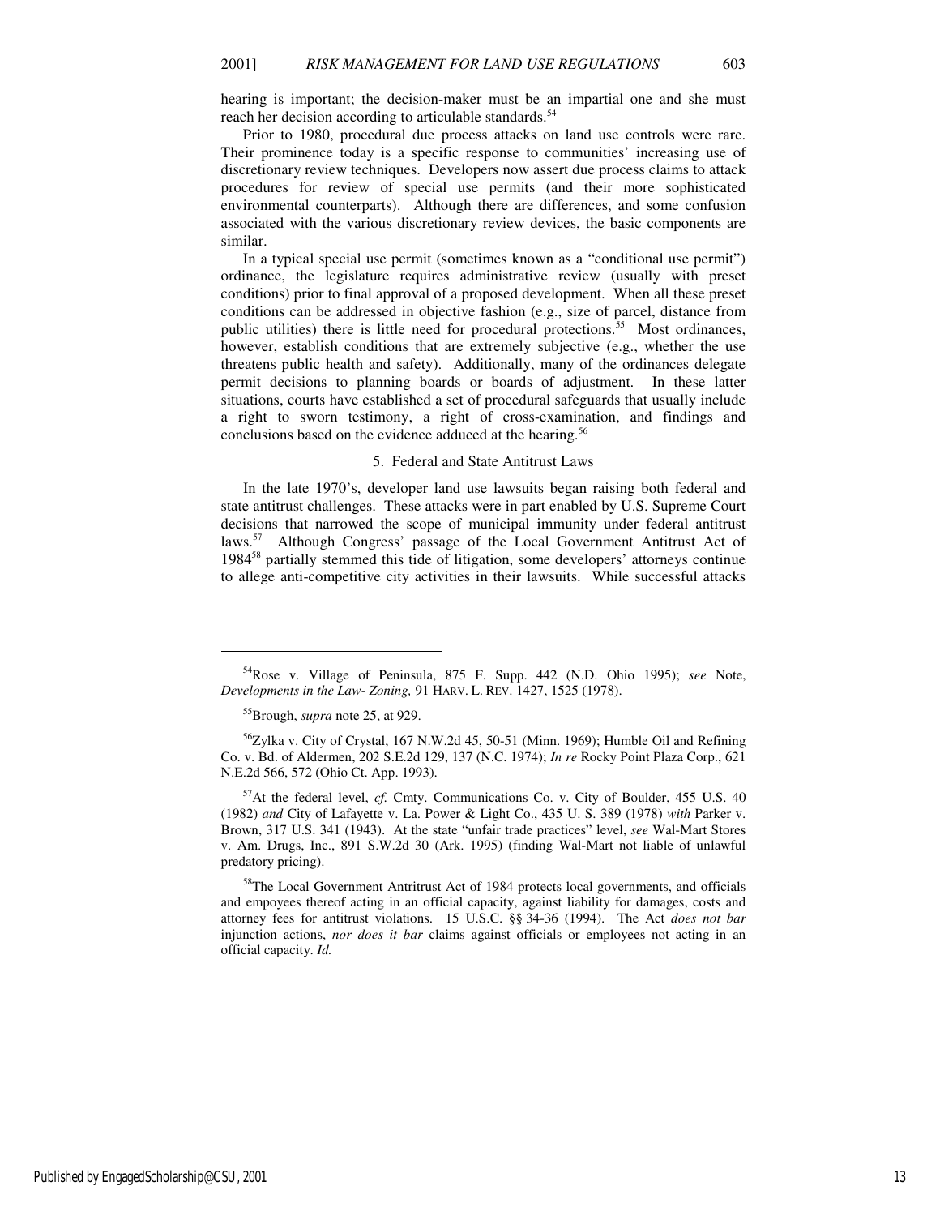hearing is important; the decision-maker must be an impartial one and she must reach her decision according to articulable standards.[54]

Prior to 1980, procedural due process attacks on land use controls were rare. Their prominence today is a specific response to communities' increasing use of discretionary review techniques. Developers now assert due process claims to attack procedures for review of special use permits (and their more sophisticated environmental counterparts). Although there are differences, and some confusion associated with the various discretionary review devices, the basic components are similar.

In a typical special use permit (sometimes known as a "conditional use permit") ordinance, the legislature requires administrative review (usually with preset conditions) prior to final approval of a proposed development. When all these preset conditions can be addressed in objective fashion (e.g., size of parcel, distance from public utilities) there is little need for procedural protections.[55] Most ordinances, however, establish conditions that are extremely subjective (e.g., whether the use threatens public health and safety). Additionally, many of the ordinances delegate permit decisions to planning boards or boards of adjustment. In these latter situations, courts have established a set of procedural safeguards that usually include a right to sworn testimony, a right of cross-examination, and findings and conclusions based on the evidence adduced at the hearing.[56]

### 5. Federal and State Antitrust Laws

In the late 1970's, developer land use lawsuits began raising both federal and state antitrust challenges. These attacks were in part enabled by U.S. Supreme Court decisions that narrowed the scope of municipal immunity under federal antitrust laws.[57] Although Congress' passage of the Local Government Antitrust Act of 1984[58] partially stemmed this tide of litigation, some developers' attorneys continue to allege anti-competitive city activities in their lawsuits. While successful attacks

---

[54] Rose v. Village of Peninsula, 875 F. Supp. 442 (N.D. Ohio 1995); *see* Note, *Developments in the Law- Zoning,* 91 HARV. L. REV. 1427, 1525 (1978).

[55] Brough, *supra* note 25, at 929.

[56] Zylka v. City of Crystal, 167 N.W.2d 45, 50-51 (Minn. 1969); Humble Oil and Refining Co. v. Bd. of Aldermen, 202 S.E.2d 129, 137 (N.C. 1974); *In re* Rocky Point Plaza Corp., 621 N.E.2d 566, 572 (Ohio Ct. App. 1993).

[57] At the federal level, *cf.* Cmty. Communications Co. v. City of Boulder, 455 U.S. 40 (1982) *and* City of Lafayette v. La. Power & Light Co., 435 U. S. 389 (1978) *with* Parker v. Brown, 317 U.S. 341 (1943). At the state "unfair trade practices" level, *see* Wal-Mart Stores v. Am. Drugs, Inc., 891 S.W.2d 30 (Ark. 1995) (finding Wal-Mart not liable of unlawful predatory pricing).

[58] The Local Government Antritrust Act of 1984 protects local governments, and officials and empoyees thereof acting in an official capacity, against liability for damages, costs and attorney fees for antitrust violations. 15 U.S.C. §§ 34-36 (1994). The Act *does not bar* injunction actions, *nor does it bar* claims against officials or employees not acting in an official capacity. *Id.*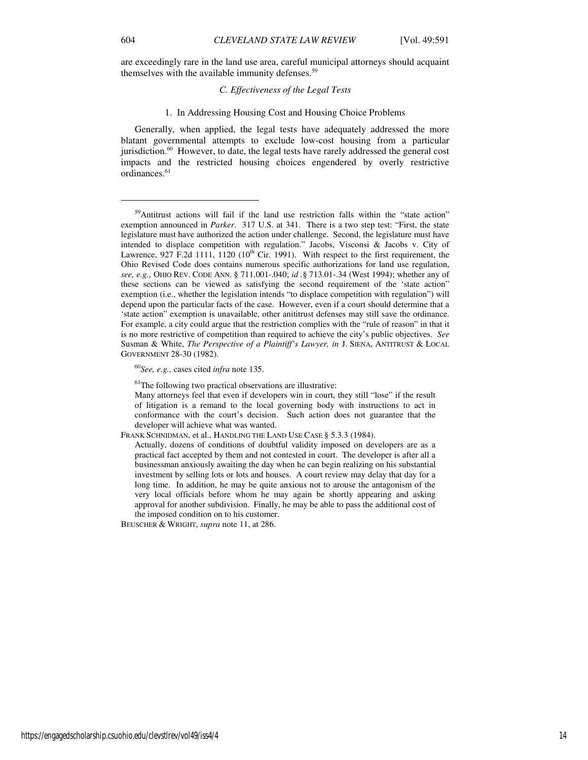are exceedingly rare in the land use area, careful municipal attorneys should acquaint themselves with the available immunity defenses.[59]

### *C. Effectiveness of the Legal Tests*

#### 1. In Addressing Housing Cost and Housing Choice Problems

Generally, when applied, the legal tests have adequately addressed the more blatant governmental attempts to exclude low-cost housing from a particular jurisdiction.[60] However, to date, the legal tests have rarely addressed the general cost impacts and the restricted housing choices engendered by overly restrictive ordinances.[61]

---

[59]Antitrust actions will fail if the land use restriction falls within the "state action" exemption announced in *Parker*. 317 U.S. at 341. There is a two step test: "First, the state legislature must have authorized the action under challenge. Second, the legislature must have intended to displace competition with regulation." Jacobs, Visconsi & Jacobs v. City of Lawrence, 927 F.2d 1111, 1120 (10th Cir. 1991). With respect to the first requirement, the Ohio Revised Code does contains numerous specific authorizations for land use regulation, *see, e.g.,* OHIO REV. CODE ANN. § 711.001-.040; *id* .§ 713.01-.34 (West 1994); whether any of these sections can be viewed as satisfying the second requirement of the 'state action" exemption (i.e., whether the legislation intends "to displace competition with regulation") will depend upon the particular facts of the case. However, even if a court should determine that a 'state action" exemption is unavailable, other anitirust defenses may still save the ordinance. For example, a city could argue that the restriction complies with the "rule of reason" in that it is no more restrictive of competition than required to achieve the city's public objectives. *See* Susman & White, *The Perspective of a Plaintiff's Lawyer, in* J. SIENA, ANTITRUST & LOCAL GOVERNMENT 28-30 (1982).

[60]*See, e.g.,* cases cited *infra* note 135.

[61]The following two practical observations are illustrative:

> Many attorneys feel that even if developers win in court, they still "lose" if the result of litigation is a remand to the local governing body with instructions to act in conformance with the court's decision. Such action does not guarantee that the developer will achieve what was wanted.

FRANK SCHNIDMAN, et al., HANDLING THE LAND USE CASE § 5.3.3 (1984).

> Actually, dozens of conditions of doubtful validity imposed on developers are as a practical fact accepted by them and not contested in court. The developer is after all a businessman anxiously awaiting the day when he can begin realizing on his substantial investment by selling lots or lots and houses. A court review may delay that day for a long time. In addition, he may be quite anxious not to arouse the antagonism of the very local officials before whom he may again be shortly appearing and asking approval for another subdivision. Finally, he may be able to pass the additional cost of the imposed condition on to his customer.

BEUSCHER & WRIGHT, *supra* note 11, at 286.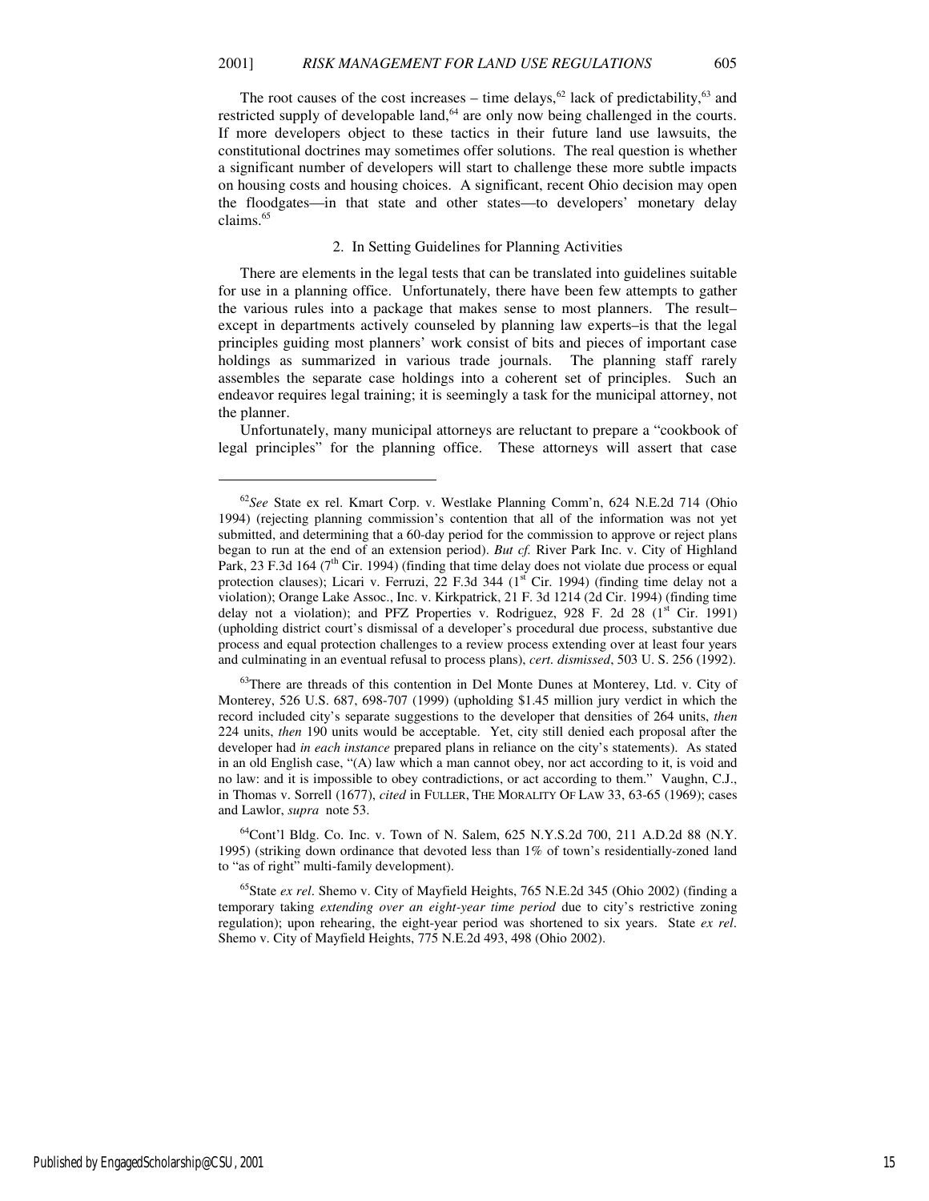The root causes of the cost increases – time delays,[62] lack of predictability,[63] and restricted supply of developable land,[64] are only now being challenged in the courts. If more developers object to these tactics in their future land use lawsuits, the constitutional doctrines may sometimes offer solutions. The real question is whether a significant number of developers will start to challenge these more subtle impacts on housing costs and housing choices. A significant, recent Ohio decision may open the floodgates—in that state and other states—to developers' monetary delay claims.[65]

### 2. In Setting Guidelines for Planning Activities

There are elements in the legal tests that can be translated into guidelines suitable for use in a planning office. Unfortunately, there have been few attempts to gather the various rules into a package that makes sense to most planners. The result–except in departments actively counseled by planning law experts–is that the legal principles guiding most planners' work consist of bits and pieces of important case holdings as summarized in various trade journals. The planning staff rarely assembles the separate case holdings into a coherent set of principles. Such an endeavor requires legal training; it is seemingly a task for the municipal attorney, not the planner.

Unfortunately, many municipal attorneys are reluctant to prepare a "cookbook of legal principles" for the planning office. These attorneys will assert that case

---

[62] *See* State ex rel. Kmart Corp. v. Westlake Planning Comm'n, 624 N.E.2d 714 (Ohio 1994) (rejecting planning commission's contention that all of the information was not yet submitted, and determining that a 60-day period for the commission to approve or reject plans began to run at the end of an extension period). *But cf.* River Park Inc. v. City of Highland Park, 23 F.3d 164 (7th Cir. 1994) (finding that time delay does not violate due process or equal protection clauses); Licari v. Ferruzi, 22 F.3d 344 (1st Cir. 1994) (finding time delay not a violation); Orange Lake Assoc., Inc. v. Kirkpatrick, 21 F. 3d 1214 (2d Cir. 1994) (finding time delay not a violation); and PFZ Properties v. Rodriguez, 928 F. 2d 28 (1st Cir. 1991) (upholding district court's dismissal of a developer's procedural due process, substantive due process and equal protection challenges to a review process extending over at least four years and culminating in an eventual refusal to process plans), *cert. dismissed*, 503 U. S. 256 (1992).

[63] There are threads of this contention in Del Monte Dunes at Monterey, Ltd. v. City of Monterey, 526 U.S. 687, 698-707 (1999) (upholding $1.45 million jury verdict in which the record included city's separate suggestions to the developer that densities of 264 units, *then* 224 units, *then* 190 units would be acceptable. Yet, city still denied each proposal after the developer had *in each instance* prepared plans in reliance on the city's statements). As stated in an old English case, "(A) law which a man cannot obey, nor act according to it, is void and no law: and it is impossible to obey contradictions, or act according to them." Vaughn, C.J., in Thomas v. Sorrell (1677), *cited* in FULLER, THE MORALITY OF LAW 33, 63-65 (1969); cases and Lawlor, *supra* note 53.

[64] Cont'l Bldg. Co. Inc. v. Town of N. Salem, 625 N.Y.S.2d 700, 211 A.D.2d 88 (N.Y. 1995) (striking down ordinance that devoted less than 1% of town's residentially-zoned land to "as of right" multi-family development).

[65] State *ex rel*. Shemo v. City of Mayfield Heights, 765 N.E.2d 345 (Ohio 2002) (finding a temporary taking *extending over an eight-year time period* due to city's restrictive zoning regulation); upon rehearing, the eight-year period was shortened to six years. State *ex rel*. Shemo v. City of Mayfield Heights, 775 N.E.2d 493, 498 (Ohio 2002).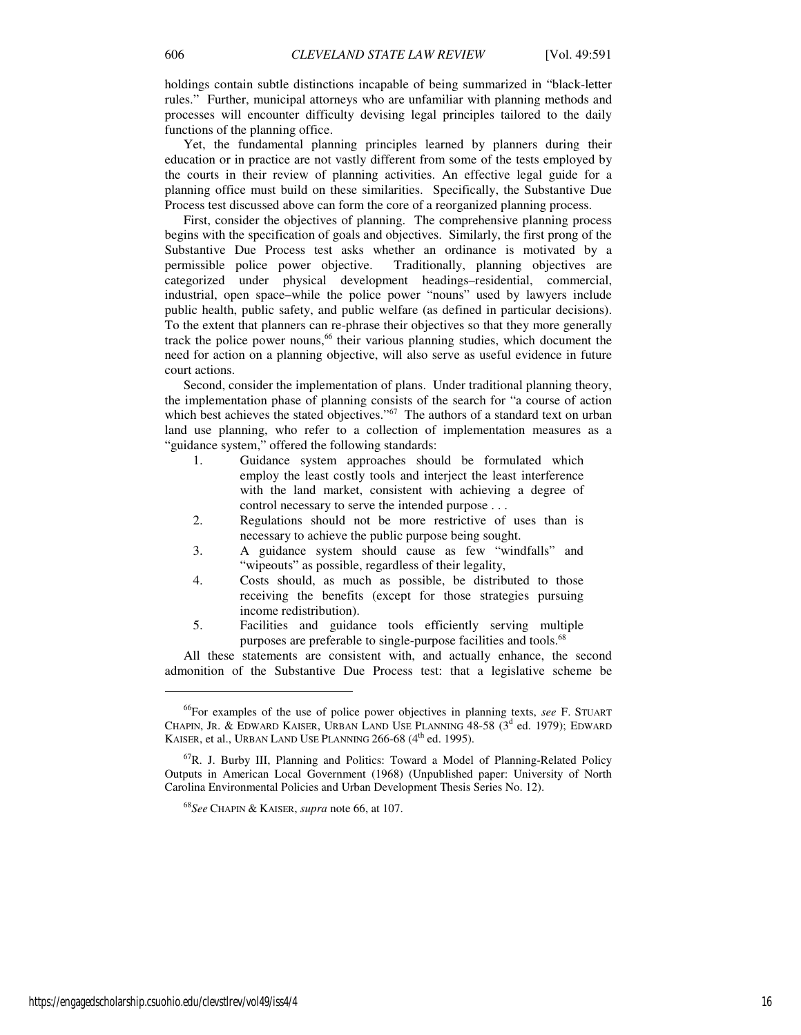holdings contain subtle distinctions incapable of being summarized in "black-letter rules." Further, municipal attorneys who are unfamiliar with planning methods and processes will encounter difficulty devising legal principles tailored to the daily functions of the planning office.

Yet, the fundamental planning principles learned by planners during their education or in practice are not vastly different from some of the tests employed by the courts in their review of planning activities. An effective legal guide for a planning office must build on these similarities. Specifically, the Substantive Due Process test discussed above can form the core of a reorganized planning process.

First, consider the objectives of planning. The comprehensive planning process begins with the specification of goals and objectives. Similarly, the first prong of the Substantive Due Process test asks whether an ordinance is motivated by a permissible police power objective. Traditionally, planning objectives are categorized under physical development headings–residential, commercial, industrial, open space–while the police power "nouns" used by lawyers include public health, public safety, and public welfare (as defined in particular decisions). To the extent that planners can re-phrase their objectives so that they more generally track the police power nouns,[66] their various planning studies, which document the need for action on a planning objective, will also serve as useful evidence in future court actions.

Second, consider the implementation of plans. Under traditional planning theory, the implementation phase of planning consists of the search for "a course of action which best achieves the stated objectives."[67] The authors of a standard text on urban land use planning, who refer to a collection of implementation measures as a "guidance system," offered the following standards:

1. Guidance system approaches should be formulated which employ the least costly tools and interject the least interference with the land market, consistent with achieving a degree of control necessary to serve the intended purpose . . .
2. Regulations should not be more restrictive of uses than is necessary to achieve the public purpose being sought.
3. A guidance system should cause as few "windfalls" and "wipeouts" as possible, regardless of their legality,
4. Costs should, as much as possible, be distributed to those receiving the benefits (except for those strategies pursuing income redistribution).
5. Facilities and guidance tools efficiently serving multiple purposes are preferable to single-purpose facilities and tools.[68]

All these statements are consistent with, and actually enhance, the second admonition of the Substantive Due Process test: that a legislative scheme be

---

[66] For examples of the use of police power objectives in planning texts, *see* F. STUART CHAPIN, JR. & EDWARD KAISER, URBAN LAND USE PLANNING 48-58 (3[d] ed. 1979); EDWARD KAISER, et al., URBAN LAND USE PLANNING 266-68 (4[th] ed. 1995).

[67] R. J. Burby III, Planning and Politics: Toward a Model of Planning-Related Policy Outputs in American Local Government (1968) (Unpublished paper: University of North Carolina Environmental Policies and Urban Development Thesis Series No. 12).

[68] *See* CHAPIN & KAISER, *supra* note 66, at 107.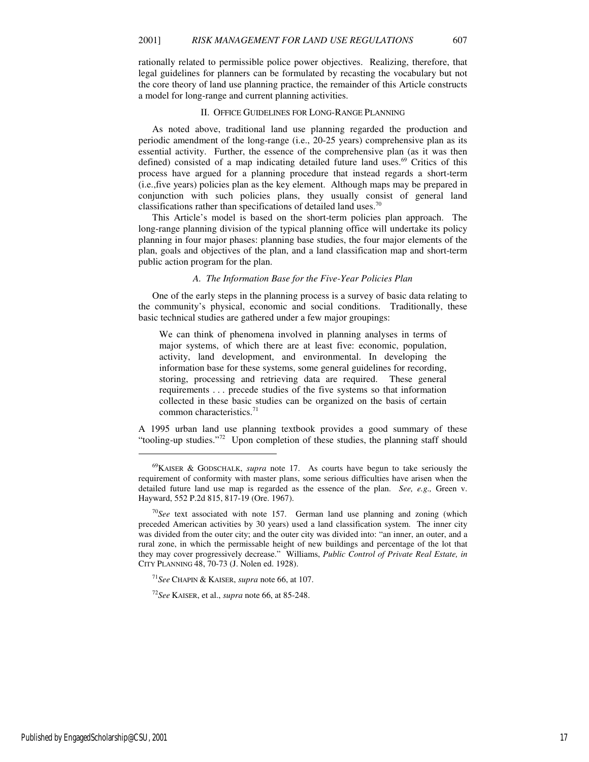rationally related to permissible police power objectives. Realizing, therefore, that legal guidelines for planners can be formulated by recasting the vocabulary but not the core theory of land use planning practice, the remainder of this Article constructs a model for long-range and current planning activities.

## II. OFFICE GUIDELINES FOR LONG-RANGE PLANNING

As noted above, traditional land use planning regarded the production and periodic amendment of the long-range (i.e., 20-25 years) comprehensive plan as its essential activity. Further, the essence of the comprehensive plan (as it was then defined) consisted of a map indicating detailed future land uses.[69] Critics of this process have argued for a planning procedure that instead regards a short-term (i.e.,five years) policies plan as the key element. Although maps may be prepared in conjunction with such policies plans, they usually consist of general land classifications rather than specifications of detailed land uses.[70]

This Article's model is based on the short-term policies plan approach. The long-range planning division of the typical planning office will undertake its policy planning in four major phases: planning base studies, the four major elements of the plan, goals and objectives of the plan, and a land classification map and short-term public action program for the plan.

### *A. The Information Base for the Five-Year Policies Plan*

One of the early steps in the planning process is a survey of basic data relating to the community's physical, economic and social conditions. Traditionally, these basic technical studies are gathered under a few major groupings:

> We can think of phenomena involved in planning analyses in terms of major systems, of which there are at least five: economic, population, activity, land development, and environmental. In developing the information base for these systems, some general guidelines for recording, storing, processing and retrieving data are required. These general requirements . . . precede studies of the five systems so that information collected in these basic studies can be organized on the basis of certain common characteristics.[71]

A 1995 urban land use planning textbook provides a good summary of these "tooling-up studies."[72] Upon completion of these studies, the planning staff should

---

[69] KAISER & GODSCHALK, *supra* note 17. As courts have begun to take seriously the requirement of conformity with master plans, some serious difficulties have arisen when the detailed future land use map is regarded as the essence of the plan. *See, e.g.,* Green v. Hayward, 552 P.2d 815, 817-19 (Ore. 1967).

[70] *See* text associated with note 157. German land use planning and zoning (which preceded American activities by 30 years) used a land classification system. The inner city was divided from the outer city; and the outer city was divided into: "an inner, an outer, and a rural zone, in which the permissable height of new buildings and percentage of the lot that they may cover progressively decrease." Williams, *Public Control of Private Real Estate, in* CITY PLANNING 48, 70-73 (J. Nolen ed. 1928).

[71] *See* CHAPIN & KAISER, *supra* note 66, at 107.

[72] *See* KAISER, et al., *supra* note 66, at 85-248.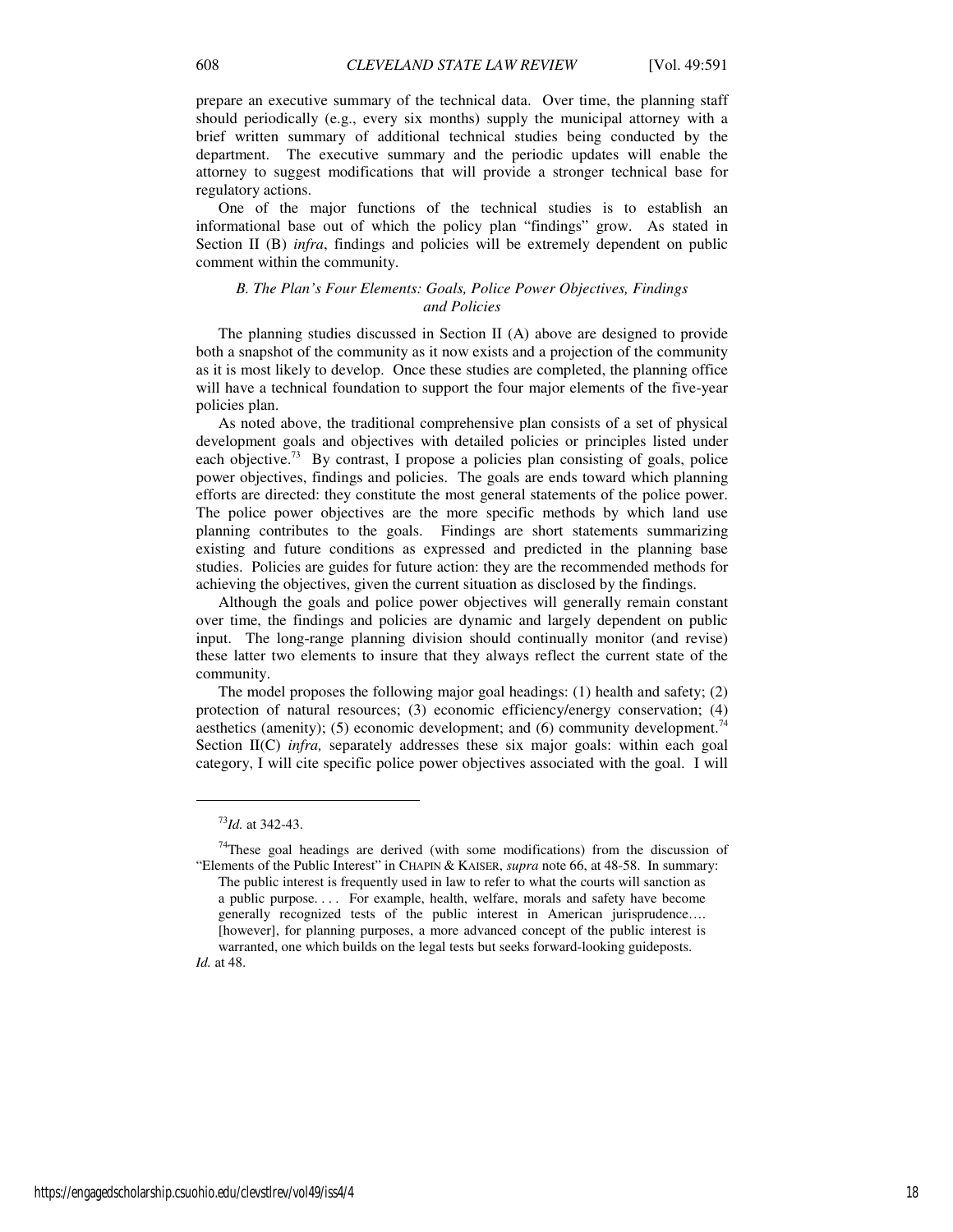prepare an executive summary of the technical data. Over time, the planning staff should periodically (e.g., every six months) supply the municipal attorney with a brief written summary of additional technical studies being conducted by the department. The executive summary and the periodic updates will enable the attorney to suggest modifications that will provide a stronger technical base for regulatory actions.

One of the major functions of the technical studies is to establish an informational base out of which the policy plan "findings" grow. As stated in Section II (B) *infra*, findings and policies will be extremely dependent on public comment within the community.

### *B. The Plan's Four Elements: Goals, Police Power Objectives, Findings and Policies*

The planning studies discussed in Section II (A) above are designed to provide both a snapshot of the community as it now exists and a projection of the community as it is most likely to develop. Once these studies are completed, the planning office will have a technical foundation to support the four major elements of the five-year policies plan.

As noted above, the traditional comprehensive plan consists of a set of physical development goals and objectives with detailed policies or principles listed under each objective.[73] By contrast, I propose a policies plan consisting of goals, police power objectives, findings and policies. The goals are ends toward which planning efforts are directed: they constitute the most general statements of the police power. The police power objectives are the more specific methods by which land use planning contributes to the goals. Findings are short statements summarizing existing and future conditions as expressed and predicted in the planning base studies. Policies are guides for future action: they are the recommended methods for achieving the objectives, given the current situation as disclosed by the findings.

Although the goals and police power objectives will generally remain constant over time, the findings and policies are dynamic and largely dependent on public input. The long-range planning division should continually monitor (and revise) these latter two elements to insure that they always reflect the current state of the community.

The model proposes the following major goal headings: (1) health and safety; (2) protection of natural resources; (3) economic efficiency/energy conservation; (4) aesthetics (amenity); (5) economic development; and (6) community development.[74] Section II(C) *infra,* separately addresses these six major goals: within each goal category, I will cite specific police power objectives associated with the goal. I will

---

[73] *Id.* at 342-43.

[74] These goal headings are derived (with some modifications) from the discussion of "Elements of the Public Interest" in CHAPIN & KAISER, *supra* note 66, at 48-58. In summary:

> The public interest is frequently used in law to refer to what the courts will sanction as a public purpose. . . . For example, health, welfare, morals and safety have become generally recognized tests of the public interest in American jurisprudence…. [however], for planning purposes, a more advanced concept of the public interest is warranted, one which builds on the legal tests but seeks forward-looking guideposts.

*Id.* at 48.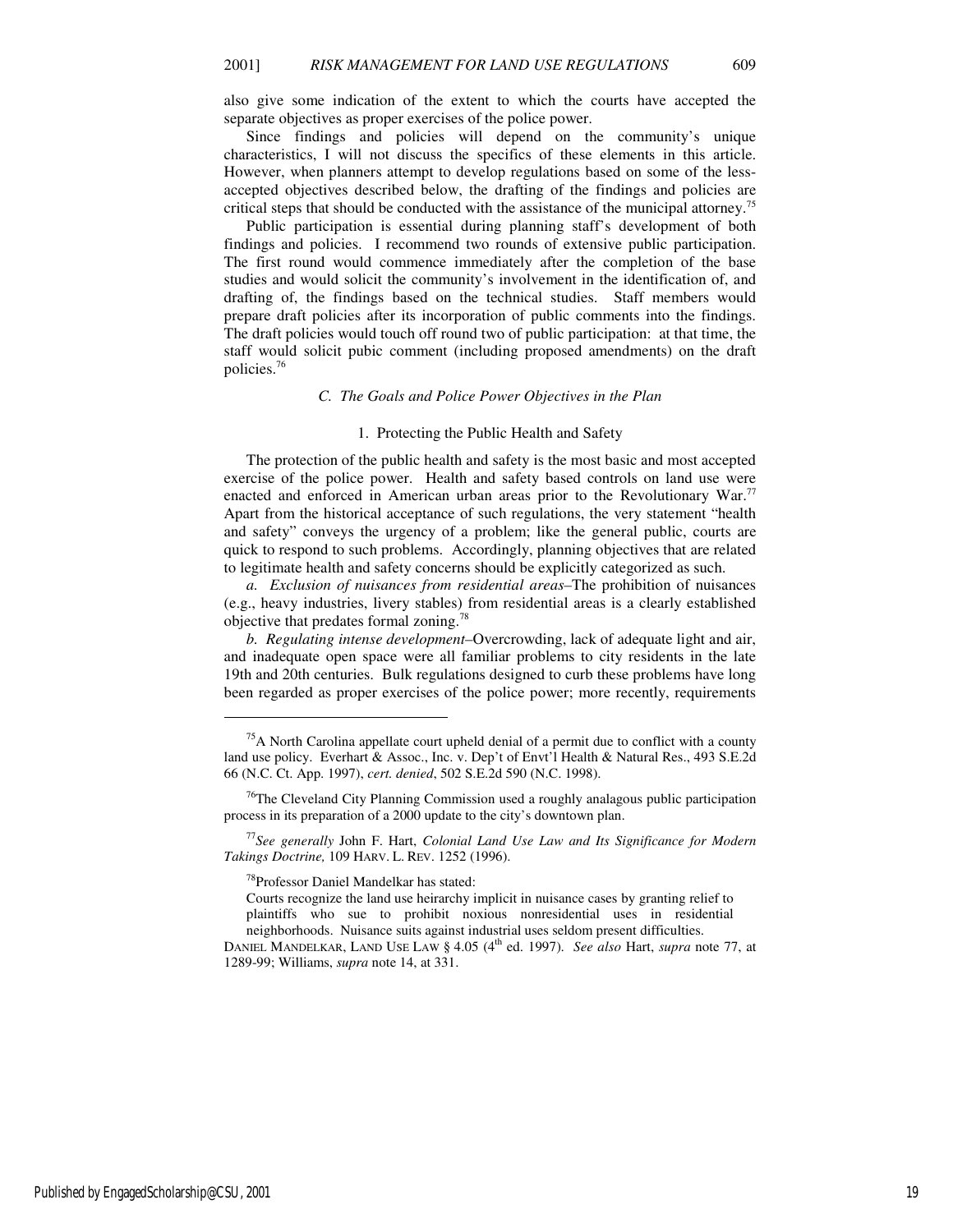also give some indication of the extent to which the courts have accepted the separate objectives as proper exercises of the police power.

Since findings and policies will depend on the community's unique characteristics, I will not discuss the specifics of these elements in this article. However, when planners attempt to develop regulations based on some of the less-accepted objectives described below, the drafting of the findings and policies are critical steps that should be conducted with the assistance of the municipal attorney.[75]

Public participation is essential during planning staff's development of both findings and policies. I recommend two rounds of extensive public participation. The first round would commence immediately after the completion of the base studies and would solicit the community's involvement in the identification of, and drafting of, the findings based on the technical studies. Staff members would prepare draft policies after its incorporation of public comments into the findings. The draft policies would touch off round two of public participation: at that time, the staff would solicit pubic comment (including proposed amendments) on the draft policies.[76]

### *C. The Goals and Police Power Objectives in the Plan*

#### 1. Protecting the Public Health and Safety

The protection of the public health and safety is the most basic and most accepted exercise of the police power. Health and safety based controls on land use were enacted and enforced in American urban areas prior to the Revolutionary War.[77] Apart from the historical acceptance of such regulations, the very statement "health and safety" conveys the urgency of a problem; like the general public, courts are quick to respond to such problems. Accordingly, planning objectives that are related to legitimate health and safety concerns should be explicitly categorized as such.

*a. Exclusion of nuisances from residential areas*–The prohibition of nuisances (e.g., heavy industries, livery stables) from residential areas is a clearly established objective that predates formal zoning.[78]

*b. Regulating intense development*–Overcrowding, lack of adequate light and air, and inadequate open space were all familiar problems to city residents in the late 19th and 20th centuries. Bulk regulations designed to curb these problems have long been regarded as proper exercises of the police power; more recently, requirements

---

[75] A North Carolina appellate court upheld denial of a permit due to conflict with a county land use policy. Everhart & Assoc., Inc. v. Dep't of Envt'l Health & Natural Res., 493 S.E.2d 66 (N.C. Ct. App. 1997), *cert. denied*, 502 S.E.2d 590 (N.C. 1998).

[76] The Cleveland City Planning Commission used a roughly analagous public participation process in its preparation of a 2000 update to the city's downtown plan.

[77] *See generally* John F. Hart, *Colonial Land Use Law and Its Significance for Modern Takings Doctrine,* 109 HARV. L. REV. 1252 (1996).

[78] Professor Daniel Mandelkar has stated:

> Courts recognize the land use heirarchy implicit in nuisance cases by granting relief to plaintiffs who sue to prohibit noxious nonresidential uses in residential neighborhoods. Nuisance suits against industrial uses seldom present difficulties.

DANIEL MANDELKAR, LAND USE LAW § 4.05 (4th ed. 1997). *See also* Hart, *supra* note 77, at 1289-99; Williams, *supra* note 14, at 331.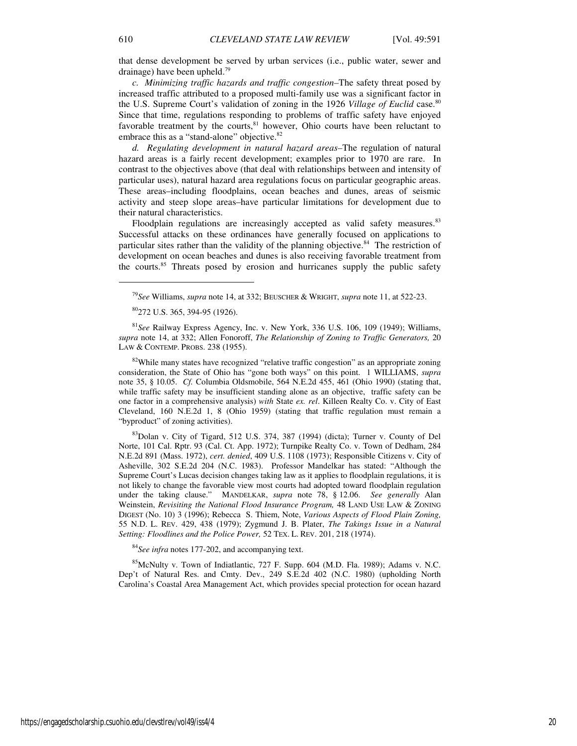that dense development be served by urban services (i.e., public water, sewer and drainage) have been upheld.[79]

*c. Minimizing traffic hazards and traffic congestion*–The safety threat posed by increased traffic attributed to a proposed multi-family use was a significant factor in the U.S. Supreme Court's validation of zoning in the 1926 *Village of Euclid* case.[80] Since that time, regulations responding to problems of traffic safety have enjoyed favorable treatment by the courts,[81] however, Ohio courts have been reluctant to embrace this as a "stand-alone" objective.[82]

*d. Regulating development in natural hazard areas*–The regulation of natural hazard areas is a fairly recent development; examples prior to 1970 are rare. In contrast to the objectives above (that deal with relationships between and intensity of particular uses), natural hazard area regulations focus on particular geographic areas. These areas–including floodplains, ocean beaches and dunes, areas of seismic activity and steep slope areas–have particular limitations for development due to their natural characteristics.

Floodplain regulations are increasingly accepted as valid safety measures.[83] Successful attacks on these ordinances have generally focused on applications to particular sites rather than the validity of the planning objective.[84] The restriction of development on ocean beaches and dunes is also receiving favorable treatment from the courts.[85] Threats posed by erosion and hurricanes supply the public safety

---

[79]*See* Williams, *supra* note 14, at 332; BEUSCHER & WRIGHT, *supra* note 11, at 522-23.

[80]272 U.S. 365, 394-95 (1926).

[81]*See* Railway Express Agency, Inc. v. New York, 336 U.S. 106, 109 (1949); Williams, *supra* note 14, at 332; Allen Fonoroff, *The Relationship of Zoning to Traffic Generators,* 20 LAW & CONTEMP. PROBS. 238 (1955).

[82]While many states have recognized "relative traffic congestion" as an appropriate zoning consideration, the State of Ohio has "gone both ways" on this point. 1 WILLIAMS, *supra* note 35, § 10.05. *Cf.* Columbia Oldsmobile, 564 N.E.2d 455, 461 (Ohio 1990) (stating that, while traffic safety may be insufficient standing alone as an objective, traffic safety can be one factor in a comprehensive analysis) *with* State *ex. rel*. Killeen Realty Co. v. City of East Cleveland, 160 N.E.2d 1, 8 (Ohio 1959) (stating that traffic regulation must remain a "byproduct" of zoning activities).

[83]Dolan v. City of Tigard, 512 U.S. 374, 387 (1994) (dicta); Turner v. County of Del Norte, 101 Cal. Rptr. 93 (Cal. Ct. App. 1972); Turnpike Realty Co. v. Town of Dedham, 284 N.E.2d 891 (Mass. 1972), *cert. denied*, 409 U.S. 1108 (1973); Responsible Citizens v. City of Asheville, 302 S.E.2d 204 (N.C. 1983). Professor Mandelkar has stated: "Although the Supreme Court's Lucas decision changes taking law as it applies to floodplain regulations, it is not likely to change the favorable view most courts had adopted toward floodplain regulation under the taking clause." MANDELKAR, *supra* note 78, § 12.06. *See generally* Alan Weinstein, *Revisiting the National Flood Insurance Program,* 48 LAND USE LAW & ZONING DIGEST (No. 10) 3 (1996); Rebecca S. Thiem, Note, *Various Aspects of Flood Plain Zoning,* 55 N.D. L. REV. 429, 438 (1979); Zygmund J. B. Plater, *The Takings Issue in a Natural Setting: Floodlines and the Police Power,* 52 TEX. L. REV. 201, 218 (1974).

[84]*See infra* notes 177-202, and accompanying text.

[85]McNulty v. Town of Indiatlantic, 727 F. Supp. 604 (M.D. Fla. 1989); Adams v. N.C. Dep't of Natural Res. and Cmty. Dev., 249 S.E.2d 402 (N.C. 1980) (upholding North Carolina's Coastal Area Management Act, which provides special protection for ocean hazard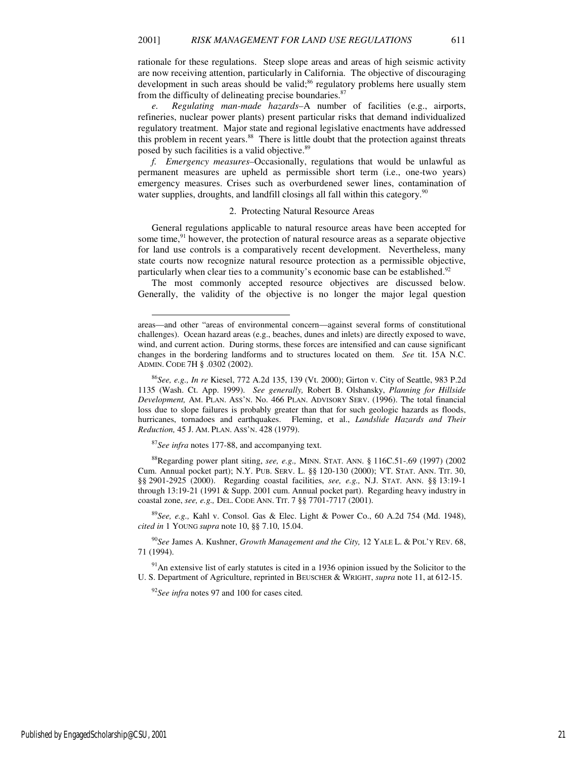rationale for these regulations. Steep slope areas and areas of high seismic activity are now receiving attention, particularly in California. The objective of discouraging development in such areas should be valid;[86] regulatory problems here usually stem from the difficulty of delineating precise boundaries.[87]

*e. Regulating man-made hazards*–A number of facilities (e.g., airports, refineries, nuclear power plants) present particular risks that demand individualized regulatory treatment. Major state and regional legislative enactments have addressed this problem in recent years.[88] There is little doubt that the protection against threats posed by such facilities is a valid objective.[89]

*f. Emergency measures*–Occasionally, regulations that would be unlawful as permanent measures are upheld as permissible short term (i.e., one-two years) emergency measures. Crises such as overburdened sewer lines, contamination of water supplies, droughts, and landfill closings all fall within this category.[90]

### 2. Protecting Natural Resource Areas

General regulations applicable to natural resource areas have been accepted for some time,[91] however, the protection of natural resource areas as a separate objective for land use controls is a comparatively recent development. Nevertheless, many state courts now recognize natural resource protection as a permissible objective, particularly when clear ties to a community's economic base can be established.[92]

The most commonly accepted resource objectives are discussed below. Generally, the validity of the objective is no longer the major legal question

---

areas—and other "areas of environmental concern—against several forms of constitutional challenges). Ocean hazard areas (e.g., beaches, dunes and inlets) are directly exposed to wave, wind, and current action. During storms, these forces are intensified and can cause significant changes in the bordering landforms and to structures located on them. *See* tit. 15A N.C. ADMIN. CODE 7H § .0302 (2002).

[86]*See, e.g., In re* Kiesel, 772 A.2d 135, 139 (Vt. 2000); Girton v. City of Seattle, 983 P.2d 1135 (Wash. Ct. App. 1999). *See generally,* Robert B. Olshansky, *Planning for Hillside Development,* AM. PLAN. ASS'N. No. 466 PLAN. ADVISORY SERV. (1996). The total financial loss due to slope failures is probably greater than that for such geologic hazards as floods, hurricanes, tornadoes and earthquakes. Fleming, et al., *Landslide Hazards and Their Reduction,* 45 J. AM. PLAN. ASS'N. 428 (1979).

[87]*See infra* notes 177-88, and accompanying text.

[88]Regarding power plant siting, *see, e.g.,* MINN. STAT. ANN. § 116C.51-.69 (1997) (2002 Cum. Annual pocket part); N.Y. PUB. SERV. L. §§ 120-130 (2000); VT. STAT. ANN. TIT. 30, §§ 2901-2925 (2000). Regarding coastal facilities, *see, e.g.,* N.J. STAT. ANN. §§ 13:19-1 through 13:19-21 (1991 & Supp. 2001 cum. Annual pocket part). Regarding heavy industry in coastal zone, *see, e.g.,* DEL. CODE ANN. TIT. 7 §§ 7701-7717 (2001).

[89]*See, e.g.,* Kahl v. Consol. Gas & Elec. Light & Power Co., 60 A.2d 754 (Md. 1948), *cited in* 1 YOUNG *supra* note 10, §§ 7.10, 15.04.

[90]*See* James A. Kushner, *Growth Management and the City,* 12 YALE L. & POL'Y REV. 68, 71 (1994).

[91]An extensive list of early statutes is cited in a 1936 opinion issued by the Solicitor to the U. S. Department of Agriculture, reprinted in BEUSCHER & WRIGHT, *supra* note 11, at 612-15.

[92]*See infra* notes 97 and 100 for cases cited.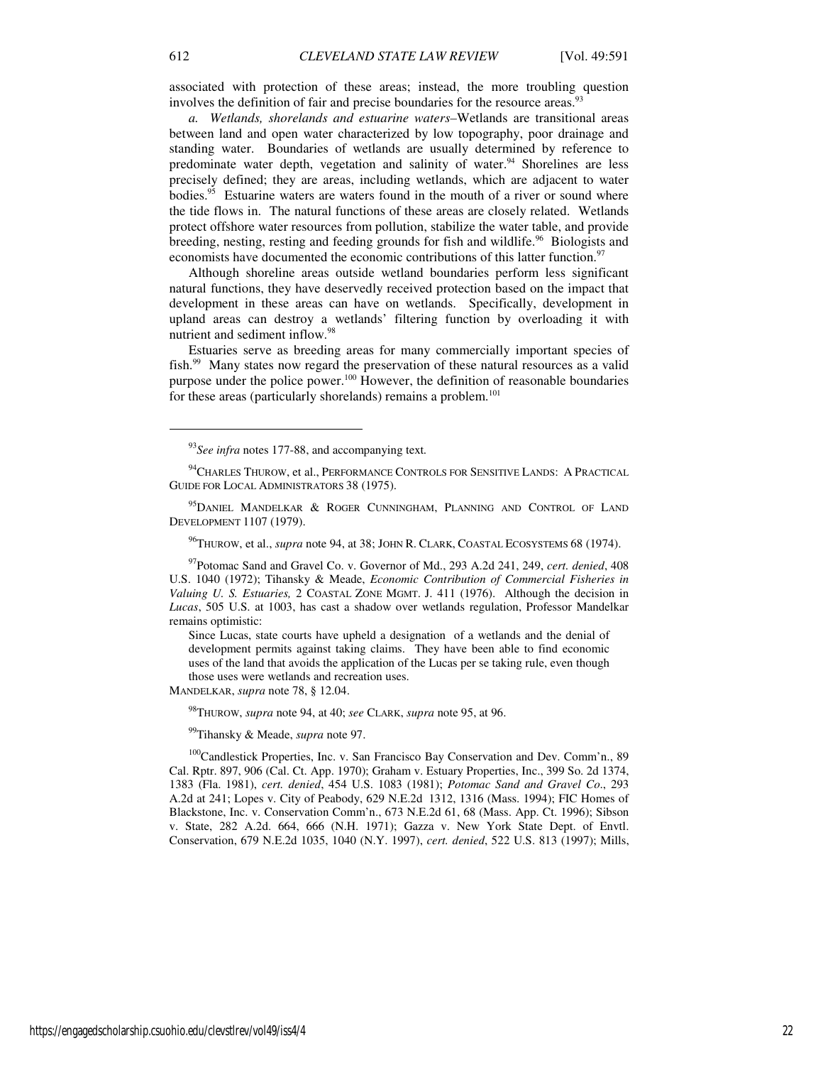associated with protection of these areas; instead, the more troubling question involves the definition of fair and precise boundaries for the resource areas.[93]

*a. Wetlands, shorelands and estuarine waters*–Wetlands are transitional areas between land and open water characterized by low topography, poor drainage and standing water. Boundaries of wetlands are usually determined by reference to predominate water depth, vegetation and salinity of water.[94] Shorelines are less precisely defined; they are areas, including wetlands, which are adjacent to water bodies.[95] Estuarine waters are waters found in the mouth of a river or sound where the tide flows in. The natural functions of these areas are closely related. Wetlands protect offshore water resources from pollution, stabilize the water table, and provide breeding, nesting, resting and feeding grounds for fish and wildlife.[96] Biologists and economists have documented the economic contributions of this latter function.[97]

Although shoreline areas outside wetland boundaries perform less significant natural functions, they have deservedly received protection based on the impact that development in these areas can have on wetlands. Specifically, development in upland areas can destroy a wetlands' filtering function by overloading it with nutrient and sediment inflow.[98]

Estuaries serve as breeding areas for many commercially important species of fish.[99] Many states now regard the preservation of these natural resources as a valid purpose under the police power.[100] However, the definition of reasonable boundaries for these areas (particularly shorelands) remains a problem.[101]

---

[93] *See infra* notes 177-88, and accompanying text.

[94] CHARLES THUROW, et al., PERFORMANCE CONTROLS FOR SENSITIVE LANDS: A PRACTICAL GUIDE FOR LOCAL ADMINISTRATORS 38 (1975).

[95] DANIEL MANDELKAR & ROGER CUNNINGHAM, PLANNING AND CONTROL OF LAND DEVELOPMENT 1107 (1979).

[96] THUROW, et al., *supra* note 94, at 38; JOHN R. CLARK, COASTAL ECOSYSTEMS 68 (1974).

[97] Potomac Sand and Gravel Co. v. Governor of Md., 293 A.2d 241, 249, *cert. denied*, 408 U.S. 1040 (1972); Tihansky & Meade, *Economic Contribution of Commercial Fisheries in Valuing U. S. Estuaries,* 2 COASTAL ZONE MGMT. J. 411 (1976). Although the decision in *Lucas*, 505 U.S. at 1003, has cast a shadow over wetlands regulation, Professor Mandelkar remains optimistic:

> Since Lucas, state courts have upheld a designation of a wetlands and the denial of development permits against taking claims. They have been able to find economic uses of the land that avoids the application of the Lucas per se taking rule, even though those uses were wetlands and recreation uses.

MANDELKAR, *supra* note 78, § 12.04.

[98] THUROW, *supra* note 94, at 40; *see* CLARK, *supra* note 95, at 96.

[99] Tihansky & Meade, *supra* note 97.

[100] Candlestick Properties, Inc. v. San Francisco Bay Conservation and Dev. Comm'n., 89 Cal. Rptr. 897, 906 (Cal. Ct. App. 1970); Graham v. Estuary Properties, Inc., 399 So. 2d 1374, 1383 (Fla. 1981), *cert. denied*, 454 U.S. 1083 (1981); *Potomac Sand and Gravel Co*., 293 A.2d at 241; Lopes v. City of Peabody, 629 N.E.2d 1312, 1316 (Mass. 1994); FIC Homes of Blackstone, Inc. v. Conservation Comm'n., 673 N.E.2d 61, 68 (Mass. App. Ct. 1996); Sibson v. State, 282 A.2d. 664, 666 (N.H. 1971); Gazza v. New York State Dept. of Envtl. Conservation, 679 N.E.2d 1035, 1040 (N.Y. 1997), *cert. denied*, 522 U.S. 813 (1997); Mills,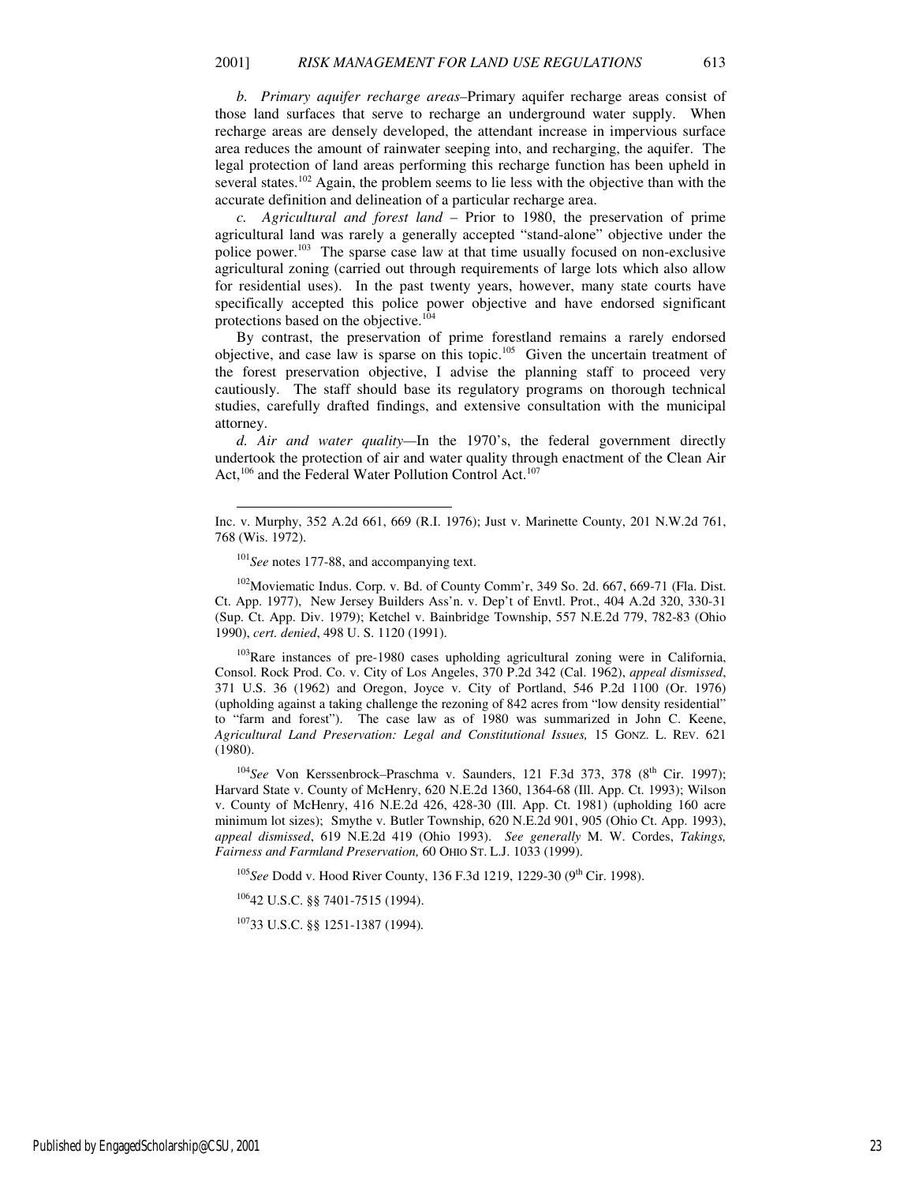*b. Primary aquifer recharge areas*–Primary aquifer recharge areas consist of those land surfaces that serve to recharge an underground water supply. When recharge areas are densely developed, the attendant increase in impervious surface area reduces the amount of rainwater seeping into, and recharging, the aquifer. The legal protection of land areas performing this recharge function has been upheld in several states.[102] Again, the problem seems to lie less with the objective than with the accurate definition and delineation of a particular recharge area.

*c. Agricultural and forest land* – Prior to 1980, the preservation of prime agricultural land was rarely a generally accepted "stand-alone" objective under the police power.[103] The sparse case law at that time usually focused on non-exclusive agricultural zoning (carried out through requirements of large lots which also allow for residential uses). In the past twenty years, however, many state courts have specifically accepted this police power objective and have endorsed significant protections based on the objective.[104]

By contrast, the preservation of prime forestland remains a rarely endorsed objective, and case law is sparse on this topic.[105] Given the uncertain treatment of the forest preservation objective, I advise the planning staff to proceed very cautiously. The staff should base its regulatory programs on thorough technical studies, carefully drafted findings, and extensive consultation with the municipal attorney.

*d. Air and water quality*—In the 1970's, the federal government directly undertook the protection of air and water quality through enactment of the Clean Air Act,[106] and the Federal Water Pollution Control Act.[107]

---

Inc. v. Murphy, 352 A.2d 661, 669 (R.I. 1976); Just v. Marinette County, 201 N.W.2d 761, 768 (Wis. 1972).

[101] *See* notes 177-88, and accompanying text.

[102] Moviematic Indus. Corp. v. Bd. of County Comm'r, 349 So. 2d. 667, 669-71 (Fla. Dist. Ct. App. 1977), New Jersey Builders Ass'n. v. Dep't of Envtl. Prot., 404 A.2d 320, 330-31 (Sup. Ct. App. Div. 1979); Ketchel v. Bainbridge Township, 557 N.E.2d 779, 782-83 (Ohio 1990), *cert. denied*, 498 U. S. 1120 (1991).

[103] Rare instances of pre-1980 cases upholding agricultural zoning were in California, Consol. Rock Prod. Co. v. City of Los Angeles, 370 P.2d 342 (Cal. 1962), *appeal dismissed*, 371 U.S. 36 (1962) and Oregon, Joyce v. City of Portland, 546 P.2d 1100 (Or. 1976) (upholding against a taking challenge the rezoning of 842 acres from "low density residential" to "farm and forest"). The case law as of 1980 was summarized in John C. Keene, *Agricultural Land Preservation: Legal and Constitutional Issues,* 15 GONZ. L. REV. 621 (1980).

[104] *See* Von Kerssenbrock–Praschma v. Saunders, 121 F.3d 373, 378 (8th Cir. 1997); Harvard State v. County of McHenry, 620 N.E.2d 1360, 1364-68 (Ill. App. Ct. 1993); Wilson v. County of McHenry, 416 N.E.2d 426, 428-30 (Ill. App. Ct. 1981) (upholding 160 acre minimum lot sizes); Smythe v. Butler Township, 620 N.E.2d 901, 905 (Ohio Ct. App. 1993), *appeal dismissed*, 619 N.E.2d 419 (Ohio 1993). *See generally* M. W. Cordes, *Takings, Fairness and Farmland Preservation,* 60 OHIO ST. L.J. 1033 (1999).

[105] *See* Dodd v. Hood River County, 136 F.3d 1219, 1229-30 (9th Cir. 1998).

[106] 42 U.S.C. §§ 7401-7515 (1994).

[107] 33 U.S.C. §§ 1251-1387 (1994).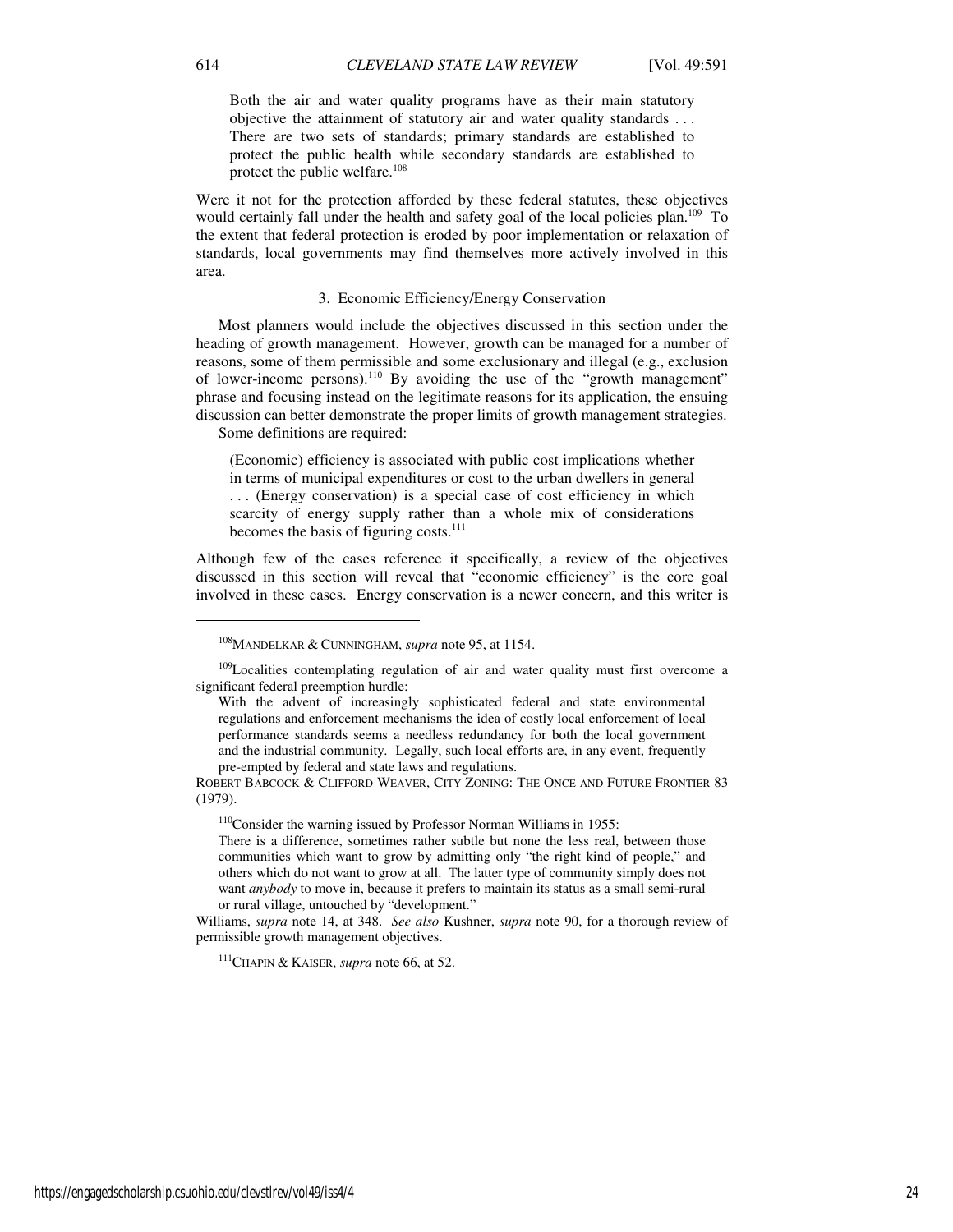> Both the air and water quality programs have as their main statutory objective the attainment of statutory air and water quality standards . . . There are two sets of standards; primary standards are established to protect the public health while secondary standards are established to protect the public welfare.[108]

Were it not for the protection afforded by these federal statutes, these objectives would certainly fall under the health and safety goal of the local policies plan.[109] To the extent that federal protection is eroded by poor implementation or relaxation of standards, local governments may find themselves more actively involved in this area.

### 3. Economic Efficiency/Energy Conservation

Most planners would include the objectives discussed in this section under the heading of growth management. However, growth can be managed for a number of reasons, some of them permissible and some exclusionary and illegal (e.g., exclusion of lower-income persons).[110] By avoiding the use of the "growth management" phrase and focusing instead on the legitimate reasons for its application, the ensuing discussion can better demonstrate the proper limits of growth management strategies.

Some definitions are required:

> (Economic) efficiency is associated with public cost implications whether in terms of municipal expenditures or cost to the urban dwellers in general . . . (Energy conservation) is a special case of cost efficiency in which scarcity of energy supply rather than a whole mix of considerations becomes the basis of figuring costs.[111]

Although few of the cases reference it specifically, a review of the objectives discussed in this section will reveal that "economic efficiency" is the core goal involved in these cases. Energy conservation is a newer concern, and this writer is

---

[108] MANDELKAR & CUNNINGHAM, *supra* note 95, at 1154.

[109] Localities contemplating regulation of air and water quality must first overcome a significant federal preemption hurdle:

> With the advent of increasingly sophisticated federal and state environmental regulations and enforcement mechanisms the idea of costly local enforcement of local performance standards seems a needless redundancy for both the local government and the industrial community. Legally, such local efforts are, in any event, frequently pre-empted by federal and state laws and regulations.

ROBERT BABCOCK & CLIFFORD WEAVER, CITY ZONING: THE ONCE AND FUTURE FRONTIER 83 (1979).

[110] Consider the warning issued by Professor Norman Williams in 1955:

> There is a difference, sometimes rather subtle but none the less real, between those communities which want to grow by admitting only "the right kind of people," and others which do not want to grow at all. The latter type of community simply does not want *anybody* to move in, because it prefers to maintain its status as a small semi-rural or rural village, untouched by "development."

Williams, *supra* note 14, at 348. *See also* Kushner, *supra* note 90, for a thorough review of permissible growth management objectives.

[111] CHAPIN & KAISER, *supra* note 66, at 52.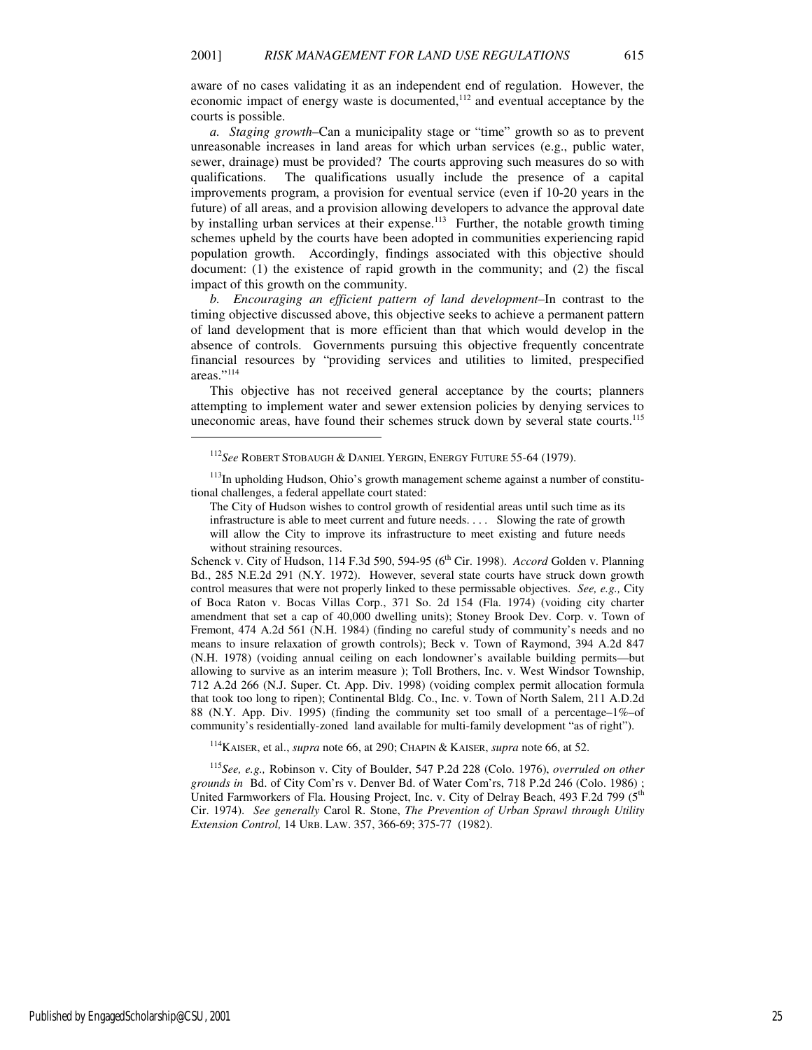aware of no cases validating it as an independent end of regulation. However, the economic impact of energy waste is documented,[112] and eventual acceptance by the courts is possible.

*a. Staging growth*–Can a municipality stage or "time" growth so as to prevent unreasonable increases in land areas for which urban services (e.g., public water, sewer, drainage) must be provided? The courts approving such measures do so with qualifications. The qualifications usually include the presence of a capital improvements program, a provision for eventual service (even if 10-20 years in the future) of all areas, and a provision allowing developers to advance the approval date by installing urban services at their expense.[113] Further, the notable growth timing schemes upheld by the courts have been adopted in communities experiencing rapid population growth. Accordingly, findings associated with this objective should document: (1) the existence of rapid growth in the community; and (2) the fiscal impact of this growth on the community.

*b. Encouraging an efficient pattern of land development*–In contrast to the timing objective discussed above, this objective seeks to achieve a permanent pattern of land development that is more efficient than that which would develop in the absence of controls. Governments pursuing this objective frequently concentrate financial resources by "providing services and utilities to limited, prespecified areas."[114]

This objective has not received general acceptance by the courts; planners attempting to implement water and sewer extension policies by denying services to uneconomic areas, have found their schemes struck down by several state courts.[115]

---

[112]*See* ROBERT STOBAUGH & DANIEL YERGIN, ENERGY FUTURE 55-64 (1979).

[113]In upholding Hudson, Ohio's growth management scheme against a number of constitutional challenges, a federal appellate court stated:

> The City of Hudson wishes to control growth of residential areas until such time as its infrastructure is able to meet current and future needs. . . . Slowing the rate of growth will allow the City to improve its infrastructure to meet existing and future needs without straining resources.

Schenck v. City of Hudson, 114 F.3d 590, 594-95 (6th Cir. 1998). *Accord* Golden v. Planning Bd., 285 N.E.2d 291 (N.Y. 1972). However, several state courts have struck down growth control measures that were not properly linked to these permissable objectives. *See, e.g.,* City of Boca Raton v. Bocas Villas Corp., 371 So. 2d 154 (Fla. 1974) (voiding city charter amendment that set a cap of 40,000 dwelling units); Stoney Brook Dev. Corp. v. Town of Fremont, 474 A.2d 561 (N.H. 1984) (finding no careful study of community's needs and no means to insure relaxation of growth controls); Beck v. Town of Raymond, 394 A.2d 847 (N.H. 1978) (voiding annual ceiling on each londowner's available building permits—but allowing to survive as an interim measure ); Toll Brothers, Inc. v. West Windsor Township, 712 A.2d 266 (N.J. Super. Ct. App. Div. 1998) (voiding complex permit allocation formula that took too long to ripen); Continental Bldg. Co., Inc. v. Town of North Salem, 211 A.D.2d 88 (N.Y. App. Div. 1995) (finding the community set too small of a percentage–1%–of community's residentially-zoned land available for multi-family development "as of right").

[114]KAISER, et al., *supra* note 66, at 290; CHAPIN & KAISER, *supra* note 66, at 52.

[115]*See, e.g.,* Robinson v. City of Boulder, 547 P.2d 228 (Colo. 1976), *overruled on other grounds in* Bd. of City Com'rs v. Denver Bd. of Water Com'rs, 718 P.2d 246 (Colo. 1986) ; United Farmworkers of Fla. Housing Project, Inc. v. City of Delray Beach, 493 F.2d 799 (5th Cir. 1974). *See generally* Carol R. Stone, *The Prevention of Urban Sprawl through Utility Extension Control,* 14 URB. LAW. 357, 366-69; 375-77 (1982).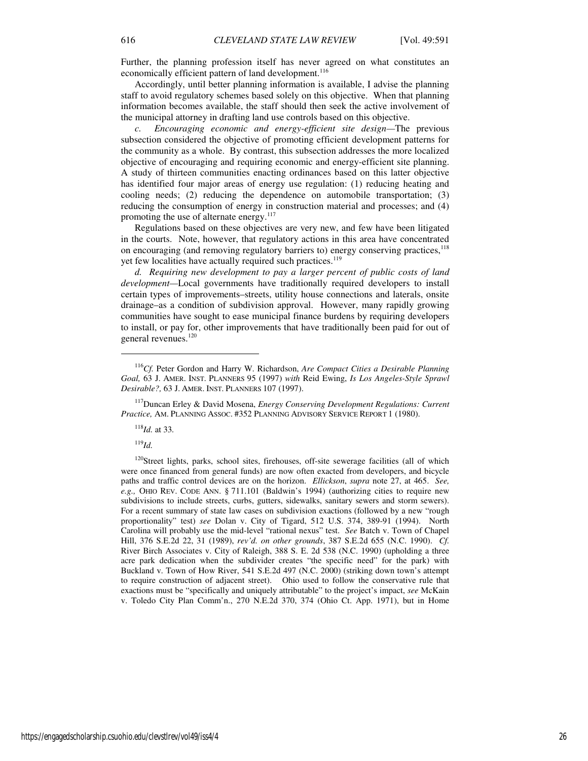Further, the planning profession itself has never agreed on what constitutes an economically efficient pattern of land development.[116]

Accordingly, until better planning information is available, I advise the planning staff to avoid regulatory schemes based solely on this objective. When that planning information becomes available, the staff should then seek the active involvement of the municipal attorney in drafting land use controls based on this objective.

*c. Encouraging economic and energy-efficient site design*—The previous subsection considered the objective of promoting efficient development patterns for the community as a whole. By contrast, this subsection addresses the more localized objective of encouraging and requiring economic and energy-efficient site planning. A study of thirteen communities enacting ordinances based on this latter objective has identified four major areas of energy use regulation: (1) reducing heating and cooling needs; (2) reducing the dependence on automobile transportation; (3) reducing the consumption of energy in construction material and processes; and (4) promoting the use of alternate energy.[117]

Regulations based on these objectives are very new, and few have been litigated in the courts. Note, however, that regulatory actions in this area have concentrated on encouraging (and removing regulatory barriers to) energy conserving practices,[118] yet few localities have actually required such practices.[119]

*d. Requiring new development to pay a larger percent of public costs of land development*—Local governments have traditionally required developers to install certain types of improvements–streets, utility house connections and laterals, onsite drainage–as a condition of subdivision approval. However, many rapidly growing communities have sought to ease municipal finance burdens by requiring developers to install, or pay for, other improvements that have traditionally been paid for out of general revenues.[120]

---

[116] *Cf.* Peter Gordon and Harry W. Richardson, *Are Compact Cities a Desirable Planning Goal,* 63 J. AMER. INST. PLANNERS 95 (1997) *with* Reid Ewing, *Is Los Angeles-Style Sprawl Desirable?,* 63 J. AMER. INST. PLANNERS 107 (1997).

[117] Duncan Erley & David Mosena, *Energy Conserving Development Regulations: Current Practice,* AM. PLANNING ASSOC. #352 PLANNING ADVISORY SERVICE REPORT 1 (1980).

[118] *Id.* at 33.

[119] *Id.*

[120] Street lights, parks, school sites, firehouses, off-site sewerage facilities (all of which were once financed from general funds) are now often exacted from developers, and bicycle paths and traffic control devices are on the horizon. *Ellickson*, *supra* note 27, at 465. *See, e.g.,* OHIO REV. CODE ANN. § 711.101 (Baldwin's 1994) (authorizing cities to require new subdivisions to include streets, curbs, gutters, sidewalks, sanitary sewers and storm sewers). For a recent summary of state law cases on subdivision exactions (followed by a new "rough proportionality" test) *see* Dolan v. City of Tigard, 512 U.S. 374, 389-91 (1994). North Carolina will probably use the mid-level "rational nexus" test. *See* Batch v. Town of Chapel Hill, 376 S.E.2d 22, 31 (1989), *rev'd. on other grounds*, 387 S.E.2d 655 (N.C. 1990). *Cf.* River Birch Associates v. City of Raleigh, 388 S. E. 2d 538 (N.C. 1990) (upholding a three acre park dedication when the subdivider creates "the specific need" for the park) with Buckland v. Town of How River, 541 S.E.2d 497 (N.C. 2000) (striking down town's attempt to require construction of adjacent street). Ohio used to follow the conservative rule that exactions must be "specifically and uniquely attributable" to the project's impact, *see* McKain v. Toledo City Plan Comm'n., 270 N.E.2d 370, 374 (Ohio Ct. App. 1971), but in Home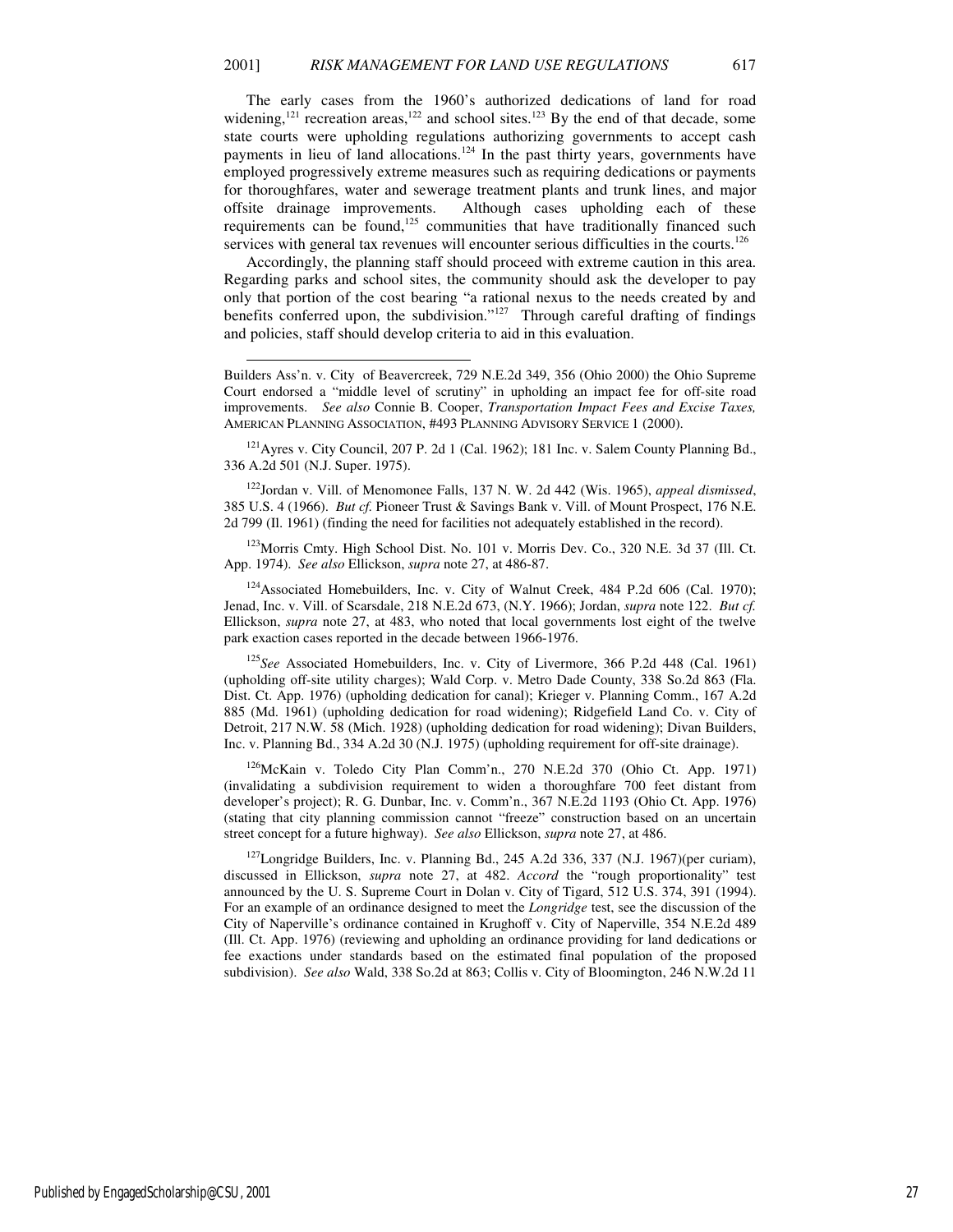The early cases from the 1960's authorized dedications of land for road widening,[121] recreation areas,[122] and school sites.[123] By the end of that decade, some state courts were upholding regulations authorizing governments to accept cash payments in lieu of land allocations.[124] In the past thirty years, governments have employed progressively extreme measures such as requiring dedications or payments for thoroughfares, water and sewerage treatment plants and trunk lines, and major offsite drainage improvements. Although cases upholding each of these requirements can be found,[125] communities that have traditionally financed such services with general tax revenues will encounter serious difficulties in the courts.[126]

Accordingly, the planning staff should proceed with extreme caution in this area. Regarding parks and school sites, the community should ask the developer to pay only that portion of the cost bearing "a rational nexus to the needs created by and benefits conferred upon, the subdivision."[127] Through careful drafting of findings and policies, staff should develop criteria to aid in this evaluation.

---

Builders Ass'n. v. City of Beavercreek, 729 N.E.2d 349, 356 (Ohio 2000) the Ohio Supreme Court endorsed a "middle level of scrutiny" in upholding an impact fee for off-site road improvements. *See also* Connie B. Cooper, *Transportation Impact Fees and Excise Taxes,* AMERICAN PLANNING ASSOCIATION, #493 PLANNING ADVISORY SERVICE 1 (2000).

[121] Ayres v. City Council, 207 P. 2d 1 (Cal. 1962); 181 Inc. v. Salem County Planning Bd., 336 A.2d 501 (N.J. Super. 1975).

[122] Jordan v. Vill. of Menomonee Falls, 137 N. W. 2d 442 (Wis. 1965), *appeal dismissed*, 385 U.S. 4 (1966). *But cf.* Pioneer Trust & Savings Bank v. Vill. of Mount Prospect, 176 N.E. 2d 799 (Il. 1961) (finding the need for facilities not adequately established in the record).

[123] Morris Cmty. High School Dist. No. 101 v. Morris Dev. Co., 320 N.E. 3d 37 (Ill. Ct. App. 1974). *See also* Ellickson, *supra* note 27, at 486-87.

[124] Associated Homebuilders, Inc. v. City of Walnut Creek, 484 P.2d 606 (Cal. 1970); Jenad, Inc. v. Vill. of Scarsdale, 218 N.E.2d 673, (N.Y. 1966); Jordan, *supra* note 122. *But cf.* Ellickson, *supra* note 27, at 483, who noted that local governments lost eight of the twelve park exaction cases reported in the decade between 1966-1976.

[125] *See* Associated Homebuilders, Inc. v. City of Livermore, 366 P.2d 448 (Cal. 1961) (upholding off-site utility charges); Wald Corp. v. Metro Dade County, 338 So.2d 863 (Fla. Dist. Ct. App. 1976) (upholding dedication for canal); Krieger v. Planning Comm., 167 A.2d 885 (Md. 1961) (upholding dedication for road widening); Ridgefield Land Co. v. City of Detroit, 217 N.W. 58 (Mich. 1928) (upholding dedication for road widening); Divan Builders, Inc. v. Planning Bd., 334 A.2d 30 (N.J. 1975) (upholding requirement for off-site drainage).

[126] McKain v. Toledo City Plan Comm'n., 270 N.E.2d 370 (Ohio Ct. App. 1971) (invalidating a subdivision requirement to widen a thoroughfare 700 feet distant from developer's project); R. G. Dunbar, Inc. v. Comm'n., 367 N.E.2d 1193 (Ohio Ct. App. 1976) (stating that city planning commission cannot "freeze" construction based on an uncertain street concept for a future highway). *See also* Ellickson, *supra* note 27, at 486.

[127] Longridge Builders, Inc. v. Planning Bd., 245 A.2d 336, 337 (N.J. 1967)(per curiam), discussed in Ellickson, *supra* note 27, at 482. *Accord* the "rough proportionality" test announced by the U. S. Supreme Court in Dolan v. City of Tigard, 512 U.S. 374, 391 (1994). For an example of an ordinance designed to meet the *Longridge* test, see the discussion of the City of Naperville's ordinance contained in Krughoff v. City of Naperville, 354 N.E.2d 489 (Ill. Ct. App. 1976) (reviewing and upholding an ordinance providing for land dedications or fee exactions under standards based on the estimated final population of the proposed subdivision). *See also* Wald, 338 So.2d at 863; Collis v. City of Bloomington, 246 N.W.2d 11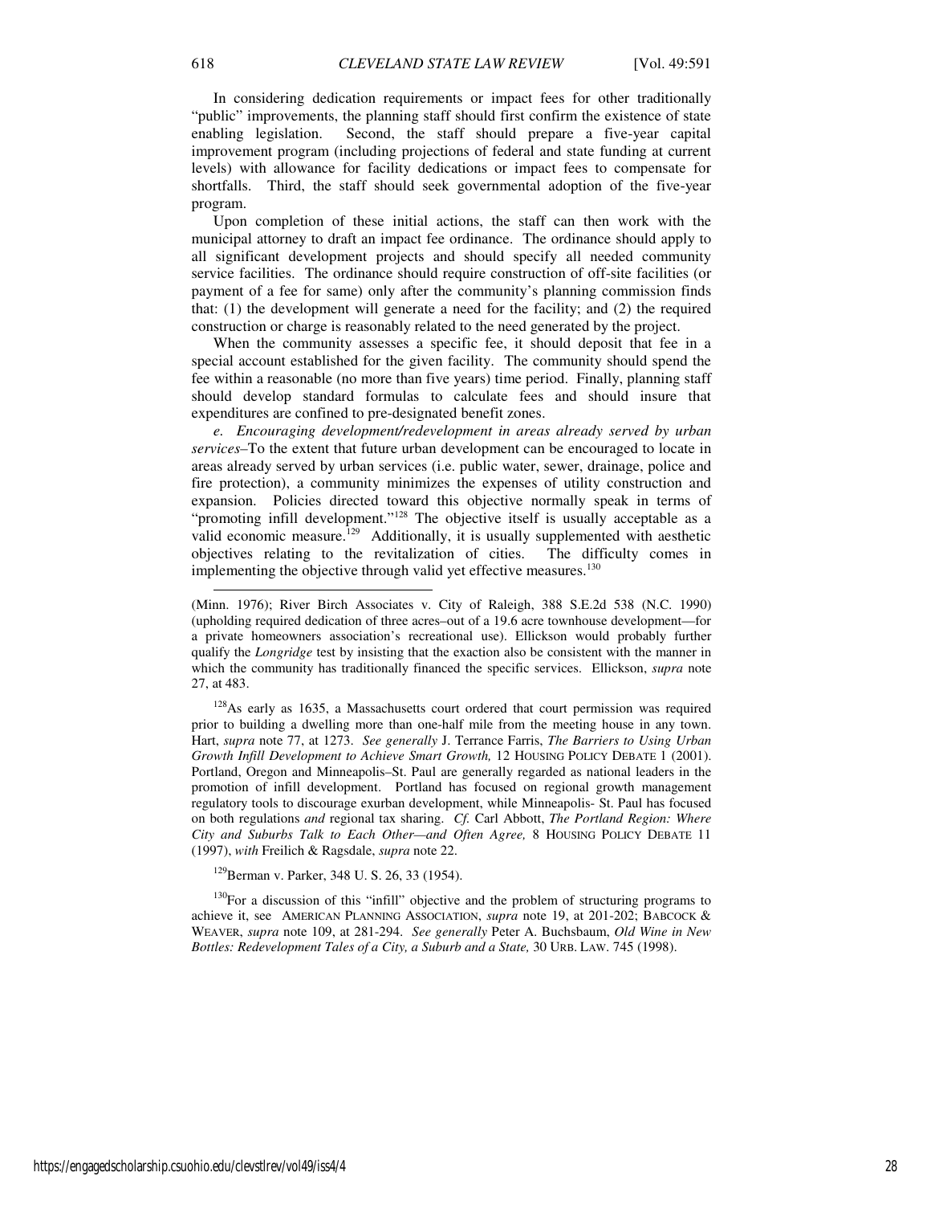In considering dedication requirements or impact fees for other traditionally "public" improvements, the planning staff should first confirm the existence of state enabling legislation. Second, the staff should prepare a five-year capital improvement program (including projections of federal and state funding at current levels) with allowance for facility dedications or impact fees to compensate for shortfalls. Third, the staff should seek governmental adoption of the five-year program.

Upon completion of these initial actions, the staff can then work with the municipal attorney to draft an impact fee ordinance. The ordinance should apply to all significant development projects and should specify all needed community service facilities. The ordinance should require construction of off-site facilities (or payment of a fee for same) only after the community's planning commission finds that: (1) the development will generate a need for the facility; and (2) the required construction or charge is reasonably related to the need generated by the project.

When the community assesses a specific fee, it should deposit that fee in a special account established for the given facility. The community should spend the fee within a reasonable (no more than five years) time period. Finally, planning staff should develop standard formulas to calculate fees and should insure that expenditures are confined to pre-designated benefit zones.

*e. Encouraging development/redevelopment in areas already served by urban services*–To the extent that future urban development can be encouraged to locate in areas already served by urban services (i.e. public water, sewer, drainage, police and fire protection), a community minimizes the expenses of utility construction and expansion. Policies directed toward this objective normally speak in terms of "promoting infill development."[128] The objective itself is usually acceptable as a valid economic measure.[129] Additionally, it is usually supplemented with aesthetic objectives relating to the revitalization of cities. The difficulty comes in implementing the objective through valid yet effective measures.[130]

---

(Minn. 1976); River Birch Associates v. City of Raleigh, 388 S.E.2d 538 (N.C. 1990) (upholding required dedication of three acres–out of a 19.6 acre townhouse development—for a private homeowners association's recreational use). Ellickson would probably further qualify the *Longridge* test by insisting that the exaction also be consistent with the manner in which the community has traditionally financed the specific services. Ellickson, *supra* note 27, at 483.

[128]As early as 1635, a Massachusetts court ordered that court permission was required prior to building a dwelling more than one-half mile from the meeting house in any town. Hart, *supra* note 77, at 1273. *See generally* J. Terrance Farris, *The Barriers to Using Urban Growth Infill Development to Achieve Smart Growth,* 12 HOUSING POLICY DEBATE 1 (2001). Portland, Oregon and Minneapolis–St. Paul are generally regarded as national leaders in the promotion of infill development. Portland has focused on regional growth management regulatory tools to discourage exurban development, while Minneapolis- St. Paul has focused on both regulations *and* regional tax sharing. *Cf.* Carl Abbott, *The Portland Region: Where City and Suburbs Talk to Each Other—and Often Agree,* 8 HOUSING POLICY DEBATE 11 (1997), *with* Freilich & Ragsdale, *supra* note 22.

[129]Berman v. Parker, 348 U. S. 26, 33 (1954).

[130]For a discussion of this "infill" objective and the problem of structuring programs to achieve it, see AMERICAN PLANNING ASSOCIATION, *supra* note 19, at 201-202; BABCOCK & WEAVER, *supra* note 109, at 281-294. *See generally* Peter A. Buchsbaum, *Old Wine in New Bottles: Redevelopment Tales of a City, a Suburb and a State,* 30 URB. LAW. 745 (1998).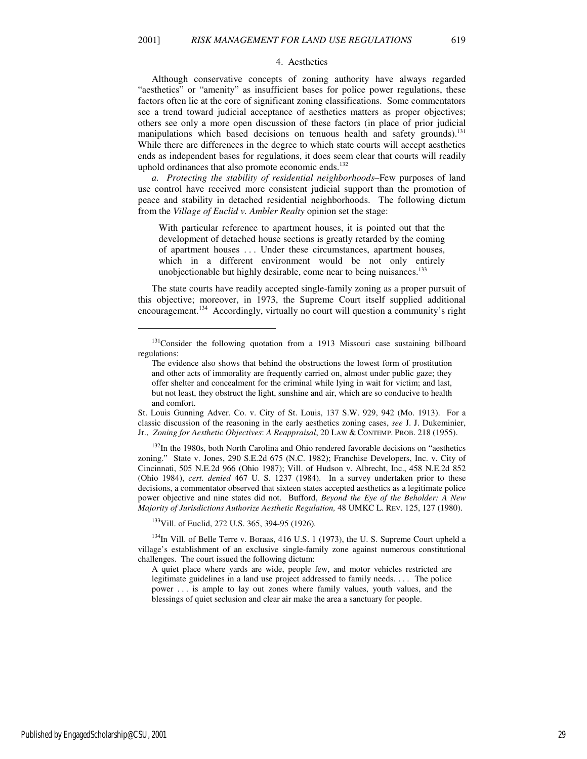#### 4. Aesthetics

Although conservative concepts of zoning authority have always regarded "aesthetics" or "amenity" as insufficient bases for police power regulations, these factors often lie at the core of significant zoning classifications. Some commentators see a trend toward judicial acceptance of aesthetics matters as proper objectives; others see only a more open discussion of these factors (in place of prior judicial manipulations which based decisions on tenuous health and safety grounds).[131] While there are differences in the degree to which state courts will accept aesthetics ends as independent bases for regulations, it does seem clear that courts will readily uphold ordinances that also promote economic ends.[132]

*a. Protecting the stability of residential neighborhoods*–Few purposes of land use control have received more consistent judicial support than the promotion of peace and stability in detached residential neighborhoods. The following dictum from the *Village of Euclid v. Ambler Realty* opinion set the stage:

> With particular reference to apartment houses, it is pointed out that the development of detached house sections is greatly retarded by the coming of apartment houses . . . Under these circumstances, apartment houses, which in a different environment would be not only entirely unobjectionable but highly desirable, come near to being nuisances.[133]

The state courts have readily accepted single-family zoning as a proper pursuit of this objective; moreover, in 1973, the Supreme Court itself supplied additional encouragement.[134] Accordingly, virtually no court will question a community's right

---

[131]Consider the following quotation from a 1913 Missouri case sustaining billboard regulations:

> The evidence also shows that behind the obstructions the lowest form of prostitution and other acts of immorality are frequently carried on, almost under public gaze; they offer shelter and concealment for the criminal while lying in wait for victim; and last, but not least, they obstruct the light, sunshine and air, which are so conducive to health and comfort.

St. Louis Gunning Adver. Co. v. City of St. Louis, 137 S.W. 929, 942 (Mo. 1913). For a classic discussion of the reasoning in the early aesthetics zoning cases, *see* J. J. Dukeminier, Jr., *Zoning for Aesthetic Objectives*: *A Reappraisal*, 20 LAW & CONTEMP. PROB. 218 (1955).

[132]In the 1980s, both North Carolina and Ohio rendered favorable decisions on "aesthetics zoning." State v. Jones, 290 S.E.2d 675 (N.C. 1982); Franchise Developers, Inc. v. City of Cincinnati, 505 N.E.2d 966 (Ohio 1987); Vill. of Hudson v. Albrecht, Inc., 458 N.E.2d 852 (Ohio 1984), *cert. denied* 467 U. S. 1237 (1984). In a survey undertaken prior to these decisions, a commentator observed that sixteen states accepted aesthetics as a legitimate police power objective and nine states did not. Bufford, *Beyond the Eye of the Beholder: A New Majority of Jurisdictions Authorize Aesthetic Regulation,* 48 UMKC L. REV. 125, 127 (1980).

[133]Vill. of Euclid, 272 U.S. 365, 394-95 (1926).

[134]In Vill. of Belle Terre v. Boraas, 416 U.S. 1 (1973), the U. S. Supreme Court upheld a village's establishment of an exclusive single-family zone against numerous constitutional challenges. The court issued the following dictum:

> A quiet place where yards are wide, people few, and motor vehicles restricted are legitimate guidelines in a land use project addressed to family needs. . . . The police power . . . is ample to lay out zones where family values, youth values, and the blessings of quiet seclusion and clear air make the area a sanctuary for people.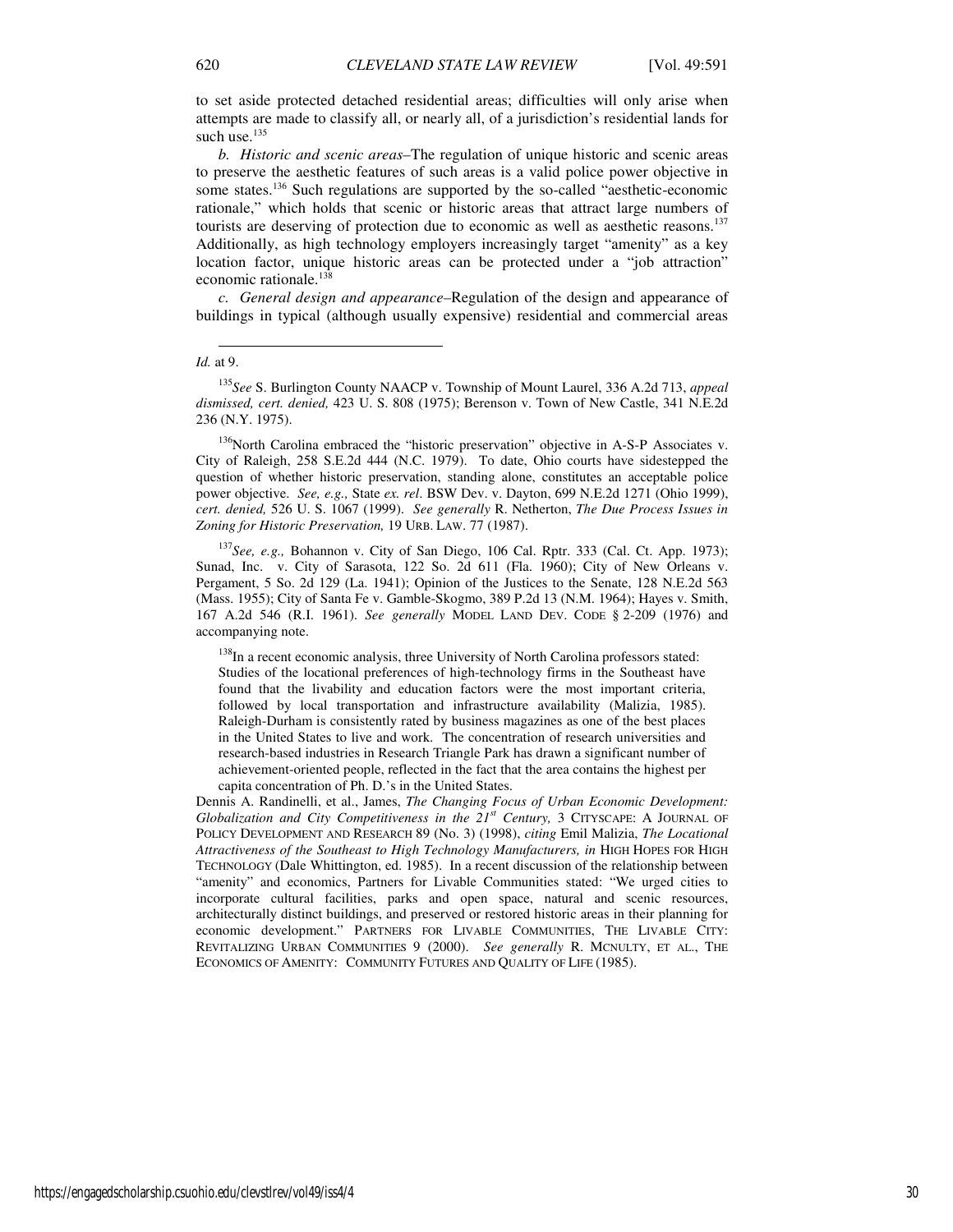to set aside protected detached residential areas; difficulties will only arise when attempts are made to classify all, or nearly all, of a jurisdiction's residential lands for such use.[135]

*b. Historic and scenic areas*–The regulation of unique historic and scenic areas to preserve the aesthetic features of such areas is a valid police power objective in some states.[136] Such regulations are supported by the so-called "aesthetic-economic rationale," which holds that scenic or historic areas that attract large numbers of tourists are deserving of protection due to economic as well as aesthetic reasons.[137] Additionally, as high technology employers increasingly target "amenity" as a key location factor, unique historic areas can be protected under a "job attraction" economic rationale.[138]

*c. General design and appearance*–Regulation of the design and appearance of buildings in typical (although usually expensive) residential and commercial areas

---

*Id.* at 9.

[135]*See* S. Burlington County NAACP v. Township of Mount Laurel, 336 A.2d 713, *appeal dismissed, cert. denied,* 423 U. S. 808 (1975); Berenson v. Town of New Castle, 341 N.E.2d 236 (N.Y. 1975).

[136]North Carolina embraced the "historic preservation" objective in A-S-P Associates v. City of Raleigh, 258 S.E.2d 444 (N.C. 1979). To date, Ohio courts have sidestepped the question of whether historic preservation, standing alone, constitutes an acceptable police power objective. *See, e.g.,* State *ex. rel*. BSW Dev. v. Dayton, 699 N.E.2d 1271 (Ohio 1999), *cert. denied,* 526 U. S. 1067 (1999). *See generally* R. Netherton, *The Due Process Issues in Zoning for Historic Preservation,* 19 URB. LAW. 77 (1987).

[137]*See, e.g.,* Bohannon v. City of San Diego, 106 Cal. Rptr. 333 (Cal. Ct. App. 1973); Sunad, Inc. v. City of Sarasota, 122 So. 2d 611 (Fla. 1960); City of New Orleans v. Pergament, 5 So. 2d 129 (La. 1941); Opinion of the Justices to the Senate, 128 N.E.2d 563 (Mass. 1955); City of Santa Fe v. Gamble-Skogmo, 389 P.2d 13 (N.M. 1964); Hayes v. Smith, 167 A.2d 546 (R.I. 1961). *See generally* MODEL LAND DEV. CODE § 2-209 (1976) and accompanying note.

[138]In a recent economic analysis, three University of North Carolina professors stated:

> Studies of the locational preferences of high-technology firms in the Southeast have found that the livability and education factors were the most important criteria, followed by local transportation and infrastructure availability (Malizia, 1985). Raleigh-Durham is consistently rated by business magazines as one of the best places in the United States to live and work. The concentration of research universities and research-based industries in Research Triangle Park has drawn a significant number of achievement-oriented people, reflected in the fact that the area contains the highest per capita concentration of Ph. D.'s in the United States.

Dennis A. Randinelli, et al., James, *The Changing Focus of Urban Economic Development: Globalization and City Competitiveness in the 21st Century,* 3 CITYSCAPE: A JOURNAL OF POLICY DEVELOPMENT AND RESEARCH 89 (No. 3) (1998), *citing* Emil Malizia, *The Locational Attractiveness of the Southeast to High Technology Manufacturers, in* HIGH HOPES FOR HIGH TECHNOLOGY (Dale Whittington, ed. 1985). In a recent discussion of the relationship between "amenity" and economics, Partners for Livable Communities stated: "We urged cities to incorporate cultural facilities, parks and open space, natural and scenic resources, architecturally distinct buildings, and preserved or restored historic areas in their planning for economic development." PARTNERS FOR LIVABLE COMMUNITIES, THE LIVABLE CITY: REVITALIZING URBAN COMMUNITIES 9 (2000). *See generally* R. MCNULTY, ET AL., THE ECONOMICS OF AMENITY: COMMUNITY FUTURES AND QUALITY OF LIFE (1985).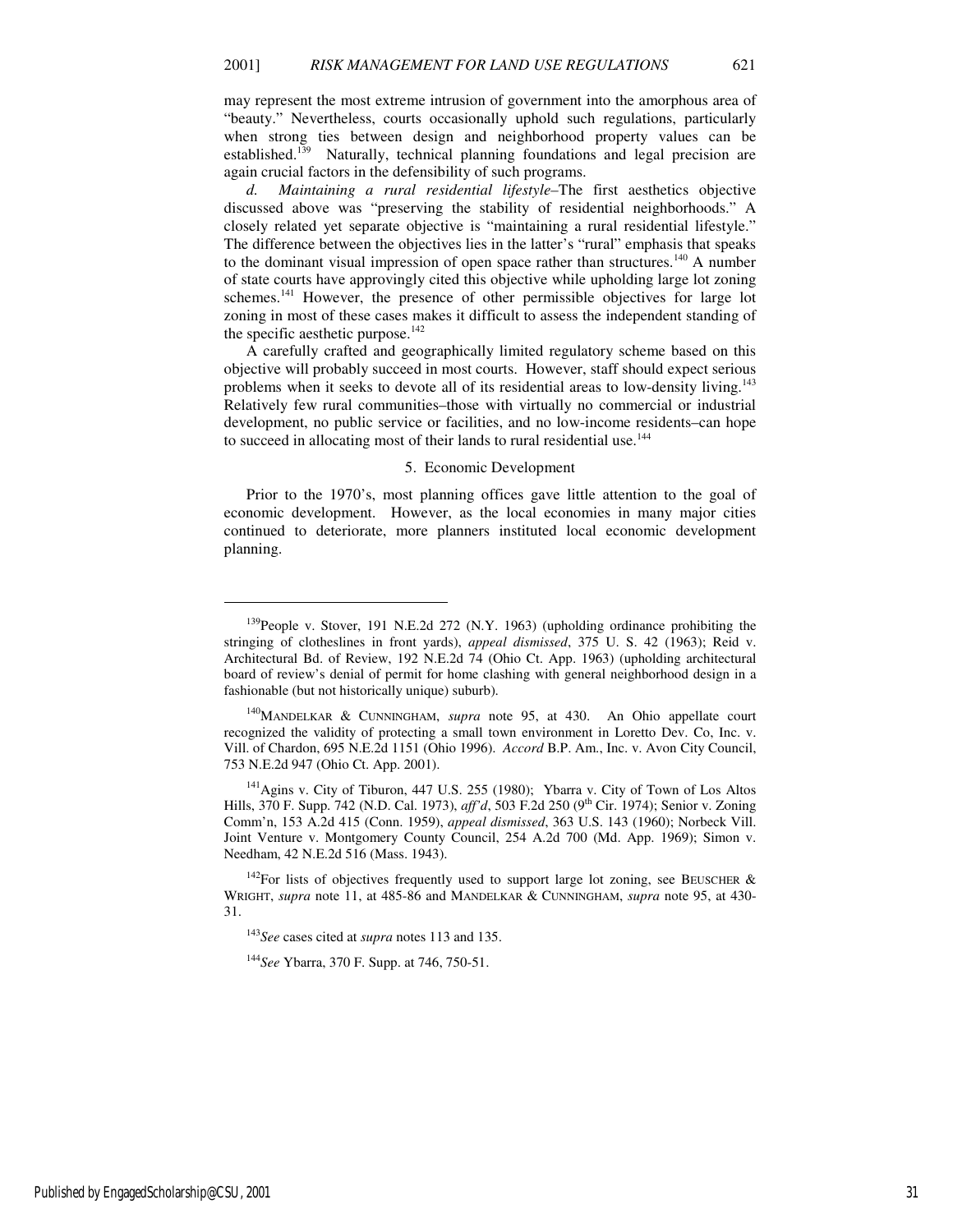may represent the most extreme intrusion of government into the amorphous area of "beauty." Nevertheless, courts occasionally uphold such regulations, particularly when strong ties between design and neighborhood property values can be established.[139] Naturally, technical planning foundations and legal precision are again crucial factors in the defensibility of such programs.

*d. Maintaining a rural residential lifestyle*–The first aesthetics objective discussed above was "preserving the stability of residential neighborhoods." A closely related yet separate objective is "maintaining a rural residential lifestyle." The difference between the objectives lies in the latter's "rural" emphasis that speaks to the dominant visual impression of open space rather than structures.[140] A number of state courts have approvingly cited this objective while upholding large lot zoning schemes.[141] However, the presence of other permissible objectives for large lot zoning in most of these cases makes it difficult to assess the independent standing of the specific aesthetic purpose.[142]

A carefully crafted and geographically limited regulatory scheme based on this objective will probably succeed in most courts. However, staff should expect serious problems when it seeks to devote all of its residential areas to low-density living.[143] Relatively few rural communities–those with virtually no commercial or industrial development, no public service or facilities, and no low-income residents–can hope to succeed in allocating most of their lands to rural residential use.[144]

### 5. Economic Development

Prior to the 1970's, most planning offices gave little attention to the goal of economic development. However, as the local economies in many major cities continued to deteriorate, more planners instituted local economic development planning.

---

[139] People v. Stover, 191 N.E.2d 272 (N.Y. 1963) (upholding ordinance prohibiting the stringing of clotheslines in front yards), *appeal dismissed*, 375 U. S. 42 (1963); Reid v. Architectural Bd. of Review, 192 N.E.2d 74 (Ohio Ct. App. 1963) (upholding architectural board of review's denial of permit for home clashing with general neighborhood design in a fashionable (but not historically unique) suburb).

[140] MANDELKAR & CUNNINGHAM, *supra* note 95, at 430. An Ohio appellate court recognized the validity of protecting a small town environment in Loretto Dev. Co, Inc. v. Vill. of Chardon, 695 N.E.2d 1151 (Ohio 1996). *Accord* B.P. Am., Inc. v. Avon City Council, 753 N.E.2d 947 (Ohio Ct. App. 2001).

[141] Agins v. City of Tiburon, 447 U.S. 255 (1980); Ybarra v. City of Town of Los Altos Hills, 370 F. Supp. 742 (N.D. Cal. 1973), *aff'd*, 503 F.2d 250 (9th Cir. 1974); Senior v. Zoning Comm'n, 153 A.2d 415 (Conn. 1959), *appeal dismissed*, 363 U.S. 143 (1960); Norbeck Vill. Joint Venture v. Montgomery County Council, 254 A.2d 700 (Md. App. 1969); Simon v. Needham, 42 N.E.2d 516 (Mass. 1943).

[142] For lists of objectives frequently used to support large lot zoning, see BEUSCHER & WRIGHT, *supra* note 11, at 485-86 and MANDELKAR & CUNNINGHAM, *supra* note 95, at 430-31.

[143] *See* cases cited at *supra* notes 113 and 135.

[144] *See* Ybarra, 370 F. Supp. at 746, 750-51.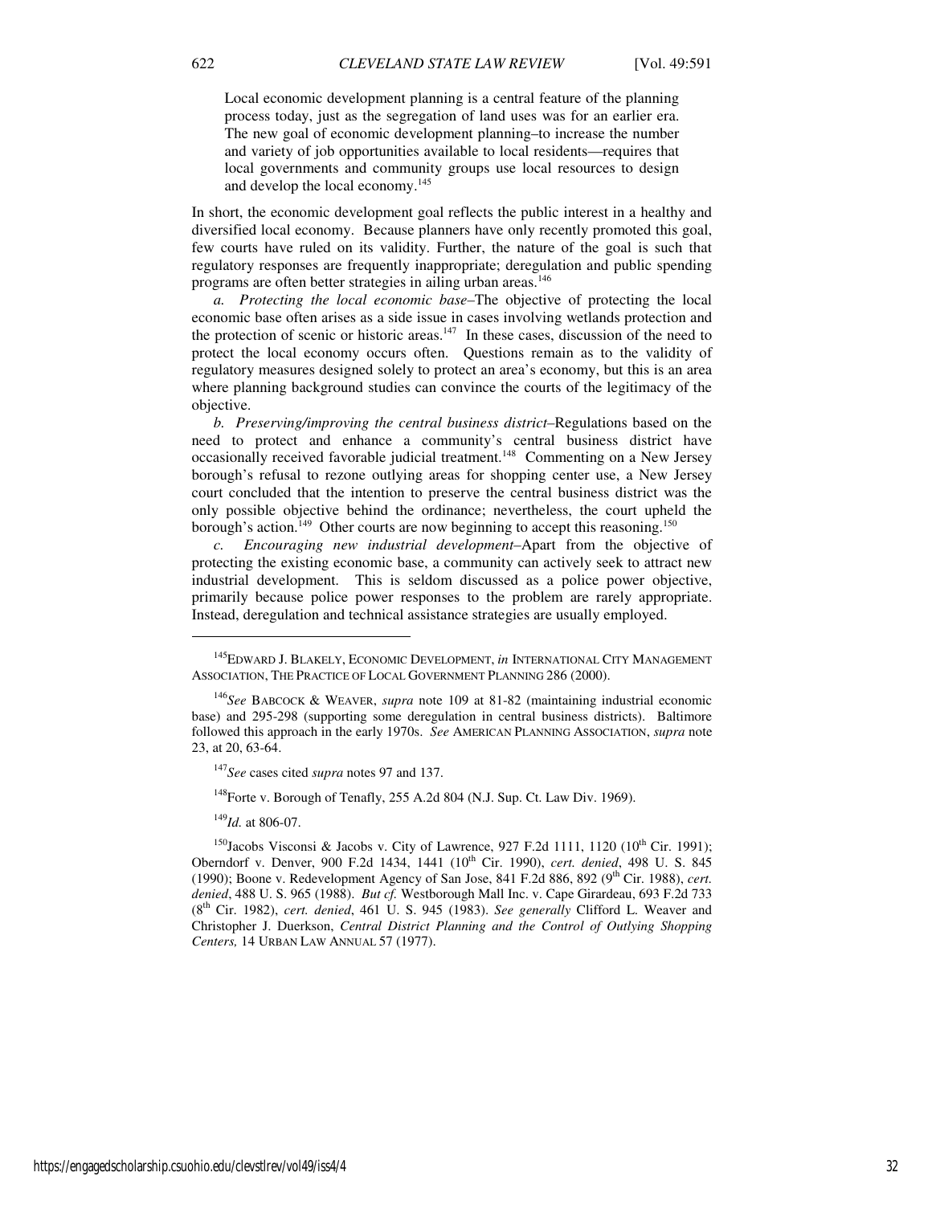> Local economic development planning is a central feature of the planning process today, just as the segregation of land uses was for an earlier era. The new goal of economic development planning–to increase the number and variety of job opportunities available to local residents—requires that local governments and community groups use local resources to design and develop the local economy.[145]

In short, the economic development goal reflects the public interest in a healthy and diversified local economy. Because planners have only recently promoted this goal, few courts have ruled on its validity. Further, the nature of the goal is such that regulatory responses are frequently inappropriate; deregulation and public spending programs are often better strategies in ailing urban areas.[146]

*a. Protecting the local economic base*–The objective of protecting the local economic base often arises as a side issue in cases involving wetlands protection and the protection of scenic or historic areas.[147] In these cases, discussion of the need to protect the local economy occurs often. Questions remain as to the validity of regulatory measures designed solely to protect an area's economy, but this is an area where planning background studies can convince the courts of the legitimacy of the objective.

*b. Preserving/improving the central business district*–Regulations based on the need to protect and enhance a community's central business district have occasionally received favorable judicial treatment.[148] Commenting on a New Jersey borough's refusal to rezone outlying areas for shopping center use, a New Jersey court concluded that the intention to preserve the central business district was the only possible objective behind the ordinance; nevertheless, the court upheld the borough's action.[149] Other courts are now beginning to accept this reasoning.[150]

*c. Encouraging new industrial development*–Apart from the objective of protecting the existing economic base, a community can actively seek to attract new industrial development. This is seldom discussed as a police power objective, primarily because police power responses to the problem are rarely appropriate. Instead, deregulation and technical assistance strategies are usually employed.

---

[145] EDWARD J. BLAKELY, ECONOMIC DEVELOPMENT, *in* INTERNATIONAL CITY MANAGEMENT ASSOCIATION, THE PRACTICE OF LOCAL GOVERNMENT PLANNING 286 (2000).

[146] *See* BABCOCK & WEAVER, *supra* note 109 at 81-82 (maintaining industrial economic base) and 295-298 (supporting some deregulation in central business districts). Baltimore followed this approach in the early 1970s. *See* AMERICAN PLANNING ASSOCIATION, *supra* note 23, at 20, 63-64.

[147] *See* cases cited *supra* notes 97 and 137.

[148] Forte v. Borough of Tenafly, 255 A.2d 804 (N.J. Sup. Ct. Law Div. 1969).

[149] *Id.* at 806-07.

[150] Jacobs Visconsi & Jacobs v. City of Lawrence, 927 F.2d 1111, 1120 (10th Cir. 1991); Oberndorf v. Denver, 900 F.2d 1434, 1441 (10th Cir. 1990), *cert. denied*, 498 U. S. 845 (1990); Boone v. Redevelopment Agency of San Jose, 841 F.2d 886, 892 (9th Cir. 1988), *cert. denied*, 488 U. S. 965 (1988). *But cf.* Westborough Mall Inc. v. Cape Girardeau, 693 F.2d 733 (8th Cir. 1982), *cert. denied*, 461 U. S. 945 (1983). *See generally* Clifford L. Weaver and Christopher J. Duerkson, *Central District Planning and the Control of Outlying Shopping Centers,* 14 URBAN LAW ANNUAL 57 (1977).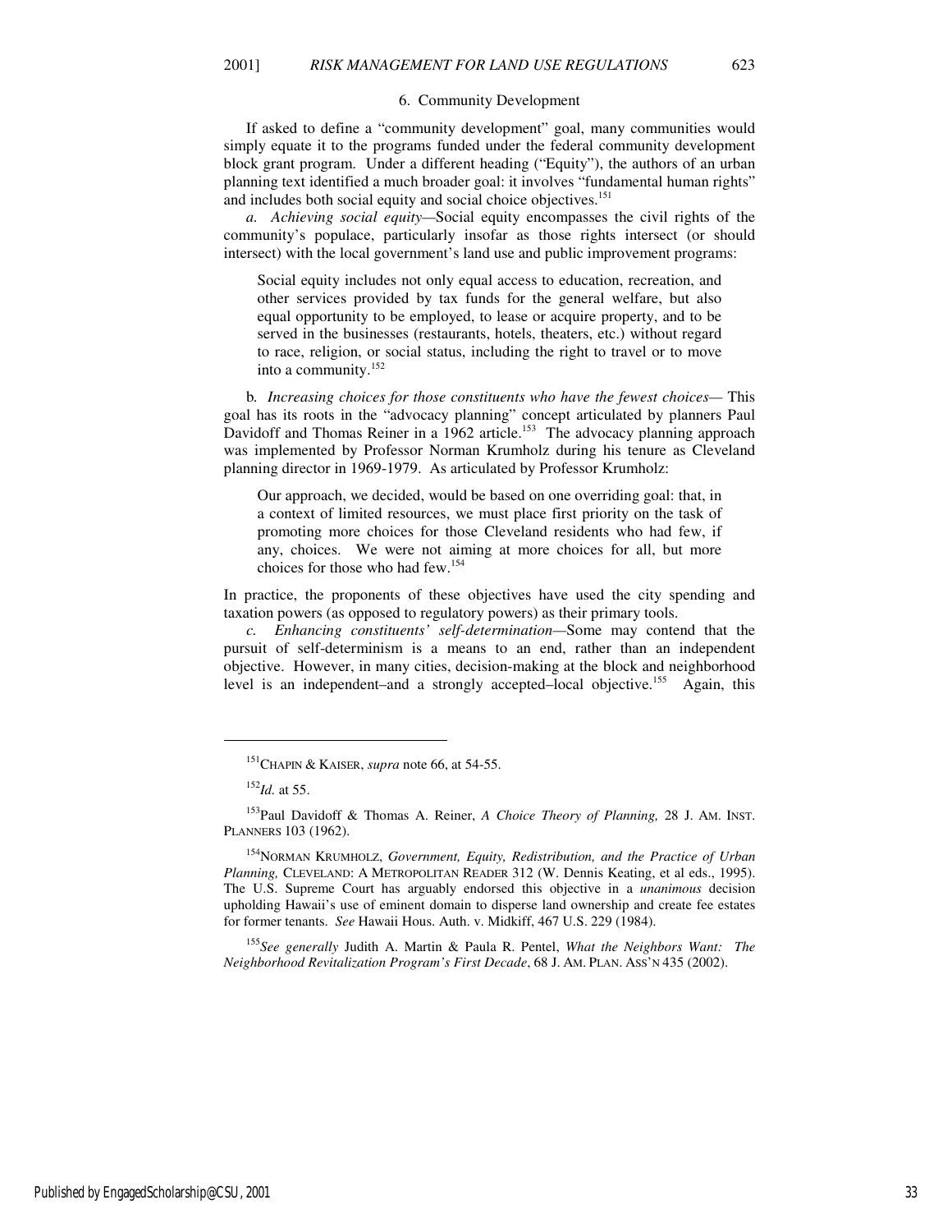### 6. Community Development

If asked to define a "community development" goal, many communities would simply equate it to the programs funded under the federal community development block grant program. Under a different heading ("Equity"), the authors of an urban planning text identified a much broader goal: it involves "fundamental human rights" and includes both social equity and social choice objectives.[151]

*a. Achieving social equity*—Social equity encompasses the civil rights of the community's populace, particularly insofar as those rights intersect (or should intersect) with the local government's land use and public improvement programs:

> Social equity includes not only equal access to education, recreation, and other services provided by tax funds for the general welfare, but also equal opportunity to be employed, to lease or acquire property, and to be served in the businesses (restaurants, hotels, theaters, etc.) without regard to race, religion, or social status, including the right to travel or to move into a community.[152]

b. *Increasing choices for those constituents who have the fewest choices*— This goal has its roots in the "advocacy planning" concept articulated by planners Paul Davidoff and Thomas Reiner in a 1962 article.[153] The advocacy planning approach was implemented by Professor Norman Krumholz during his tenure as Cleveland planning director in 1969-1979. As articulated by Professor Krumholz:

> Our approach, we decided, would be based on one overriding goal: that, in a context of limited resources, we must place first priority on the task of promoting more choices for those Cleveland residents who had few, if any, choices. We were not aiming at more choices for all, but more choices for those who had few.[154]

In practice, the proponents of these objectives have used the city spending and taxation powers (as opposed to regulatory powers) as their primary tools.

*c. Enhancing constituents' self-determination*—Some may contend that the pursuit of self-determinism is a means to an end, rather than an independent objective. However, in many cities, decision-making at the block and neighborhood level is an independent–and a strongly accepted–local objective.[155] Again, this

---

[151] CHAPIN & KAISER, *supra* note 66, at 54-55.

[152] *Id.* at 55.

[153] Paul Davidoff & Thomas A. Reiner, *A Choice Theory of Planning,* 28 J. AM. INST. PLANNERS 103 (1962).

[154] NORMAN KRUMHOLZ, *Government, Equity, Redistribution, and the Practice of Urban Planning,* CLEVELAND: A METROPOLITAN READER 312 (W. Dennis Keating, et al eds., 1995). The U.S. Supreme Court has arguably endorsed this objective in a *unanimous* decision upholding Hawaii's use of eminent domain to disperse land ownership and create fee estates for former tenants. *See* Hawaii Hous. Auth. v. Midkiff, 467 U.S. 229 (1984).

[155] *See generally* Judith A. Martin & Paula R. Pentel, *What the Neighbors Want: The Neighborhood Revitalization Program's First Decade*, 68 J. AM. PLAN. ASS'N 435 (2002).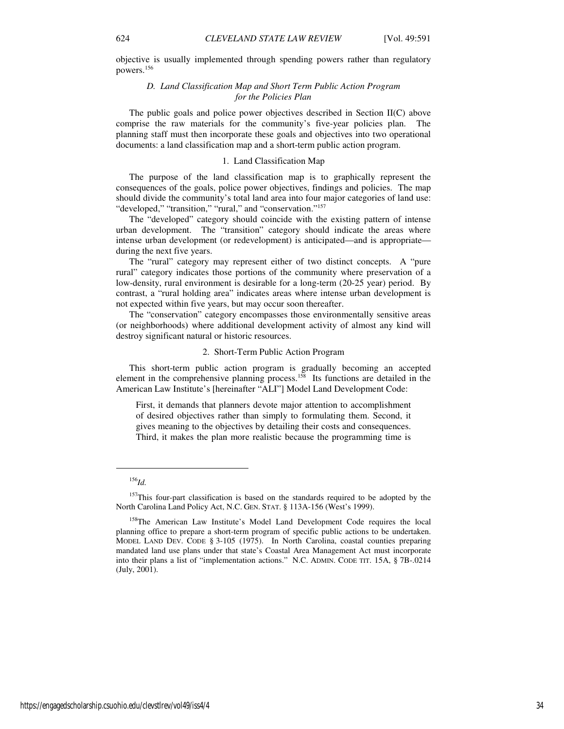objective is usually implemented through spending powers rather than regulatory powers.[156]

### *D. Land Classification Map and Short Term Public Action Program for the Policies Plan*

The public goals and police power objectives described in Section II(C) above comprise the raw materials for the community's five-year policies plan. The planning staff must then incorporate these goals and objectives into two operational documents: a land classification map and a short-term public action program.

#### 1. Land Classification Map

The purpose of the land classification map is to graphically represent the consequences of the goals, police power objectives, findings and policies. The map should divide the community's total land area into four major categories of land use: "developed," "transition," "rural," and "conservation."[157]

The "developed" category should coincide with the existing pattern of intense urban development. The "transition" category should indicate the areas where intense urban development (or redevelopment) is anticipated—and is appropriate—during the next five years.

The "rural" category may represent either of two distinct concepts. A "pure rural" category indicates those portions of the community where preservation of a low-density, rural environment is desirable for a long-term (20-25 year) period. By contrast, a "rural holding area" indicates areas where intense urban development is not expected within five years, but may occur soon thereafter.

The "conservation" category encompasses those environmentally sensitive areas (or neighborhoods) where additional development activity of almost any kind will destroy significant natural or historic resources.

#### 2. Short-Term Public Action Program

This short-term public action program is gradually becoming an accepted element in the comprehensive planning process.[158] Its functions are detailed in the American Law Institute's [hereinafter "ALI"] Model Land Development Code:

> First, it demands that planners devote major attention to accomplishment of desired objectives rather than simply to formulating them. Second, it gives meaning to the objectives by detailing their costs and consequences. Third, it makes the plan more realistic because the programming time is

---

[156] *Id.*

[157] This four-part classification is based on the standards required to be adopted by the North Carolina Land Policy Act, N.C. GEN. STAT. § 113A-156 (West's 1999).

[158] The American Law Institute's Model Land Development Code requires the local planning office to prepare a short-term program of specific public actions to be undertaken. MODEL LAND DEV. CODE § 3-105 (1975). In North Carolina, coastal counties preparing mandated land use plans under that state's Coastal Area Management Act must incorporate into their plans a list of "implementation actions." N.C. ADMIN. CODE TIT. 15A, § 7B-.0214 (July, 2001).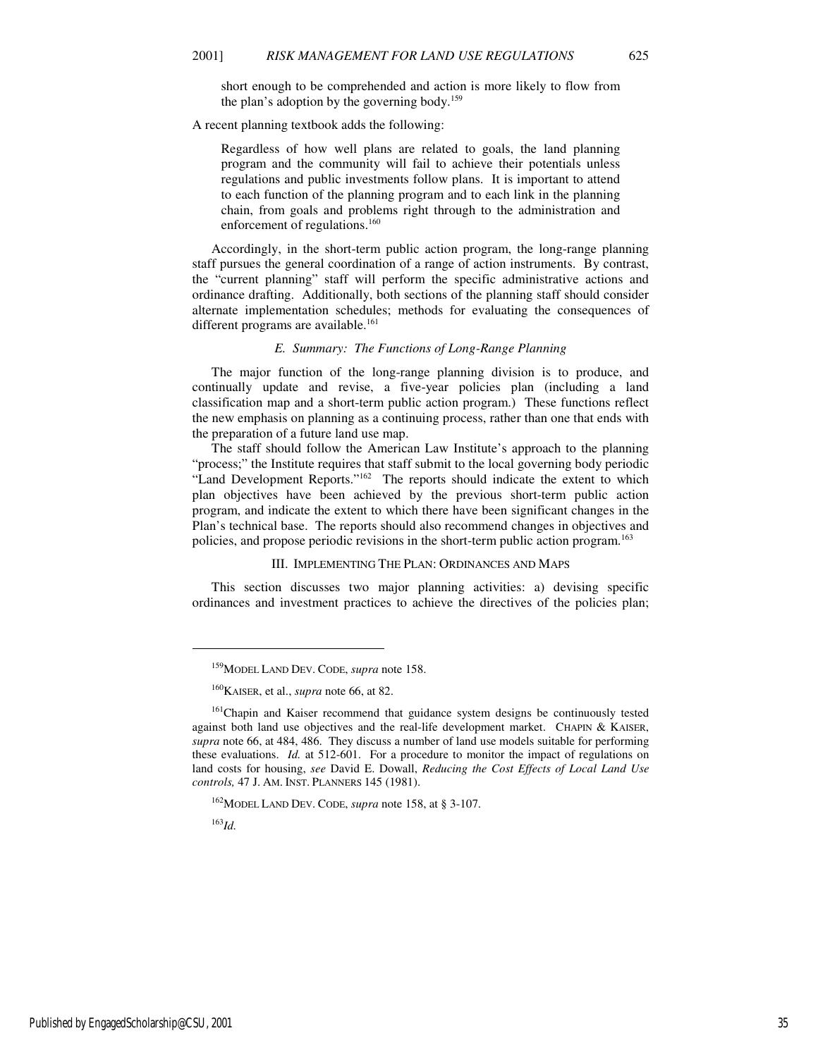short enough to be comprehended and action is more likely to flow from the plan's adoption by the governing body.[159]

A recent planning textbook adds the following:

> Regardless of how well plans are related to goals, the land planning program and the community will fail to achieve their potentials unless regulations and public investments follow plans. It is important to attend to each function of the planning program and to each link in the planning chain, from goals and problems right through to the administration and enforcement of regulations.[160]

Accordingly, in the short-term public action program, the long-range planning staff pursues the general coordination of a range of action instruments. By contrast, the "current planning" staff will perform the specific administrative actions and ordinance drafting. Additionally, both sections of the planning staff should consider alternate implementation schedules; methods for evaluating the consequences of different programs are available.[161]

### *E. Summary: The Functions of Long-Range Planning*

The major function of the long-range planning division is to produce, and continually update and revise, a five-year policies plan (including a land classification map and a short-term public action program.) These functions reflect the new emphasis on planning as a continuing process, rather than one that ends with the preparation of a future land use map.

The staff should follow the American Law Institute's approach to the planning "process;" the Institute requires that staff submit to the local governing body periodic "Land Development Reports."[162] The reports should indicate the extent to which plan objectives have been achieved by the previous short-term public action program, and indicate the extent to which there have been significant changes in the Plan's technical base. The reports should also recommend changes in objectives and policies, and propose periodic revisions in the short-term public action program.[163]

## III. IMPLEMENTING THE PLAN: ORDINANCES AND MAPS

This section discusses two major planning activities: a) devising specific ordinances and investment practices to achieve the directives of the policies plan;

---

[159] MODEL LAND DEV. CODE, *supra* note 158.

[160] KAISER, et al., *supra* note 66, at 82.

[161] Chapin and Kaiser recommend that guidance system designs be continuously tested against both land use objectives and the real-life development market. CHAPIN & KAISER, *supra* note 66, at 484, 486. They discuss a number of land use models suitable for performing these evaluations. *Id.* at 512-601. For a procedure to monitor the impact of regulations on land costs for housing, *see* David E. Dowall, *Reducing the Cost Effects of Local Land Use controls,* 47 J. AM. INST. PLANNERS 145 (1981).

[162] MODEL LAND DEV. CODE, *supra* note 158, at § 3-107.

[163] *Id.*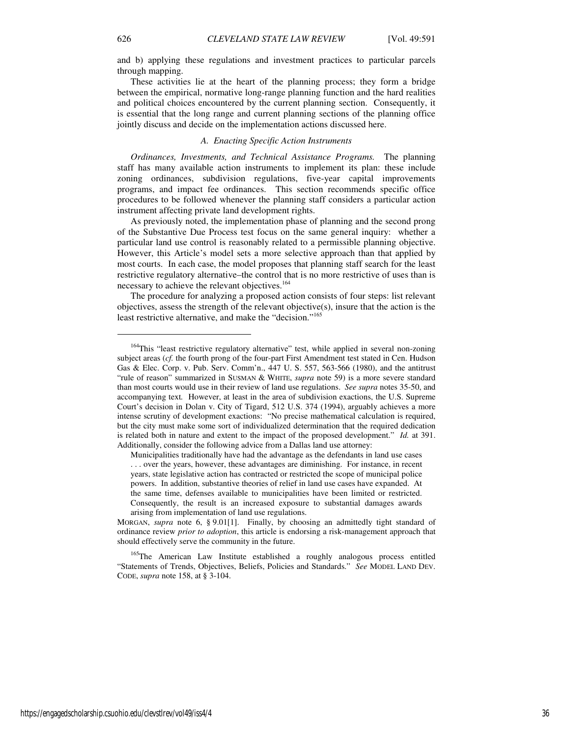and b) applying these regulations and investment practices to particular parcels through mapping.

These activities lie at the heart of the planning process; they form a bridge between the empirical, normative long-range planning function and the hard realities and political choices encountered by the current planning section. Consequently, it is essential that the long range and current planning sections of the planning office jointly discuss and decide on the implementation actions discussed here.

### *A. Enacting Specific Action Instruments*

*Ordinances, Investments, and Technical Assistance Programs.* The planning staff has many available action instruments to implement its plan: these include zoning ordinances, subdivision regulations, five-year capital improvements programs, and impact fee ordinances. This section recommends specific office procedures to be followed whenever the planning staff considers a particular action instrument affecting private land development rights.

As previously noted, the implementation phase of planning and the second prong of the Substantive Due Process test focus on the same general inquiry: whether a particular land use control is reasonably related to a permissible planning objective. However, this Article's model sets a more selective approach than that applied by most courts. In each case, the model proposes that planning staff search for the least restrictive regulatory alternative–the control that is no more restrictive of uses than is necessary to achieve the relevant objectives.[164]

The procedure for analyzing a proposed action consists of four steps: list relevant objectives, assess the strength of the relevant objective(s), insure that the action is the least restrictive alternative, and make the "decision."[165]

---

[164]This "least restrictive regulatory alternative" test, while applied in several non-zoning subject areas (*cf.* the fourth prong of the four-part First Amendment test stated in Cen. Hudson Gas & Elec. Corp. v. Pub. Serv. Comm'n., 447 U. S. 557, 563-566 (1980), and the antitrust "rule of reason" summarized in SUSMAN & WHITE, *supra* note 59) is a more severe standard than most courts would use in their review of land use regulations. *See supra* notes 35-50, and accompanying text*.* However, at least in the area of subdivision exactions, the U.S. Supreme Court's decision in Dolan v. City of Tigard, 512 U.S. 374 (1994), arguably achieves a more intense scrutiny of development exactions: "No precise mathematical calculation is required, but the city must make some sort of individualized determination that the required dedication is related both in nature and extent to the impact of the proposed development." *Id.* at 391. Additionally, consider the following advice from a Dallas land use attorney:

> Municipalities traditionally have had the advantage as the defendants in land use cases . . . over the years, however, these advantages are diminishing. For instance, in recent years, state legislative action has contracted or restricted the scope of municipal police powers. In addition, substantive theories of relief in land use cases have expanded. At the same time, defenses available to municipalities have been limited or restricted. Consequently, the result is an increased exposure to substantial damages awards arising from implementation of land use regulations.

MORGAN, *supra* note 6, § 9.01[1]. Finally, by choosing an admittedly tight standard of ordinance review *prior to adoption*, this article is endorsing a risk-management approach that should effectively serve the community in the future.

[165]The American Law Institute established a roughly analogous process entitled "Statements of Trends, Objectives, Beliefs, Policies and Standards." *See* MODEL LAND DEV. CODE, *supra* note 158, at § 3-104.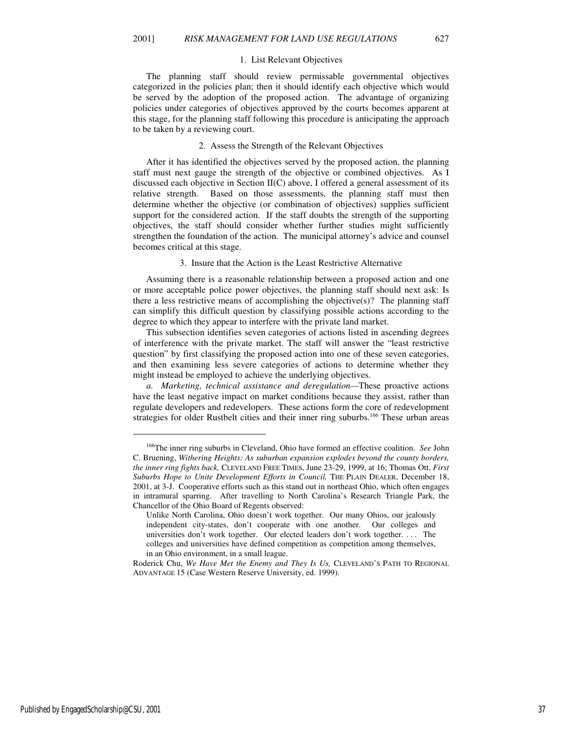#### 1. List Relevant Objectives

The planning staff should review permissable governmental objectives categorized in the policies plan; then it should identify each objective which would be served by the adoption of the proposed action. The advantage of organizing policies under categories of objectives approved by the courts becomes apparent at this stage, for the planning staff following this procedure is anticipating the approach to be taken by a reviewing court.

#### 2. Assess the Strength of the Relevant Objectives

After it has identified the objectives served by the proposed action, the planning staff must next gauge the strength of the objective or combined objectives. As I discussed each objective in Section II(C) above, I offered a general assessment of its relative strength. Based on those assessments, the planning staff must then determine whether the objective (or combination of objectives) supplies sufficient support for the considered action. If the staff doubts the strength of the supporting objectives, the staff should consider whether further studies might sufficiently strengthen the foundation of the action. The municipal attorney's advice and counsel becomes critical at this stage.

#### 3. Insure that the Action is the Least Restrictive Alternative

Assuming there is a reasonable relationship between a proposed action and one or more acceptable police power objectives, the planning staff should next ask: Is there a less restrictive means of accomplishing the objective(s)? The planning staff can simplify this difficult question by classifying possible actions according to the degree to which they appear to interfere with the private land market.

This subsection identifies seven categories of actions listed in ascending degrees of interference with the private market. The staff will answer the "least restrictive question" by first classifying the proposed action into one of these seven categories, and then examining less severe categories of actions to determine whether they might instead be employed to achieve the underlying objectives.

*a. Marketing, technical assistance and deregulation*—These proactive actions have the least negative impact on market conditions because they assist, rather than regulate developers and redevelopers. These actions form the core of redevelopment strategies for older Rustbelt cities and their inner ring suburbs.[166] These urban areas

---

[166]The inner ring suburbs in Cleveland, Ohio have formed an effective coalition. *See* John C. Bruening, *Withering Heights: As suburban expansion explodes beyond the county borders, the inner ring fights back,* CLEVELAND FREE TIMES, June 23-29, 1999, at 16; Thomas Ott, *First Suburbs Hope to Unite Development Efforts in Council,* THE PLAIN DEALER, December 18, 2001, at 3-J. Cooperative efforts such as this stand out in northeast Ohio, which often engages in intramural sparring. After travelling to North Carolina's Research Triangle Park, the Chancellor of the Ohio Board of Regents observed:

> Unlike North Carolina, Ohio doesn't work together. Our many Ohios, our jealously independent city-states, don't cooperate with one another. Our colleges and universities don't work together. Our elected leaders don't work together. . . . The colleges and universities have defined competition as competition among themselves, in an Ohio environment, in a small league.

Roderick Chu, *We Have Met the Enemy and They Is Us,* CLEVELAND'S PATH TO REGIONAL ADVANTAGE 15 (Case Western Reserve University, ed. 1999).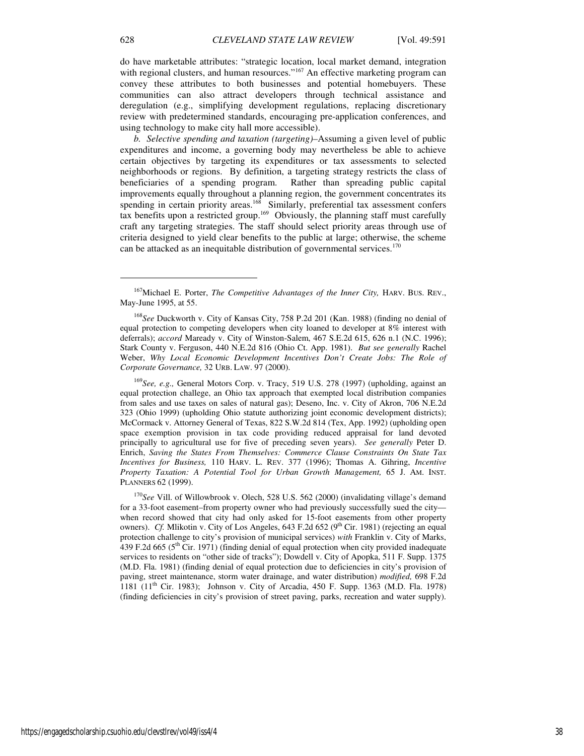do have marketable attributes: "strategic location, local market demand, integration with regional clusters, and human resources."[167] An effective marketing program can convey these attributes to both businesses and potential homebuyers. These communities can also attract developers through technical assistance and deregulation (e.g., simplifying development regulations, replacing discretionary review with predetermined standards, encouraging pre-application conferences, and using technology to make city hall more accessible).

*b. Selective spending and taxation (targeting)*–Assuming a given level of public expenditures and income, a governing body may nevertheless be able to achieve certain objectives by targeting its expenditures or tax assessments to selected neighborhoods or regions. By definition, a targeting strategy restricts the class of beneficiaries of a spending program. Rather than spreading public capital improvements equally throughout a planning region, the government concentrates its spending in certain priority areas.[168] Similarly, preferential tax assessment confers tax benefits upon a restricted group.[169] Obviously, the planning staff must carefully craft any targeting strategies. The staff should select priority areas through use of criteria designed to yield clear benefits to the public at large; otherwise, the scheme can be attacked as an inequitable distribution of governmental services.[170]

---

[167]Michael E. Porter, *The Competitive Advantages of the Inner City,* HARV. BUS. REV., May-June 1995, at 55.

[168]*See* Duckworth v. City of Kansas City, 758 P.2d 201 (Kan. 1988) (finding no denial of equal protection to competing developers when city loaned to developer at 8% interest with deferrals); *accord* Maready v. City of Winston-Salem, 467 S.E.2d 615, 626 n.1 (N.C. 1996); Stark County v. Ferguson, 440 N.E.2d 816 (Ohio Ct. App. 1981). *But see generally* Rachel Weber, *Why Local Economic Development Incentives Don't Create Jobs: The Role of Corporate Governance,* 32 URB. LAW. 97 (2000).

[169]*See, e.g.,* General Motors Corp. v. Tracy, 519 U.S. 278 (1997) (upholding, against an equal protection challenge, an Ohio tax approach that exempted local distribution companies from sales and use taxes on sales of natural gas); Deseno, Inc. v. City of Akron, 706 N.E.2d 323 (Ohio 1999) (upholding Ohio statute authorizing joint economic development districts); McCormack v. Attorney General of Texas, 822 S.W.2d 814 (Tex, App. 1992) (upholding open space exemption provision in tax code providing reduced appraisal for land devoted principally to agricultural use for five of preceding seven years). *See generally* Peter D. Enrich, *Saving the States From Themselves: Commerce Clause Constraints On State Tax Incentives for Business,* 110 HARV. L. REV. 377 (1996); Thomas A. Gihring, *Incentive Property Taxation: A Potential Tool for Urban Growth Management,* 65 J. AM. INST. PLANNERS 62 (1999).

[170]*See* Vill. of Willowbrook v. Olech, 528 U.S. 562 (2000) (invalidating village's demand for a 33-foot easement–from property owner who had previously successfully sued the city—when record showed that city had only asked for 15-foot easements from other property owners). *Cf.* Mlikotin v. City of Los Angeles, 643 F.2d 652 (9th Cir. 1981) (rejecting an equal protection challenge to city's provision of municipal services) *with* Franklin v. City of Marks, 439 F.2d 665 (5th Cir. 1971) (finding denial of equal protection when city provided inadequate services to residents on "other side of tracks"); Dowdell v. City of Apopka, 511 F. Supp. 1375 (M.D. Fla. 1981) (finding denial of equal protection due to deficiencies in city's provision of paving, street maintenance, storm water drainage, and water distribution) *modified,* 698 F.2d 1181 (11th Cir. 1983); Johnson v. City of Arcadia, 450 F. Supp. 1363 (M.D. Fla. 1978) (finding deficiencies in city's provision of street paving, parks, recreation and water supply).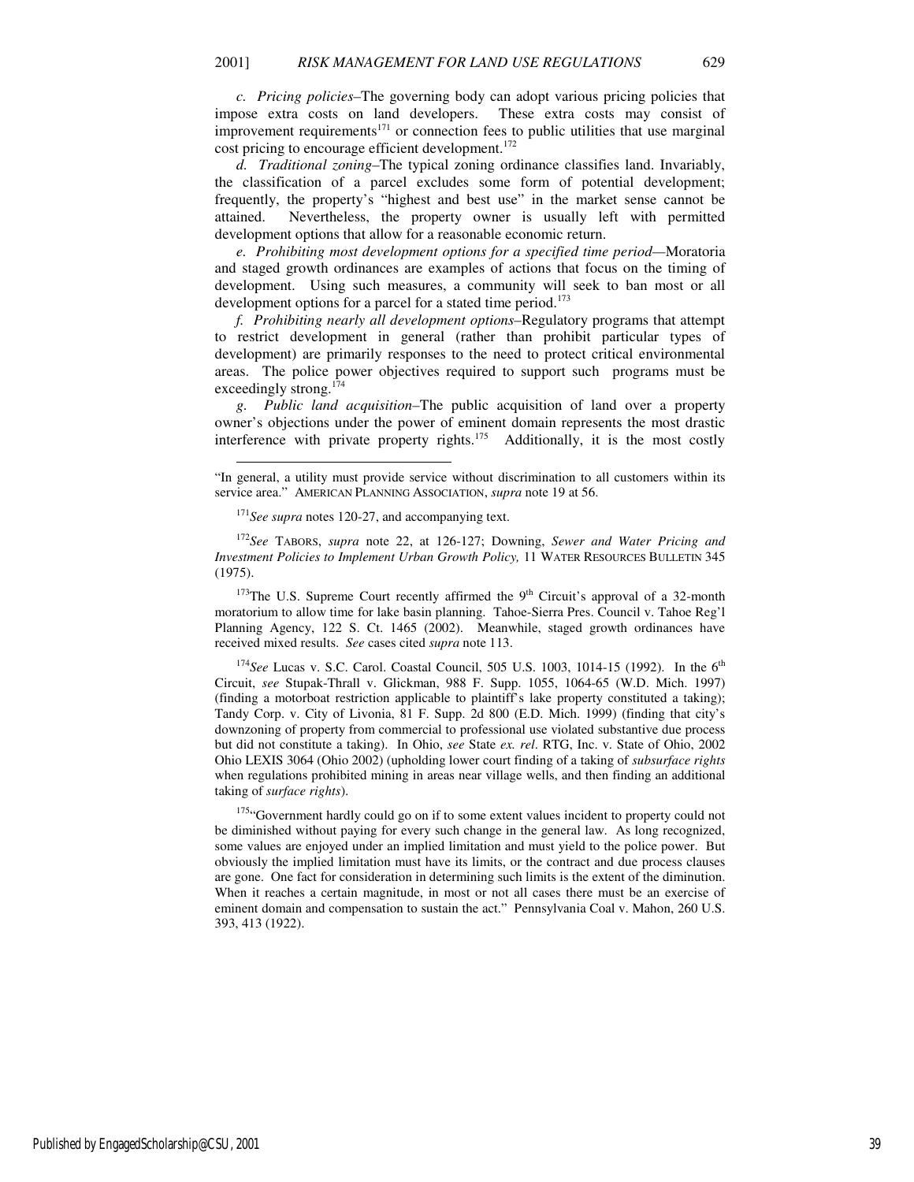*c. Pricing policies*–The governing body can adopt various pricing policies that impose extra costs on land developers. These extra costs may consist of improvement requirements[171] or connection fees to public utilities that use marginal cost pricing to encourage efficient development.[172]

*d. Traditional zoning*–The typical zoning ordinance classifies land. Invariably, the classification of a parcel excludes some form of potential development; frequently, the property's "highest and best use" in the market sense cannot be attained. Nevertheless, the property owner is usually left with permitted development options that allow for a reasonable economic return.

*e. Prohibiting most development options for a specified time period*—Moratoria and staged growth ordinances are examples of actions that focus on the timing of development. Using such measures, a community will seek to ban most or all development options for a parcel for a stated time period.[173]

*f. Prohibiting nearly all development options*–Regulatory programs that attempt to restrict development in general (rather than prohibit particular types of development) are primarily responses to the need to protect critical environmental areas. The police power objectives required to support such programs must be exceedingly strong.[174]

*g. Public land acquisition*–The public acquisition of land over a property owner's objections under the power of eminent domain represents the most drastic interference with private property rights.[175] Additionally, it is the most costly

---

"In general, a utility must provide service without discrimination to all customers within its service area." AMERICAN PLANNING ASSOCIATION, *supra* note 19 at 56.

[171] *See supra* notes 120-27, and accompanying text.

[172] *See* TABORS, *supra* note 22, at 126-127; Downing, *Sewer and Water Pricing and Investment Policies to Implement Urban Growth Policy,* 11 WATER RESOURCES BULLETIN 345 (1975).

[173] The U.S. Supreme Court recently affirmed the 9th Circuit's approval of a 32-month moratorium to allow time for lake basin planning. Tahoe-Sierra Pres. Council v. Tahoe Reg'l Planning Agency, 122 S. Ct. 1465 (2002). Meanwhile, staged growth ordinances have received mixed results. *See* cases cited *supra* note 113.

[174] *See* Lucas v. S.C. Carol. Coastal Council, 505 U.S. 1003, 1014-15 (1992). In the 6th Circuit, *see* Stupak-Thrall v. Glickman, 988 F. Supp. 1055, 1064-65 (W.D. Mich. 1997) (finding a motorboat restriction applicable to plaintiff's lake property constituted a taking); Tandy Corp. v. City of Livonia, 81 F. Supp. 2d 800 (E.D. Mich. 1999) (finding that city's downzoning of property from commercial to professional use violated substantive due process but did not constitute a taking). In Ohio, *see* State *ex. rel*. RTG, Inc. v. State of Ohio, 2002 Ohio LEXIS 3064 (Ohio 2002) (upholding lower court finding of a taking of *subsurface rights* when regulations prohibited mining in areas near village wells, and then finding an additional taking of *surface rights*).

[175] "Government hardly could go on if to some extent values incident to property could not be diminished without paying for every such change in the general law. As long recognized, some values are enjoyed under an implied limitation and must yield to the police power. But obviously the implied limitation must have its limits, or the contract and due process clauses are gone. One fact for consideration in determining such limits is the extent of the diminution. When it reaches a certain magnitude, in most or not all cases there must be an exercise of eminent domain and compensation to sustain the act." Pennsylvania Coal v. Mahon, 260 U.S. 393, 413 (1922).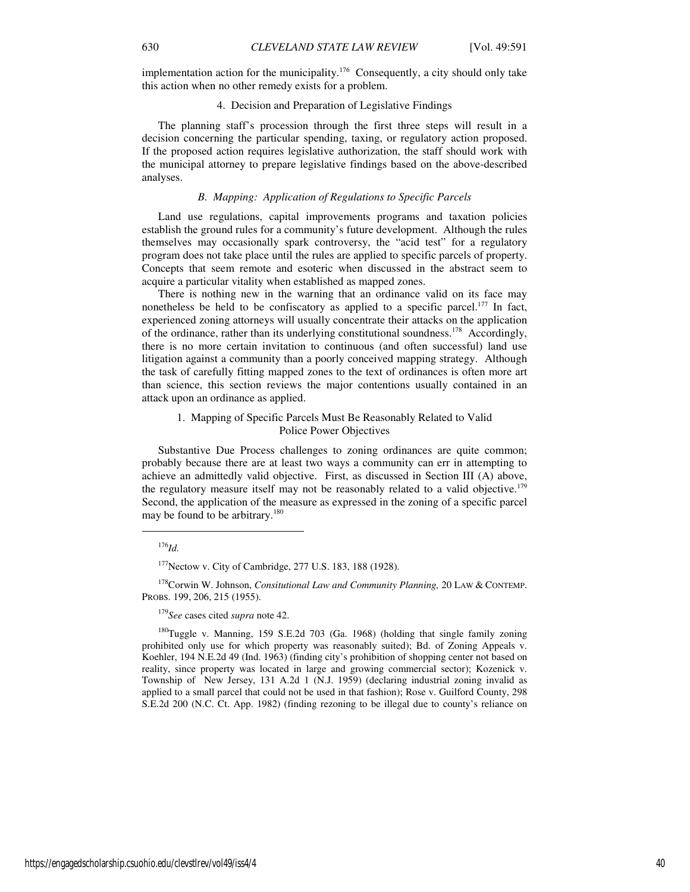implementation action for the municipality.[176] Consequently, a city should only take this action when no other remedy exists for a problem.

#### 4. Decision and Preparation of Legislative Findings

The planning staff's procession through the first three steps will result in a decision concerning the particular spending, taxing, or regulatory action proposed. If the proposed action requires legislative authorization, the staff should work with the municipal attorney to prepare legislative findings based on the above-described analyses.

### *B. Mapping: Application of Regulations to Specific Parcels*

Land use regulations, capital improvements programs and taxation policies establish the ground rules for a community's future development. Although the rules themselves may occasionally spark controversy, the "acid test" for a regulatory program does not take place until the rules are applied to specific parcels of property. Concepts that seem remote and esoteric when discussed in the abstract seem to acquire a particular vitality when established as mapped zones.

There is nothing new in the warning that an ordinance valid on its face may nonetheless be held to be confiscatory as applied to a specific parcel.[177] In fact, experienced zoning attorneys will usually concentrate their attacks on the application of the ordinance, rather than its underlying constitutional soundness.[178] Accordingly, there is no more certain invitation to continuous (and often successful) land use litigation against a community than a poorly conceived mapping strategy. Although the task of carefully fitting mapped zones to the text of ordinances is often more art than science, this section reviews the major contentions usually contained in an attack upon an ordinance as applied.

#### 1. Mapping of Specific Parcels Must Be Reasonably Related to Valid Police Power Objectives

Substantive Due Process challenges to zoning ordinances are quite common; probably because there are at least two ways a community can err in attempting to achieve an admittedly valid objective. First, as discussed in Section III (A) above, the regulatory measure itself may not be reasonably related to a valid objective.[179] Second, the application of the measure as expressed in the zoning of a specific parcel may be found to be arbitrary.[180]

---

[176] *Id.*

[177] Nectow v. City of Cambridge, 277 U.S. 183, 188 (1928).

[178] Corwin W. Johnson, *Consitutional Law and Community Planning,* 20 LAW & CONTEMP. PROBS. 199, 206, 215 (1955).

[179] *See* cases cited *supra* note 42.

[180] Tuggle v. Manning, 159 S.E.2d 703 (Ga. 1968) (holding that single family zoning prohibited only use for which property was reasonably suited); Bd. of Zoning Appeals v. Koehler, 194 N.E.2d 49 (Ind. 1963) (finding city's prohibition of shopping center not based on reality, since property was located in large and growing commercial sector); Kozenick v. Township of New Jersey, 131 A.2d 1 (N.J. 1959) (declaring industrial zoning invalid as applied to a small parcel that could not be used in that fashion); Rose v. Guilford County, 298 S.E.2d 200 (N.C. Ct. App. 1982) (finding rezoning to be illegal due to county's reliance on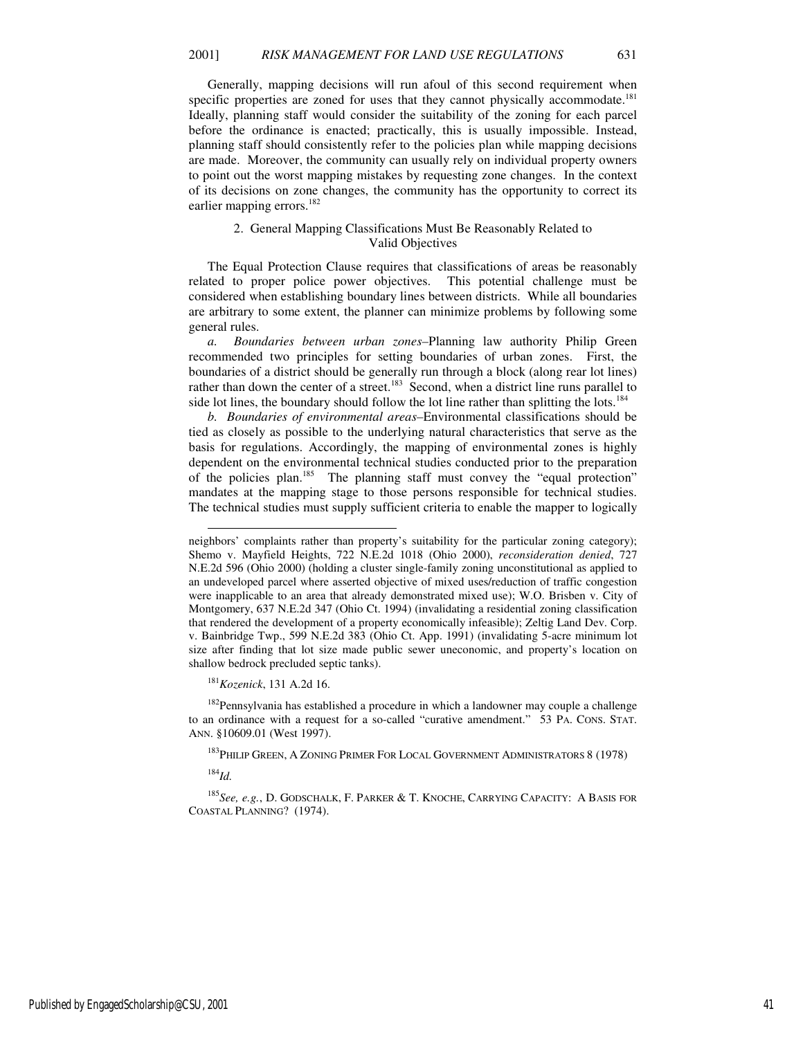Generally, mapping decisions will run afoul of this second requirement when specific properties are zoned for uses that they cannot physically accommodate.[181] Ideally, planning staff would consider the suitability of the zoning for each parcel before the ordinance is enacted; practically, this is usually impossible. Instead, planning staff should consistently refer to the policies plan while mapping decisions are made. Moreover, the community can usually rely on individual property owners to point out the worst mapping mistakes by requesting zone changes. In the context of its decisions on zone changes, the community has the opportunity to correct its earlier mapping errors.[182]

### 2. General Mapping Classifications Must Be Reasonably Related to Valid Objectives

The Equal Protection Clause requires that classifications of areas be reasonably related to proper police power objectives. This potential challenge must be considered when establishing boundary lines between districts. While all boundaries are arbitrary to some extent, the planner can minimize problems by following some general rules.

*a. Boundaries between urban zones*–Planning law authority Philip Green recommended two principles for setting boundaries of urban zones. First, the boundaries of a district should be generally run through a block (along rear lot lines) rather than down the center of a street.[183] Second, when a district line runs parallel to side lot lines, the boundary should follow the lot line rather than splitting the lots.[184]

*b. Boundaries of environmental areas*–Environmental classifications should be tied as closely as possible to the underlying natural characteristics that serve as the basis for regulations. Accordingly, the mapping of environmental zones is highly dependent on the environmental technical studies conducted prior to the preparation of the policies plan.[185] The planning staff must convey the "equal protection" mandates at the mapping stage to those persons responsible for technical studies. The technical studies must supply sufficient criteria to enable the mapper to logically

---

neighbors' complaints rather than property's suitability for the particular zoning category); Shemo v. Mayfield Heights, 722 N.E.2d 1018 (Ohio 2000), *reconsideration denied*, 727 N.E.2d 596 (Ohio 2000) (holding a cluster single-family zoning unconstitutional as applied to an undeveloped parcel where asserted objective of mixed uses/reduction of traffic congestion were inapplicable to an area that already demonstrated mixed use); W.O. Brisben v. City of Montgomery, 637 N.E.2d 347 (Ohio Ct. 1994) (invalidating a residential zoning classification that rendered the development of a property economically infeasible); Zeltig Land Dev. Corp. v. Bainbridge Twp., 599 N.E.2d 383 (Ohio Ct. App. 1991) (invalidating 5-acre minimum lot size after finding that lot size made public sewer uneconomic, and property's location on shallow bedrock precluded septic tanks).

[181] *Kozenick*, 131 A.2d 16.

[182] Pennsylvania has established a procedure in which a landowner may couple a challenge to an ordinance with a request for a so-called "curative amendment." 53 PA. CONS. STAT. ANN. §10609.01 (West 1997).

[183] PHILIP GREEN, A ZONING PRIMER FOR LOCAL GOVERNMENT ADMINISTRATORS 8 (1978)

[184] *Id.*

[185] *See, e.g.*, D. GODSCHALK, F. PARKER & T. KNOCHE, CARRYING CAPACITY: A BASIS FOR COASTAL PLANNING? (1974).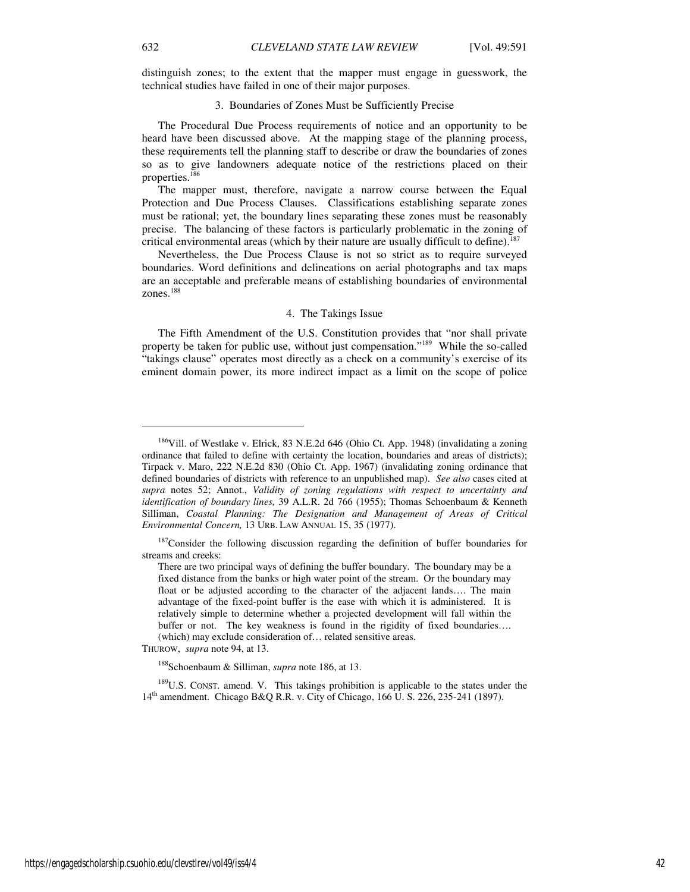distinguish zones; to the extent that the mapper must engage in guesswork, the technical studies have failed in one of their major purposes.

### 3. Boundaries of Zones Must be Sufficiently Precise

The Procedural Due Process requirements of notice and an opportunity to be heard have been discussed above. At the mapping stage of the planning process, these requirements tell the planning staff to describe or draw the boundaries of zones so as to give landowners adequate notice of the restrictions placed on their properties.[186]

The mapper must, therefore, navigate a narrow course between the Equal Protection and Due Process Clauses. Classifications establishing separate zones must be rational; yet, the boundary lines separating these zones must be reasonably precise. The balancing of these factors is particularly problematic in the zoning of critical environmental areas (which by their nature are usually difficult to define).[187]

Nevertheless, the Due Process Clause is not so strict as to require surveyed boundaries. Word definitions and delineations on aerial photographs and tax maps are an acceptable and preferable means of establishing boundaries of environmental zones.[188]

### 4. The Takings Issue

The Fifth Amendment of the U.S. Constitution provides that "nor shall private property be taken for public use, without just compensation."[189] While the so-called "takings clause" operates most directly as a check on a community's exercise of its eminent domain power, its more indirect impact as a limit on the scope of police

---

[186]Vill. of Westlake v. Elrick, 83 N.E.2d 646 (Ohio Ct. App. 1948) (invalidating a zoning ordinance that failed to define with certainty the location, boundaries and areas of districts); Tirpack v. Maro, 222 N.E.2d 830 (Ohio Ct. App. 1967) (invalidating zoning ordinance that defined boundaries of districts with reference to an unpublished map). *See also* cases cited at *supra* notes 52; Annot., *Validity of zoning regulations with respect to uncertainty and identification of boundary lines,* 39 A.L.R. 2d 766 (1955); Thomas Schoenbaum & Kenneth Silliman, *Coastal Planning: The Designation and Management of Areas of Critical Environmental Concern,* 13 URB. LAW ANNUAL 15, 35 (1977).

[187]Consider the following discussion regarding the definition of buffer boundaries for streams and creeks:

> There are two principal ways of defining the buffer boundary. The boundary may be a fixed distance from the banks or high water point of the stream. Or the boundary may float or be adjusted according to the character of the adjacent lands…. The main advantage of the fixed-point buffer is the ease with which it is administered. It is relatively simple to determine whether a projected development will fall within the buffer or not. The key weakness is found in the rigidity of fixed boundaries…. (which) may exclude consideration of… related sensitive areas.

THUROW, *supra* note 94, at 13.

[188]Schoenbaum & Silliman, *supra* note 186, at 13.

[189]U.S. CONST. amend. V. This takings prohibition is applicable to the states under the 14th amendment. Chicago B&Q R.R. v. City of Chicago, 166 U. S. 226, 235-241 (1897).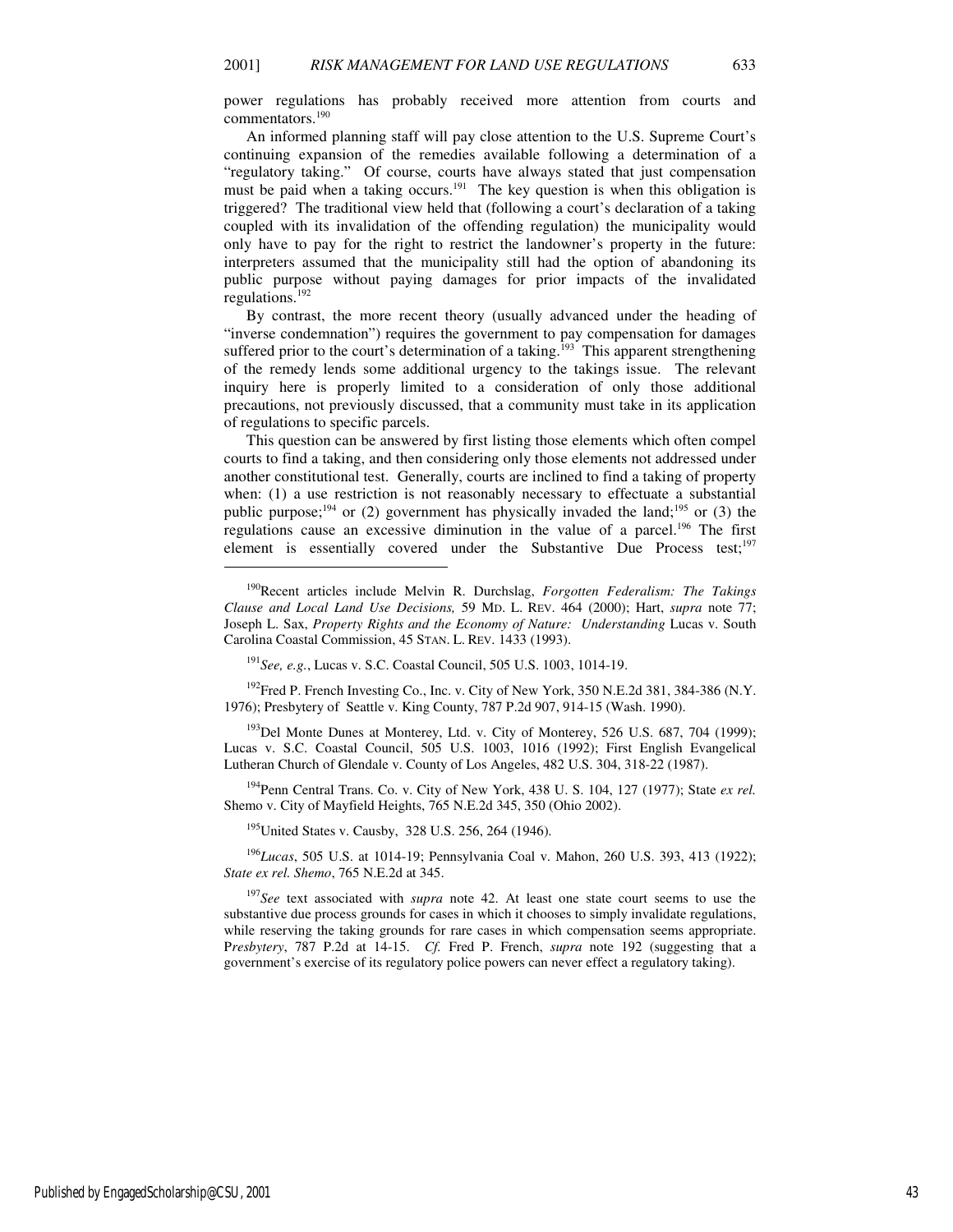power regulations has probably received more attention from courts and commentators.[190]

An informed planning staff will pay close attention to the U.S. Supreme Court's continuing expansion of the remedies available following a determination of a "regulatory taking." Of course, courts have always stated that just compensation must be paid when a taking occurs.[191] The key question is when this obligation is triggered? The traditional view held that (following a court's declaration of a taking coupled with its invalidation of the offending regulation) the municipality would only have to pay for the right to restrict the landowner's property in the future: interpreters assumed that the municipality still had the option of abandoning its public purpose without paying damages for prior impacts of the invalidated regulations.[192]

By contrast, the more recent theory (usually advanced under the heading of "inverse condemnation") requires the government to pay compensation for damages suffered prior to the court's determination of a taking.[193] This apparent strengthening of the remedy lends some additional urgency to the takings issue. The relevant inquiry here is properly limited to a consideration of only those additional precautions, not previously discussed, that a community must take in its application of regulations to specific parcels.

This question can be answered by first listing those elements which often compel courts to find a taking, and then considering only those elements not addressed under another constitutional test. Generally, courts are inclined to find a taking of property when: (1) a use restriction is not reasonably necessary to effectuate a substantial public purpose;[194] or (2) government has physically invaded the land;[195] or (3) the regulations cause an excessive diminution in the value of a parcel.[196] The first element is essentially covered under the Substantive Due Process test;[197]

---

[190]Recent articles include Melvin R. Durchslag, *Forgotten Federalism: The Takings Clause and Local Land Use Decisions,* 59 MD. L. REV. 464 (2000); Hart, *supra* note 77; Joseph L. Sax, *Property Rights and the Economy of Nature: Understanding* Lucas v. South Carolina Coastal Commission, 45 STAN. L. REV. 1433 (1993).

[191]*See, e.g.*, Lucas v. S.C. Coastal Council, 505 U.S. 1003, 1014-19.

[192]Fred P. French Investing Co., Inc. v. City of New York, 350 N.E.2d 381, 384-386 (N.Y. 1976); Presbytery of Seattle v. King County, 787 P.2d 907, 914-15 (Wash. 1990).

[193]Del Monte Dunes at Monterey, Ltd. v. City of Monterey, 526 U.S. 687, 704 (1999); Lucas v. S.C. Coastal Council, 505 U.S. 1003, 1016 (1992); First English Evangelical Lutheran Church of Glendale v. County of Los Angeles, 482 U.S. 304, 318-22 (1987).

[194]Penn Central Trans. Co. v. City of New York, 438 U. S. 104, 127 (1977); State *ex rel.* Shemo v. City of Mayfield Heights, 765 N.E.2d 345, 350 (Ohio 2002).

[195]United States v. Causby, 328 U.S. 256, 264 (1946).

[196]*Lucas*, 505 U.S. at 1014-19; Pennsylvania Coal v. Mahon, 260 U.S. 393, 413 (1922); *State ex rel. Shemo*, 765 N.E.2d at 345.

[197]*See* text associated with *supra* note 42. At least one state court seems to use the substantive due process grounds for cases in which it chooses to simply invalidate regulations, while reserving the taking grounds for rare cases in which compensation seems appropriate. P*resbytery*, 787 P.2d at 14-15. *Cf.* Fred P. French, *supra* note 192 (suggesting that a government's exercise of its regulatory police powers can never effect a regulatory taking).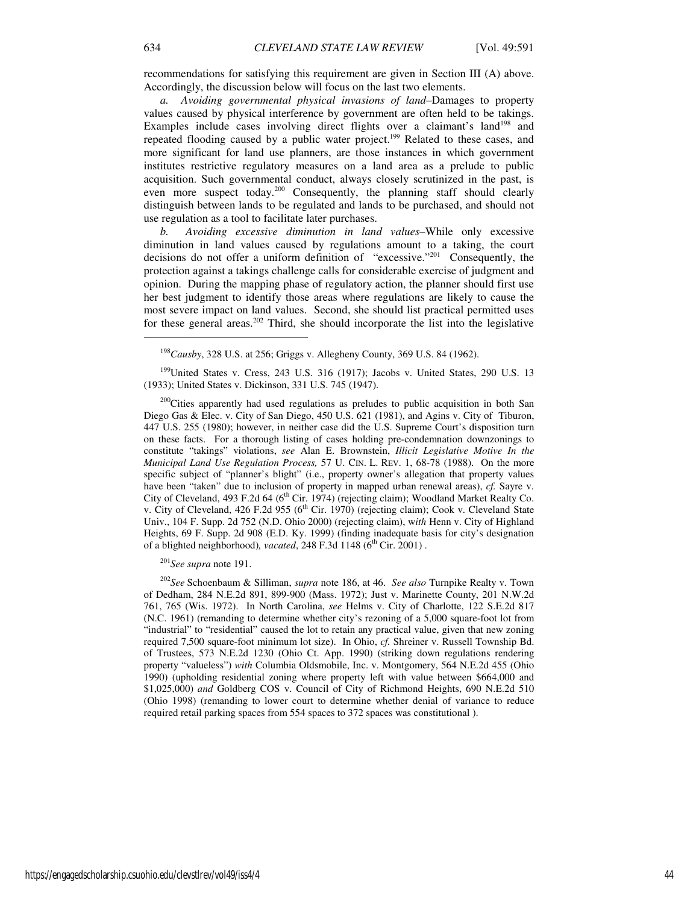recommendations for satisfying this requirement are given in Section III (A) above. Accordingly, the discussion below will focus on the last two elements.

*a. Avoiding governmental physical invasions of land*–Damages to property values caused by physical interference by government are often held to be takings. Examples include cases involving direct flights over a claimant's land[198] and repeated flooding caused by a public water project.[199] Related to these cases, and more significant for land use planners, are those instances in which government institutes restrictive regulatory measures on a land area as a prelude to public acquisition. Such governmental conduct, always closely scrutinized in the past, is even more suspect today.[200] Consequently, the planning staff should clearly distinguish between lands to be regulated and lands to be purchased, and should not use regulation as a tool to facilitate later purchases.

*b. Avoiding excessive diminution in land values*–While only excessive diminution in land values caused by regulations amount to a taking, the court decisions do not offer a uniform definition of "excessive."[201] Consequently, the protection against a takings challenge calls for considerable exercise of judgment and opinion. During the mapping phase of regulatory action, the planner should first use her best judgment to identify those areas where regulations are likely to cause the most severe impact on land values. Second, she should list practical permitted uses for these general areas.[202] Third, she should incorporate the list into the legislative

---

[198]*Causby*, 328 U.S. at 256; Griggs v. Allegheny County, 369 U.S. 84 (1962).

[199]United States v. Cress, 243 U.S. 316 (1917); Jacobs v. United States, 290 U.S. 13 (1933); United States v. Dickinson, 331 U.S. 745 (1947).

[200]Cities apparently had used regulations as preludes to public acquisition in both San Diego Gas & Elec. v. City of San Diego, 450 U.S. 621 (1981), and Agins v. City of Tiburon, 447 U.S. 255 (1980); however, in neither case did the U.S. Supreme Court's disposition turn on these facts. For a thorough listing of cases holding pre-condemnation downzonings to constitute "takings" violations, *see* Alan E. Brownstein, *Illicit Legislative Motive In the Municipal Land Use Regulation Process,* 57 U. CIN. L. REV. 1, 68-78 (1988). On the more specific subject of "planner's blight" (i.e., property owner's allegation that property values have been "taken" due to inclusion of property in mapped urban renewal areas), *cf.* Sayre v. City of Cleveland, 493 F.2d 64 (6th Cir. 1974) (rejecting claim); Woodland Market Realty Co. v. City of Cleveland, 426 F.2d 955 (6th Cir. 1970) (rejecting claim); Cook v. Cleveland State Univ., 104 F. Supp. 2d 752 (N.D. Ohio 2000) (rejecting claim), w*ith* Henn v. City of Highland Heights, 69 F. Supp. 2d 908 (E.D. Ky. 1999) (finding inadequate basis for city's designation of a blighted neighborhood)*, vacated*, 248 F.3d 1148 (6th Cir. 2001) .

[201]*See supra* note 191.

[202]*See* Schoenbaum & Silliman, *supra* note 186, at 46. *See also* Turnpike Realty v. Town of Dedham, 284 N.E.2d 891, 899-900 (Mass. 1972); Just v. Marinette County, 201 N.W.2d 761, 765 (Wis. 1972). In North Carolina, *see* Helms v. City of Charlotte, 122 S.E.2d 817 (N.C. 1961) (remanding to determine whether city's rezoning of a 5,000 square-foot lot from "industrial" to "residential" caused the lot to retain any practical value, given that new zoning required 7,500 square-foot minimum lot size). In Ohio, *cf.* Shreiner v. Russell Township Bd. of Trustees, 573 N.E.2d 1230 (Ohio Ct. App. 1990) (striking down regulations rendering property "valueless") *with* Columbia Oldsmobile, Inc. v. Montgomery, 564 N.E.2d 455 (Ohio 1990) (upholding residential zoning where property left with value between $664,000 and $1,025,000) *and* Goldberg COS v. Council of City of Richmond Heights, 690 N.E.2d 510 (Ohio 1998) (remanding to lower court to determine whether denial of variance to reduce required retail parking spaces from 554 spaces to 372 spaces was constitutional ).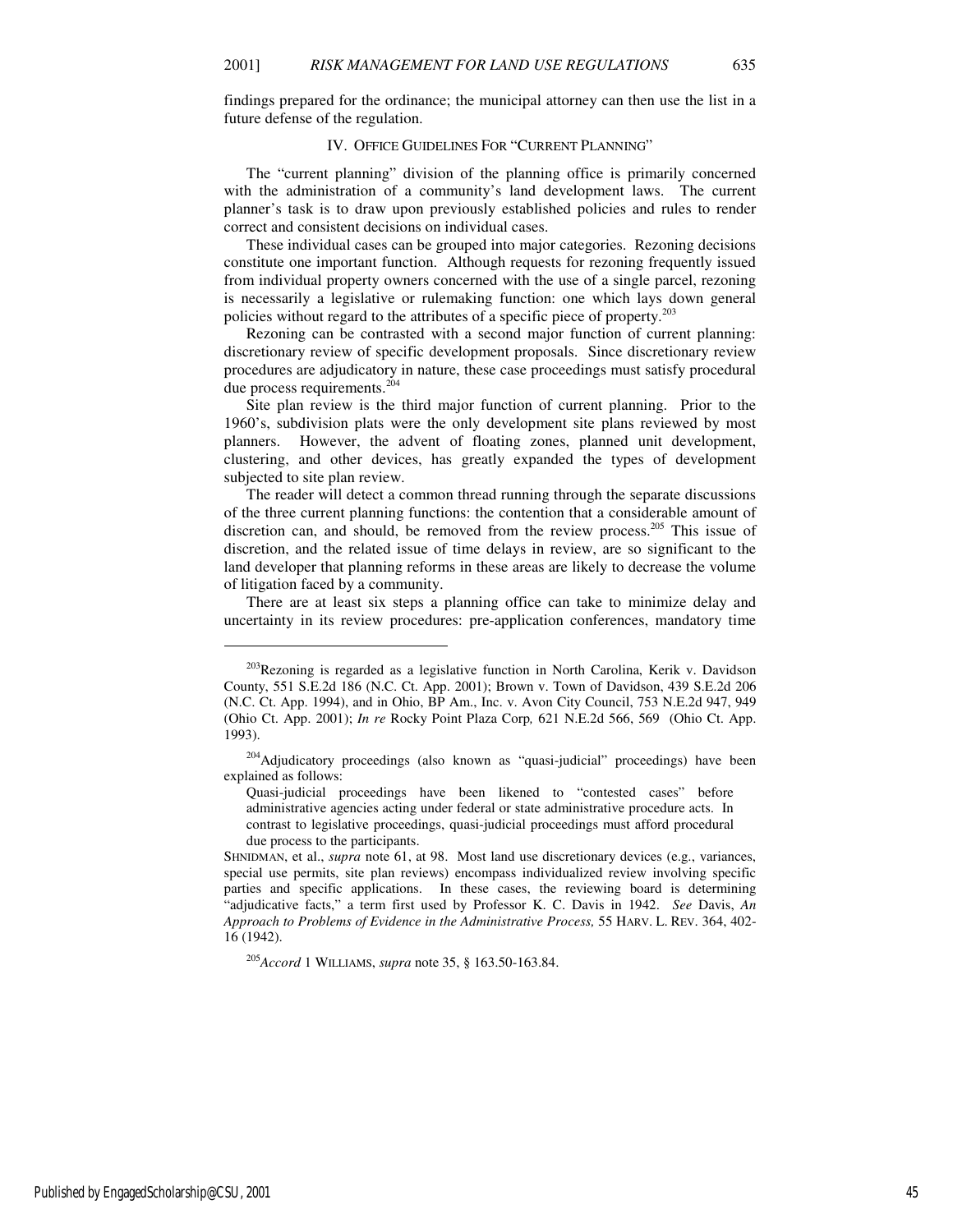findings prepared for the ordinance; the municipal attorney can then use the list in a future defense of the regulation.

## IV. OFFICE GUIDELINES FOR "CURRENT PLANNING"

The "current planning" division of the planning office is primarily concerned with the administration of a community's land development laws. The current planner's task is to draw upon previously established policies and rules to render correct and consistent decisions on individual cases.

These individual cases can be grouped into major categories. Rezoning decisions constitute one important function. Although requests for rezoning frequently issued from individual property owners concerned with the use of a single parcel, rezoning is necessarily a legislative or rulemaking function: one which lays down general policies without regard to the attributes of a specific piece of property.[203]

Rezoning can be contrasted with a second major function of current planning: discretionary review of specific development proposals. Since discretionary review procedures are adjudicatory in nature, these case proceedings must satisfy procedural due process requirements.[204]

Site plan review is the third major function of current planning. Prior to the 1960's, subdivision plats were the only development site plans reviewed by most planners. However, the advent of floating zones, planned unit development, clustering, and other devices, has greatly expanded the types of development subjected to site plan review.

The reader will detect a common thread running through the separate discussions of the three current planning functions: the contention that a considerable amount of discretion can, and should, be removed from the review process.[205] This issue of discretion, and the related issue of time delays in review, are so significant to the land developer that planning reforms in these areas are likely to decrease the volume of litigation faced by a community.

There are at least six steps a planning office can take to minimize delay and uncertainty in its review procedures: pre-application conferences, mandatory time

---

[203]Rezoning is regarded as a legislative function in North Carolina, Kerik v. Davidson County, 551 S.E.2d 186 (N.C. Ct. App. 2001); Brown v. Town of Davidson, 439 S.E.2d 206 (N.C. Ct. App. 1994), and in Ohio, BP Am., Inc. v. Avon City Council, 753 N.E.2d 947, 949 (Ohio Ct. App. 2001); *In re* Rocky Point Plaza Corp*,* 621 N.E.2d 566, 569 (Ohio Ct. App. 1993).

[204]Adjudicatory proceedings (also known as "quasi-judicial" proceedings) have been explained as follows:

> Quasi-judicial proceedings have been likened to "contested cases" before administrative agencies acting under federal or state administrative procedure acts. In contrast to legislative proceedings, quasi-judicial proceedings must afford procedural due process to the participants.

SHNIDMAN, et al., *supra* note 61, at 98. Most land use discretionary devices (e.g., variances, special use permits, site plan reviews) encompass individualized review involving specific parties and specific applications. In these cases, the reviewing board is determining "adjudicative facts," a term first used by Professor K. C. Davis in 1942. *See* Davis, *An Approach to Problems of Evidence in the Administrative Process,* 55 HARV. L. REV. 364, 402-16 (1942).

[205]*Accord* 1 WILLIAMS, *supra* note 35, § 163.50-163.84.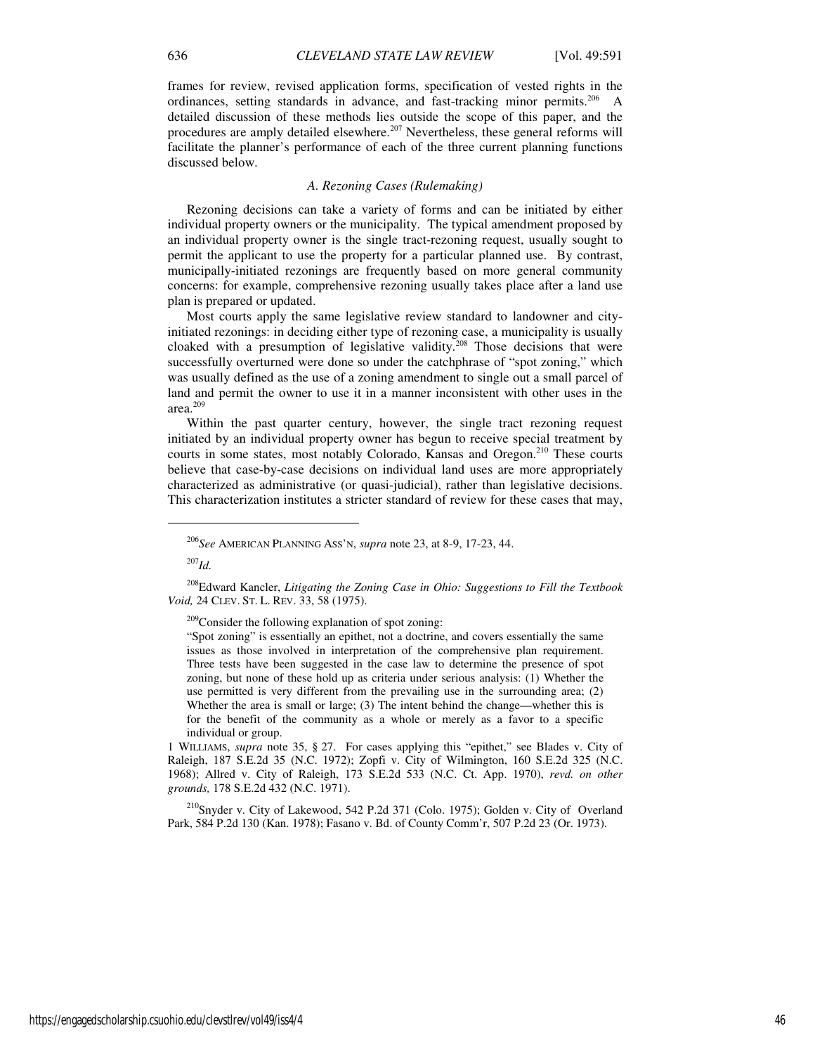frames for review, revised application forms, specification of vested rights in the ordinances, setting standards in advance, and fast-tracking minor permits.[206] A detailed discussion of these methods lies outside the scope of this paper, and the procedures are amply detailed elsewhere.[207] Nevertheless, these general reforms will facilitate the planner's performance of each of the three current planning functions discussed below.

### *A. Rezoning Cases (Rulemaking)*

Rezoning decisions can take a variety of forms and can be initiated by either individual property owners or the municipality. The typical amendment proposed by an individual property owner is the single tract-rezoning request, usually sought to permit the applicant to use the property for a particular planned use. By contrast, municipally-initiated rezonings are frequently based on more general community concerns: for example, comprehensive rezoning usually takes place after a land use plan is prepared or updated.

Most courts apply the same legislative review standard to landowner and city-initiated rezonings: in deciding either type of rezoning case, a municipality is usually cloaked with a presumption of legislative validity.[208] Those decisions that were successfully overturned were done so under the catchphrase of "spot zoning," which was usually defined as the use of a zoning amendment to single out a small parcel of land and permit the owner to use it in a manner inconsistent with other uses in the area.[209]

Within the past quarter century, however, the single tract rezoning request initiated by an individual property owner has begun to receive special treatment by courts in some states, most notably Colorado, Kansas and Oregon.[210] These courts believe that case-by-case decisions on individual land uses are more appropriately characterized as administrative (or quasi-judicial), rather than legislative decisions. This characterization institutes a stricter standard of review for these cases that may,

---

[206] *See* AMERICAN PLANNING ASS'N, *supra* note 23, at 8-9, 17-23, 44.

[207] *Id.*

[208] Edward Kancler, *Litigating the Zoning Case in Ohio: Suggestions to Fill the Textbook Void,* 24 CLEV. ST. L. REV. 33, 58 (1975).

[209] Consider the following explanation of spot zoning:

> "Spot zoning" is essentially an epithet, not a doctrine, and covers essentially the same issues as those involved in interpretation of the comprehensive plan requirement. Three tests have been suggested in the case law to determine the presence of spot zoning, but none of these hold up as criteria under serious analysis: (1) Whether the use permitted is very different from the prevailing use in the surrounding area; (2) Whether the area is small or large; (3) The intent behind the change—whether this is for the benefit of the community as a whole or merely as a favor to a specific individual or group.

1 WILLIAMS, *supra* note 35, § 27. For cases applying this "epithet," see Blades v. City of Raleigh, 187 S.E.2d 35 (N.C. 1972); Zopfi v. City of Wilmington, 160 S.E.2d 325 (N.C. 1968); Allred v. City of Raleigh, 173 S.E.2d 533 (N.C. Ct. App. 1970), *revd. on other grounds,* 178 S.E.2d 432 (N.C. 1971).

[210] Snyder v. City of Lakewood, 542 P.2d 371 (Colo. 1975); Golden v. City of Overland Park, 584 P.2d 130 (Kan. 1978); Fasano v. Bd. of County Comm'r, 507 P.2d 23 (Or. 1973).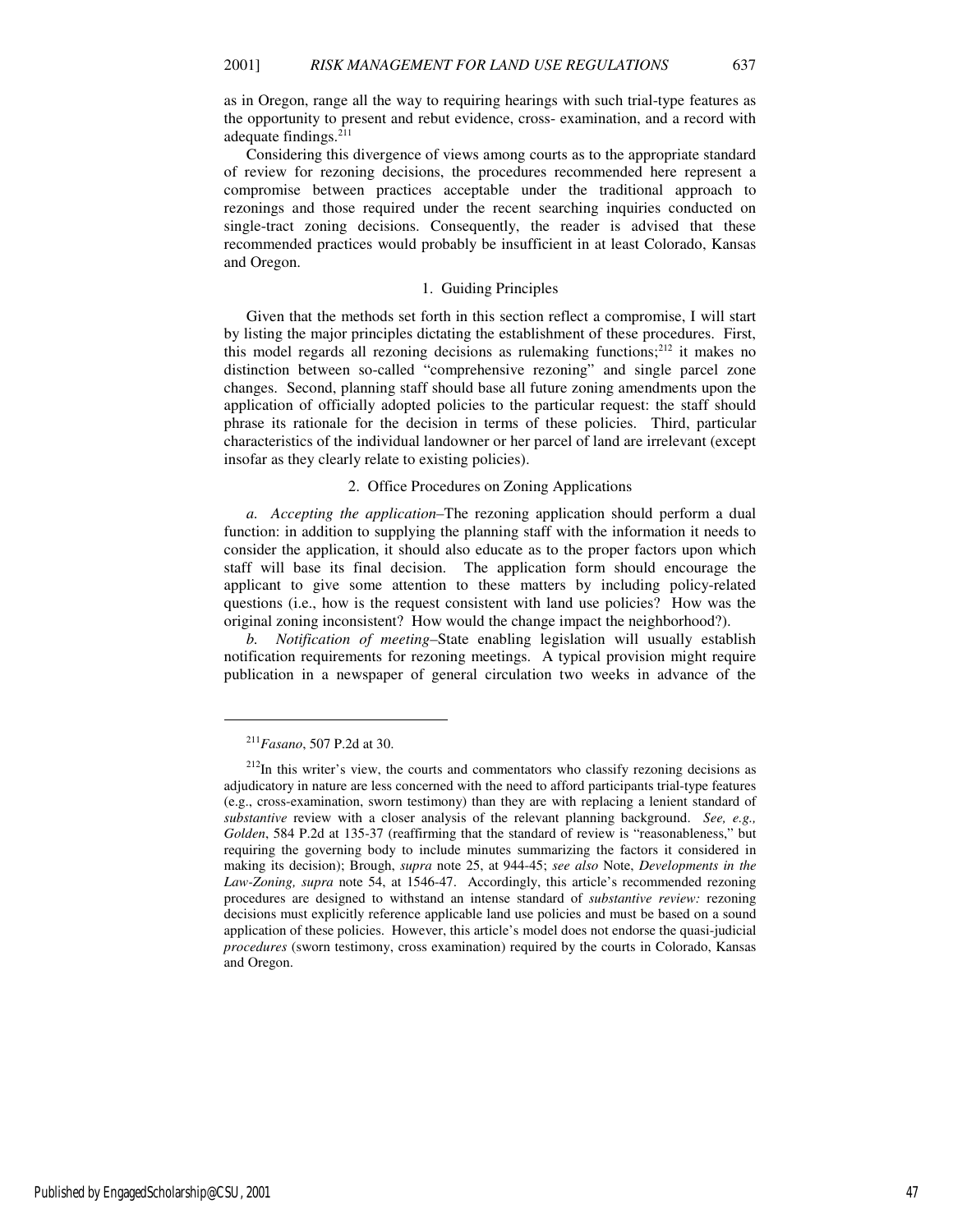as in Oregon, range all the way to requiring hearings with such trial-type features as the opportunity to present and rebut evidence, cross- examination, and a record with adequate findings.[211]

Considering this divergence of views among courts as to the appropriate standard of review for rezoning decisions, the procedures recommended here represent a compromise between practices acceptable under the traditional approach to rezonings and those required under the recent searching inquiries conducted on single-tract zoning decisions. Consequently, the reader is advised that these recommended practices would probably be insufficient in at least Colorado, Kansas and Oregon.

### 1. Guiding Principles

Given that the methods set forth in this section reflect a compromise, I will start by listing the major principles dictating the establishment of these procedures. First, this model regards all rezoning decisions as rulemaking functions;[212] it makes no distinction between so-called "comprehensive rezoning" and single parcel zone changes. Second, planning staff should base all future zoning amendments upon the application of officially adopted policies to the particular request: the staff should phrase its rationale for the decision in terms of these policies. Third, particular characteristics of the individual landowner or her parcel of land are irrelevant (except insofar as they clearly relate to existing policies).

### 2. Office Procedures on Zoning Applications

*a. Accepting the application*–The rezoning application should perform a dual function: in addition to supplying the planning staff with the information it needs to consider the application, it should also educate as to the proper factors upon which staff will base its final decision. The application form should encourage the applicant to give some attention to these matters by including policy-related questions (i.e., how is the request consistent with land use policies? How was the original zoning inconsistent? How would the change impact the neighborhood?).

*b. Notification of meeting*–State enabling legislation will usually establish notification requirements for rezoning meetings. A typical provision might require publication in a newspaper of general circulation two weeks in advance of the

---

[211] *Fasano*, 507 P.2d at 30.

[212] In this writer's view, the courts and commentators who classify rezoning decisions as adjudicatory in nature are less concerned with the need to afford participants trial-type features (e.g., cross-examination, sworn testimony) than they are with replacing a lenient standard of *substantive* review with a closer analysis of the relevant planning background. *See, e.g., Golden*, 584 P.2d at 135-37 (reaffirming that the standard of review is "reasonableness," but requiring the governing body to include minutes summarizing the factors it considered in making its decision); Brough, *supra* note 25, at 944-45; *see also* Note, *Developments in the Law-Zoning, supra* note 54, at 1546-47. Accordingly, this article's recommended rezoning procedures are designed to withstand an intense standard of *substantive review:* rezoning decisions must explicitly reference applicable land use policies and must be based on a sound application of these policies. However, this article's model does not endorse the quasi-judicial *procedures* (sworn testimony, cross examination) required by the courts in Colorado, Kansas and Oregon.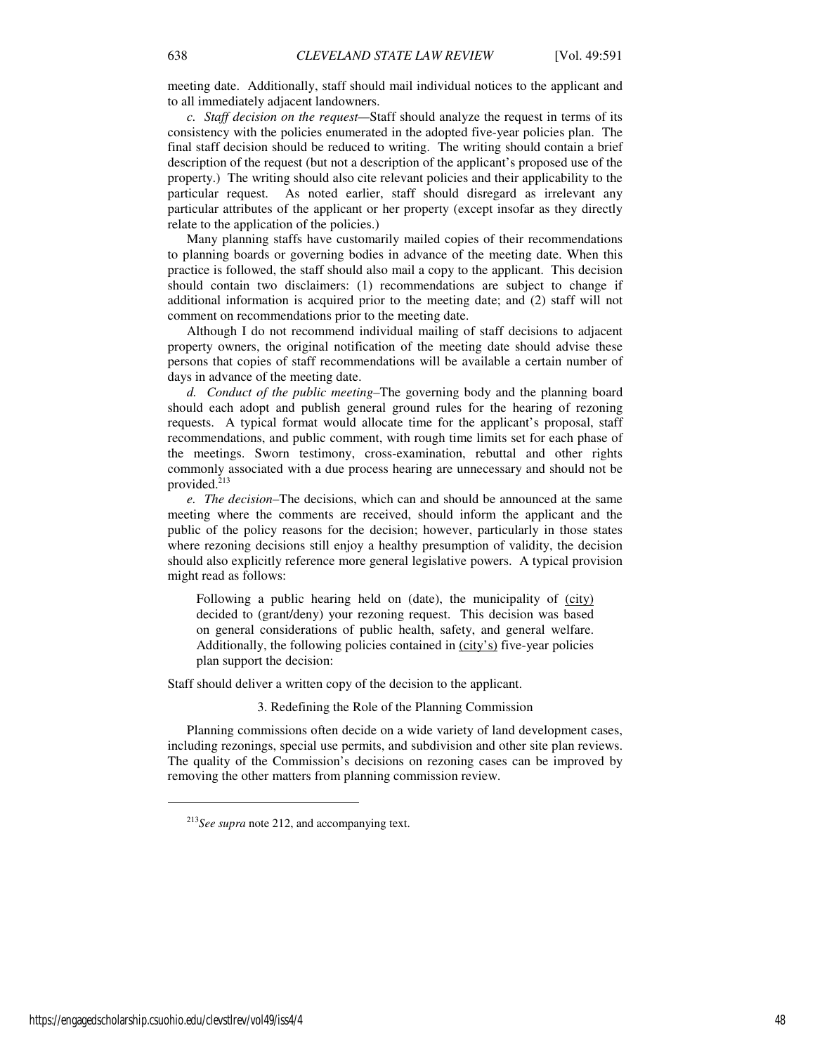meeting date. Additionally, staff should mail individual notices to the applicant and to all immediately adjacent landowners.

*c. Staff decision on the request*—Staff should analyze the request in terms of its consistency with the policies enumerated in the adopted five-year policies plan. The final staff decision should be reduced to writing. The writing should contain a brief description of the request (but not a description of the applicant's proposed use of the property.) The writing should also cite relevant policies and their applicability to the particular request. As noted earlier, staff should disregard as irrelevant any particular attributes of the applicant or her property (except insofar as they directly relate to the application of the policies.)

Many planning staffs have customarily mailed copies of their recommendations to planning boards or governing bodies in advance of the meeting date. When this practice is followed, the staff should also mail a copy to the applicant. This decision should contain two disclaimers: (1) recommendations are subject to change if additional information is acquired prior to the meeting date; and (2) staff will not comment on recommendations prior to the meeting date.

Although I do not recommend individual mailing of staff decisions to adjacent property owners, the original notification of the meeting date should advise these persons that copies of staff recommendations will be available a certain number of days in advance of the meeting date.

*d. Conduct of the public meeting*–The governing body and the planning board should each adopt and publish general ground rules for the hearing of rezoning requests. A typical format would allocate time for the applicant's proposal, staff recommendations, and public comment, with rough time limits set for each phase of the meetings. Sworn testimony, cross-examination, rebuttal and other rights commonly associated with a due process hearing are unnecessary and should not be provided.[213]

*e. The decision*–The decisions, which can and should be announced at the same meeting where the comments are received, should inform the applicant and the public of the policy reasons for the decision; however, particularly in those states where rezoning decisions still enjoy a healthy presumption of validity, the decision should also explicitly reference more general legislative powers. A typical provision might read as follows:

> Following a public hearing held on (date), the municipality of (city) decided to (grant/deny) your rezoning request. This decision was based on general considerations of public health, safety, and general welfare. Additionally, the following policies contained in (city's) five-year policies plan support the decision:

Staff should deliver a written copy of the decision to the applicant.

### 3. Redefining the Role of the Planning Commission

Planning commissions often decide on a wide variety of land development cases, including rezonings, special use permits, and subdivision and other site plan reviews. The quality of the Commission's decisions on rezoning cases can be improved by removing the other matters from planning commission review.

[213] *See supra* note 212, and accompanying text.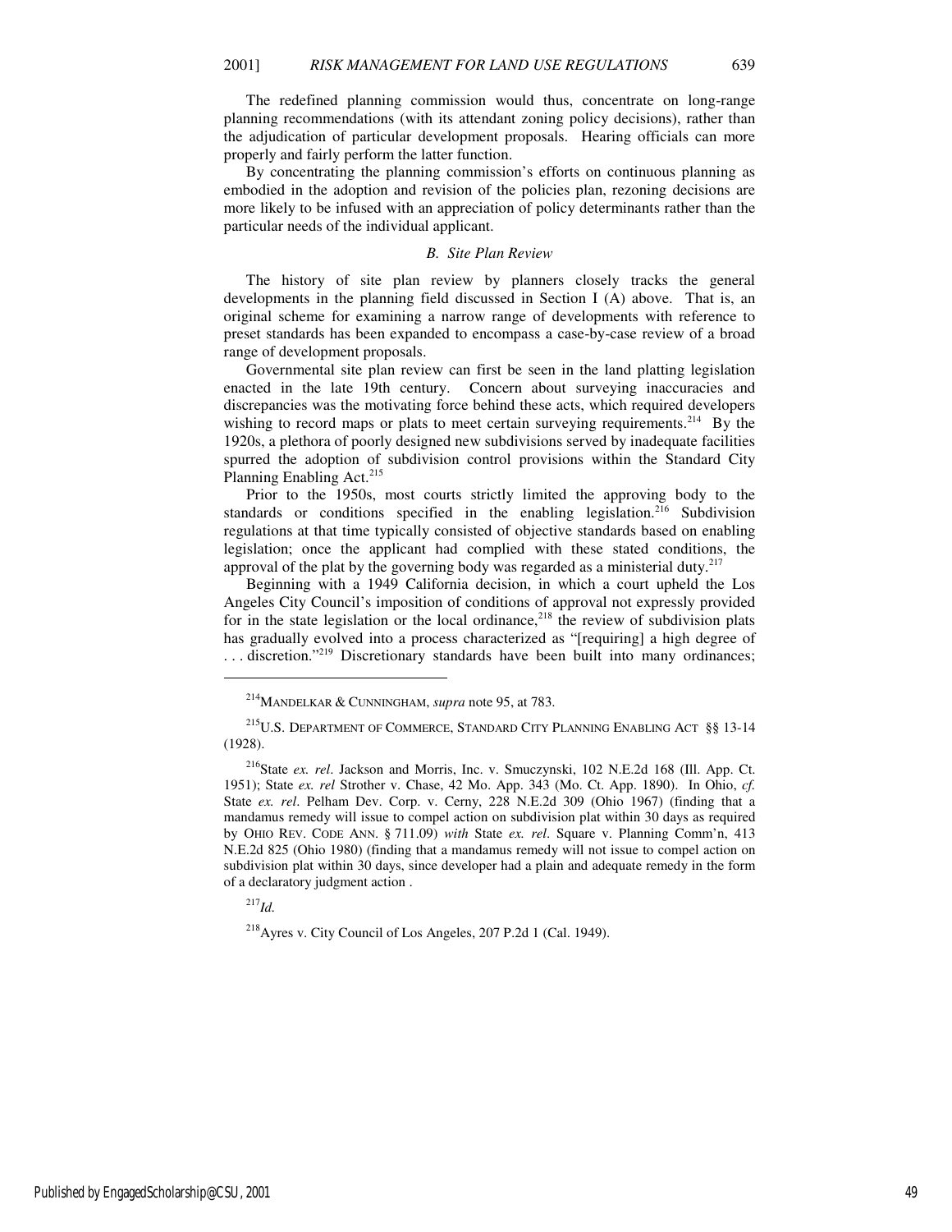The redefined planning commission would thus, concentrate on long-range planning recommendations (with its attendant zoning policy decisions), rather than the adjudication of particular development proposals. Hearing officials can more properly and fairly perform the latter function.

By concentrating the planning commission's efforts on continuous planning as embodied in the adoption and revision of the policies plan, rezoning decisions are more likely to be infused with an appreciation of policy determinants rather than the particular needs of the individual applicant.

### *B. Site Plan Review*

The history of site plan review by planners closely tracks the general developments in the planning field discussed in Section I (A) above. That is, an original scheme for examining a narrow range of developments with reference to preset standards has been expanded to encompass a case-by-case review of a broad range of development proposals.

Governmental site plan review can first be seen in the land platting legislation enacted in the late 19th century. Concern about surveying inaccuracies and discrepancies was the motivating force behind these acts, which required developers wishing to record maps or plats to meet certain surveying requirements.[214] By the 1920s, a plethora of poorly designed new subdivisions served by inadequate facilities spurred the adoption of subdivision control provisions within the Standard City Planning Enabling Act.[215]

Prior to the 1950s, most courts strictly limited the approving body to the standards or conditions specified in the enabling legislation.[216] Subdivision regulations at that time typically consisted of objective standards based on enabling legislation; once the applicant had complied with these stated conditions, the approval of the plat by the governing body was regarded as a ministerial duty.[217]

Beginning with a 1949 California decision, in which a court upheld the Los Angeles City Council's imposition of conditions of approval not expressly provided for in the state legislation or the local ordinance,[218] the review of subdivision plats has gradually evolved into a process characterized as "[requiring] a high degree of . . . discretion."[219] Discretionary standards have been built into many ordinances;

---

[214] MANDELKAR & CUNNINGHAM, *supra* note 95, at 783.

[215] U.S. DEPARTMENT OF COMMERCE, STANDARD CITY PLANNING ENABLING ACT §§ 13-14 (1928).

[216] State *ex. rel*. Jackson and Morris, Inc. v. Smuczynski, 102 N.E.2d 168 (Ill. App. Ct. 1951); State *ex. rel* Strother v. Chase, 42 Mo. App. 343 (Mo. Ct. App. 1890). In Ohio, *cf.* State *ex. rel*. Pelham Dev. Corp. v. Cerny, 228 N.E.2d 309 (Ohio 1967) (finding that a mandamus remedy will issue to compel action on subdivision plat within 30 days as required by OHIO REV. CODE ANN. § 711.09) *with* State *ex. rel*. Square v. Planning Comm'n, 413 N.E.2d 825 (Ohio 1980) (finding that a mandamus remedy will not issue to compel action on subdivision plat within 30 days, since developer had a plain and adequate remedy in the form of a declaratory judgment action .

[217] *Id.*

[218] Ayres v. City Council of Los Angeles, 207 P.2d 1 (Cal. 1949).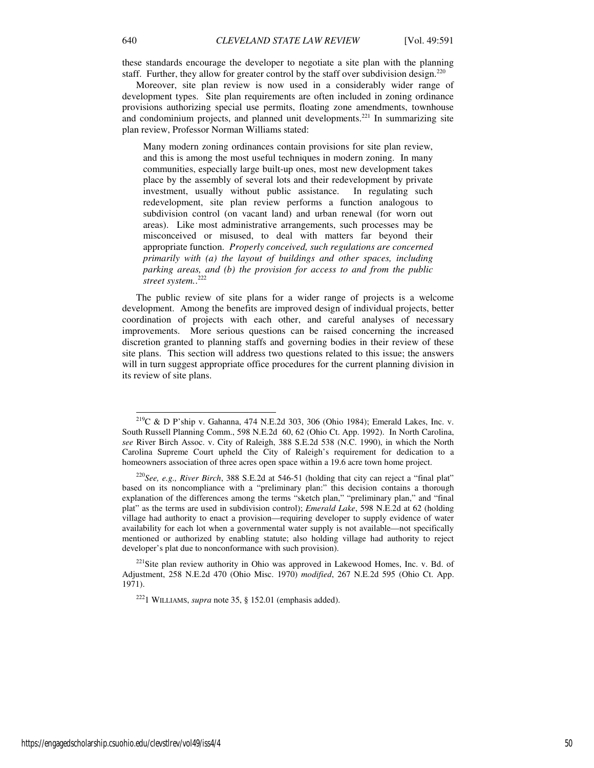these standards encourage the developer to negotiate a site plan with the planning staff. Further, they allow for greater control by the staff over subdivision design.[220]

Moreover, site plan review is now used in a considerably wider range of development types. Site plan requirements are often included in zoning ordinance provisions authorizing special use permits, floating zone amendments, townhouse and condominium projects, and planned unit developments.[221] In summarizing site plan review, Professor Norman Williams stated:

> Many modern zoning ordinances contain provisions for site plan review, and this is among the most useful techniques in modern zoning. In many communities, especially large built-up ones, most new development takes place by the assembly of several lots and their redevelopment by private investment, usually without public assistance. In regulating such redevelopment, site plan review performs a function analogous to subdivision control (on vacant land) and urban renewal (for worn out areas). Like most administrative arrangements, such processes may be misconceived or misused, to deal with matters far beyond their appropriate function. *Properly conceived, such regulations are concerned primarily with (a) the layout of buildings and other spaces, including parking areas, and (b) the provision for access to and from the public street system.*.[222]

The public review of site plans for a wider range of projects is a welcome development. Among the benefits are improved design of individual projects, better coordination of projects with each other, and careful analyses of necessary improvements. More serious questions can be raised concerning the increased discretion granted to planning staffs and governing bodies in their review of these site plans. This section will address two questions related to this issue; the answers will in turn suggest appropriate office procedures for the current planning division in its review of site plans.

---

[219] C & D P'ship v. Gahanna, 474 N.E.2d 303, 306 (Ohio 1984); Emerald Lakes, Inc. v. South Russell Planning Comm., 598 N.E.2d 60, 62 (Ohio Ct. App. 1992). In North Carolina, *see* River Birch Assoc. v. City of Raleigh, 388 S.E.2d 538 (N.C. 1990), in which the North Carolina Supreme Court upheld the City of Raleigh's requirement for dedication to a homeowners association of three acres open space within a 19.6 acre town home project.

[220] *See, e.g., River Birch*, 388 S.E.2d at 546-51 (holding that city can reject a "final plat" based on its noncompliance with a "preliminary plan:" this decision contains a thorough explanation of the differences among the terms "sketch plan," "preliminary plan," and "final plat" as the terms are used in subdivision control); *Emerald Lake*, 598 N.E.2d at 62 (holding village had authority to enact a provision—requiring developer to supply evidence of water availability for each lot when a governmental water supply is not available—not specifically mentioned or authorized by enabling statute; also holding village had authority to reject developer's plat due to nonconformance with such provision).

[221] Site plan review authority in Ohio was approved in Lakewood Homes, Inc. v. Bd. of Adjustment, 258 N.E.2d 470 (Ohio Misc. 1970) *modified*, 267 N.E.2d 595 (Ohio Ct. App. 1971).

[222] 1 WILLIAMS, *supra* note 35, § 152.01 (emphasis added).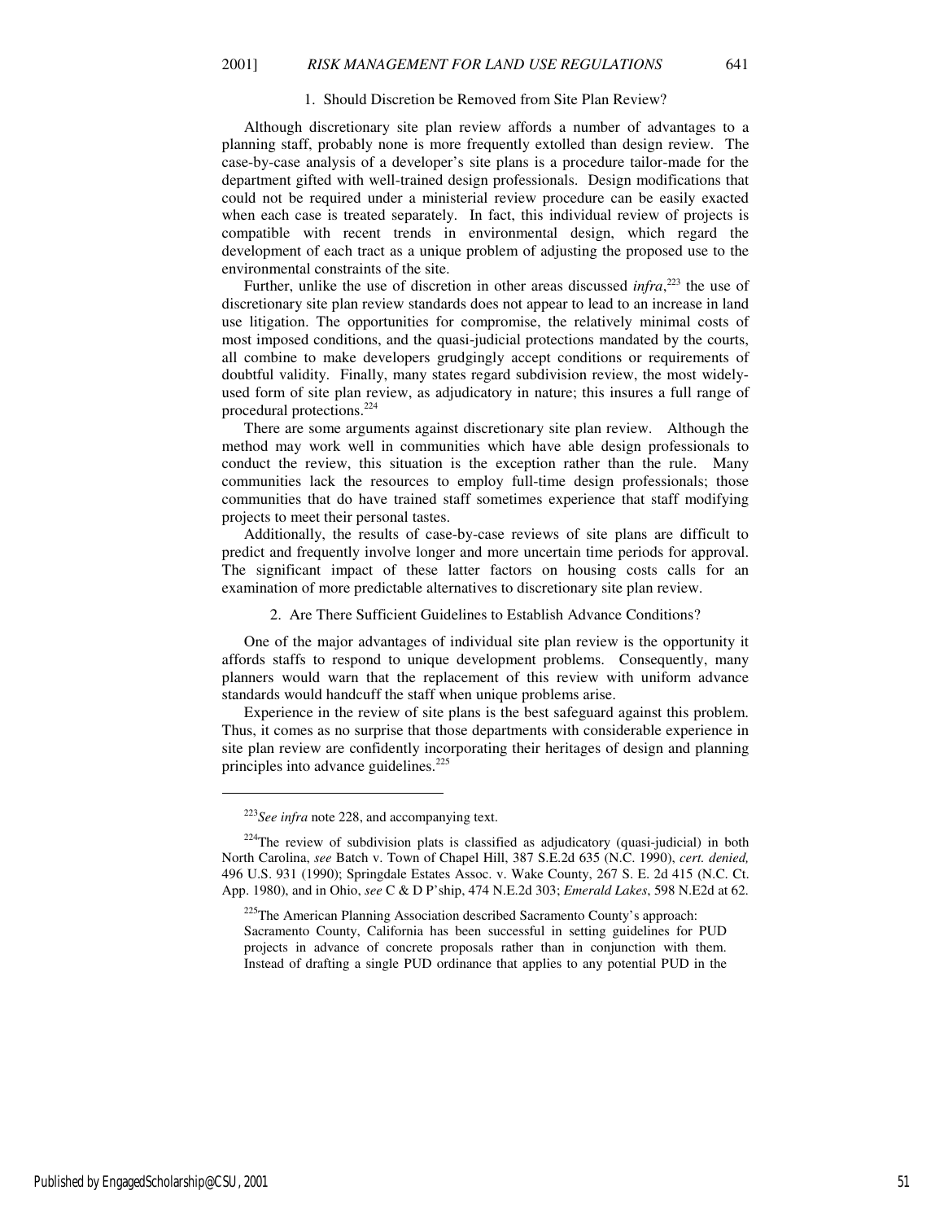### 1. Should Discretion be Removed from Site Plan Review?

Although discretionary site plan review affords a number of advantages to a planning staff, probably none is more frequently extolled than design review. The case-by-case analysis of a developer's site plans is a procedure tailor-made for the department gifted with well-trained design professionals. Design modifications that could not be required under a ministerial review procedure can be easily exacted when each case is treated separately. In fact, this individual review of projects is compatible with recent trends in environmental design, which regard the development of each tract as a unique problem of adjusting the proposed use to the environmental constraints of the site.

Further, unlike the use of discretion in other areas discussed *infra*,[223] the use of discretionary site plan review standards does not appear to lead to an increase in land use litigation. The opportunities for compromise, the relatively minimal costs of most imposed conditions, and the quasi-judicial protections mandated by the courts, all combine to make developers grudgingly accept conditions or requirements of doubtful validity. Finally, many states regard subdivision review, the most widely-used form of site plan review, as adjudicatory in nature; this insures a full range of procedural protections.[224]

There are some arguments against discretionary site plan review. Although the method may work well in communities which have able design professionals to conduct the review, this situation is the exception rather than the rule. Many communities lack the resources to employ full-time design professionals; those communities that do have trained staff sometimes experience that staff modifying projects to meet their personal tastes.

Additionally, the results of case-by-case reviews of site plans are difficult to predict and frequently involve longer and more uncertain time periods for approval. The significant impact of these latter factors on housing costs calls for an examination of more predictable alternatives to discretionary site plan review.

### 2. Are There Sufficient Guidelines to Establish Advance Conditions?

One of the major advantages of individual site plan review is the opportunity it affords staffs to respond to unique development problems. Consequently, many planners would warn that the replacement of this review with uniform advance standards would handcuff the staff when unique problems arise.

Experience in the review of site plans is the best safeguard against this problem. Thus, it comes as no surprise that those departments with considerable experience in site plan review are confidently incorporating their heritages of design and planning principles into advance guidelines.[225]

---

[223] *See infra* note 228, and accompanying text.

[224] The review of subdivision plats is classified as adjudicatory (quasi-judicial) in both North Carolina, *see* Batch v. Town of Chapel Hill, 387 S.E.2d 635 (N.C. 1990), *cert. denied,* 496 U.S. 931 (1990); Springdale Estates Assoc. v. Wake County, 267 S. E. 2d 415 (N.C. Ct. App. 1980), and in Ohio, *see* C & D P'ship, 474 N.E.2d 303; *Emerald Lakes*, 598 N.E2d at 62.

[225] The American Planning Association described Sacramento County's approach:

Sacramento County, California has been successful in setting guidelines for PUD projects in advance of concrete proposals rather than in conjunction with them. Instead of drafting a single PUD ordinance that applies to any potential PUD in the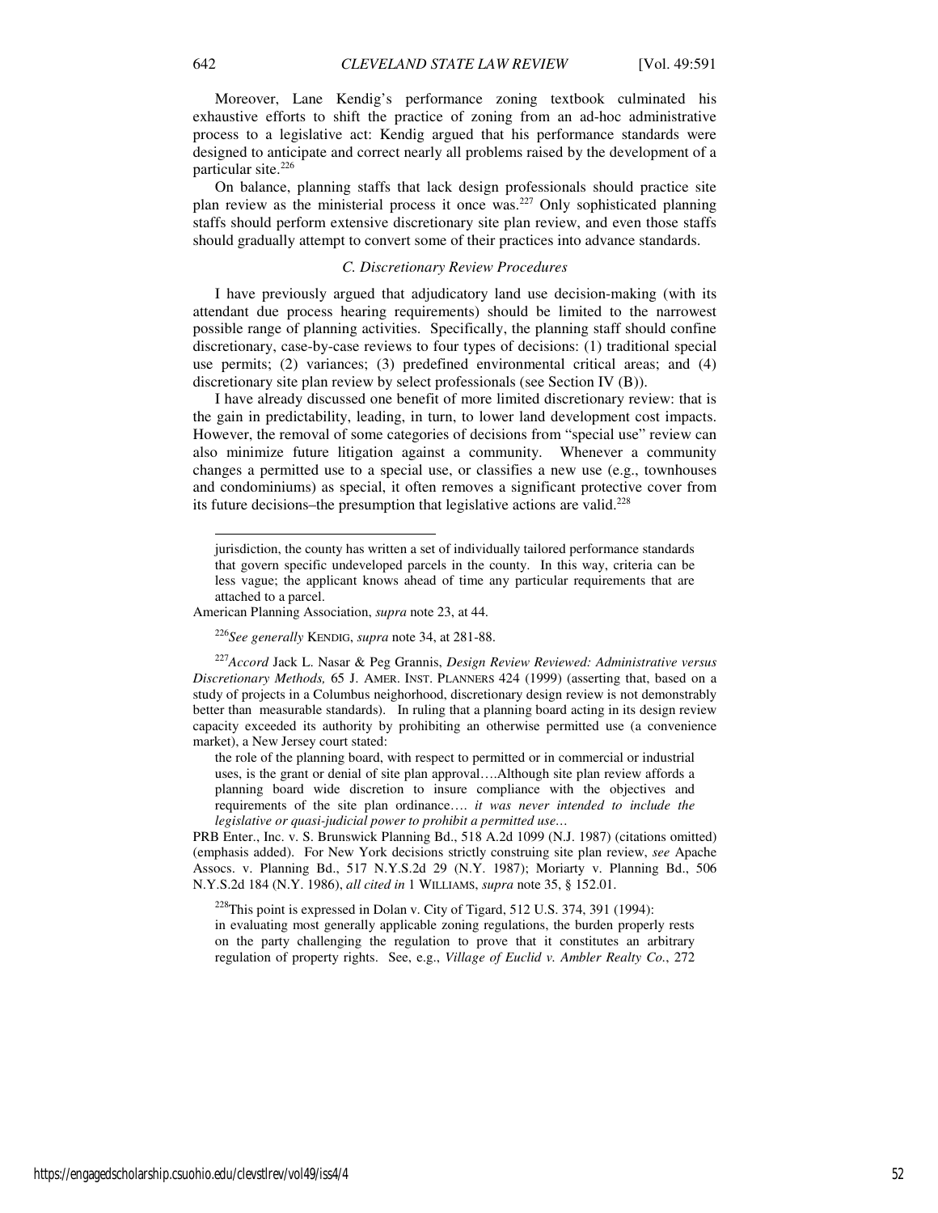Moreover, Lane Kendig's performance zoning textbook culminated his exhaustive efforts to shift the practice of zoning from an ad-hoc administrative process to a legislative act: Kendig argued that his performance standards were designed to anticipate and correct nearly all problems raised by the development of a particular site.[226]

On balance, planning staffs that lack design professionals should practice site plan review as the ministerial process it once was.[227] Only sophisticated planning staffs should perform extensive discretionary site plan review, and even those staffs should gradually attempt to convert some of their practices into advance standards.

### *C. Discretionary Review Procedures*

I have previously argued that adjudicatory land use decision-making (with its attendant due process hearing requirements) should be limited to the narrowest possible range of planning activities. Specifically, the planning staff should confine discretionary, case-by-case reviews to four types of decisions: (1) traditional special use permits; (2) variances; (3) predefined environmental critical areas; and (4) discretionary site plan review by select professionals (see Section IV (B)).

I have already discussed one benefit of more limited discretionary review: that is the gain in predictability, leading, in turn, to lower land development cost impacts. However, the removal of some categories of decisions from "special use" review can also minimize future litigation against a community. Whenever a community changes a permitted use to a special use, or classifies a new use (e.g., townhouses and condominiums) as special, it often removes a significant protective cover from its future decisions–the presumption that legislative actions are valid.[228]

---

> jurisdiction, the county has written a set of individually tailored performance standards that govern specific undeveloped parcels in the county. In this way, criteria can be less vague; the applicant knows ahead of time any particular requirements that are attached to a parcel.

American Planning Association, *supra* note 23, at 44.

[226] *See generally* KENDIG, *supra* note 34, at 281-88.

[227] *Accord* Jack L. Nasar & Peg Grannis, *Design Review Reviewed: Administrative versus Discretionary Methods,* 65 J. AMER. INST. PLANNERS 424 (1999) (asserting that, based on a study of projects in a Columbus neighborhood, discretionary design review is not demonstrably better than measurable standards). In ruling that a planning board acting in its design review capacity exceeded its authority by prohibiting an otherwise permitted use (a convenience market), a New Jersey court stated:

> the role of the planning board, with respect to permitted or in commercial or industrial uses, is the grant or denial of site plan approval….Although site plan review affords a planning board wide discretion to insure compliance with the objectives and requirements of the site plan ordinance…. *it was never intended to include the legislative or quasi-judicial power to prohibit a permitted use…*

PRB Enter., Inc. v. S. Brunswick Planning Bd., 518 A.2d 1099 (N.J. 1987) (citations omitted) (emphasis added). For New York decisions strictly construing site plan review, *see* Apache Assocs. v. Planning Bd., 517 N.Y.S.2d 29 (N.Y. 1987); Moriarty v. Planning Bd., 506 N.Y.S.2d 184 (N.Y. 1986), *all cited in* 1 WILLIAMS, *supra* note 35, § 152.01.

[228] This point is expressed in Dolan v. City of Tigard, 512 U.S. 374, 391 (1994):

> in evaluating most generally applicable zoning regulations, the burden properly rests on the party challenging the regulation to prove that it constitutes an arbitrary regulation of property rights. See, e.g., *Village of Euclid v. Ambler Realty Co.*, 272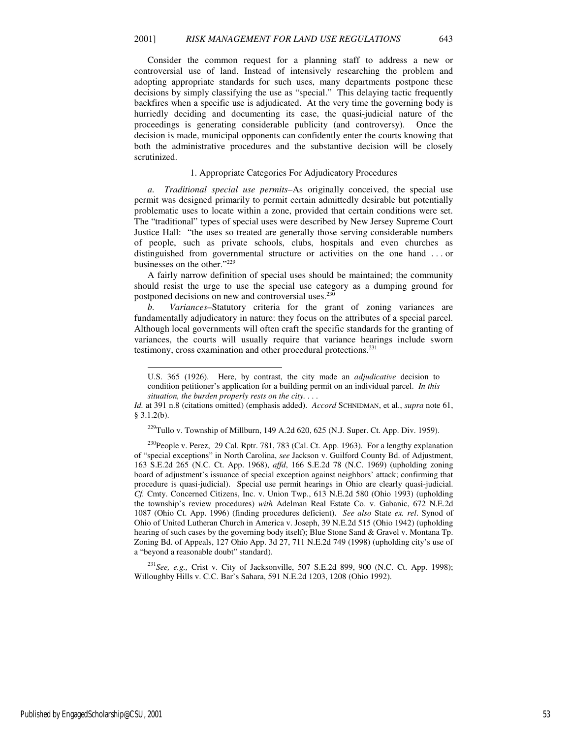Consider the common request for a planning staff to address a new or controversial use of land. Instead of intensively researching the problem and adopting appropriate standards for such uses, many departments postpone these decisions by simply classifying the use as "special." This delaying tactic frequently backfires when a specific use is adjudicated. At the very time the governing body is hurriedly deciding and documenting its case, the quasi-judicial nature of the proceedings is generating considerable publicity (and controversy). Once the decision is made, municipal opponents can confidently enter the courts knowing that both the administrative procedures and the substantive decision will be closely scrutinized.

1. Appropriate Categories For Adjudicatory Procedures

*a. Traditional special use permits*–As originally conceived, the special use permit was designed primarily to permit certain admittedly desirable but potentially problematic uses to locate within a zone, provided that certain conditions were set. The "traditional" types of special uses were described by New Jersey Supreme Court Justice Hall: "the uses so treated are generally those serving considerable numbers of people, such as private schools, clubs, hospitals and even churches as distinguished from governmental structure or activities on the one hand . . . or businesses on the other."[229]

A fairly narrow definition of special uses should be maintained; the community should resist the urge to use the special use category as a dumping ground for postponed decisions on new and controversial uses.[230]

*b. Variances*–Statutory criteria for the grant of zoning variances are fundamentally adjudicatory in nature: they focus on the attributes of a special parcel. Although local governments will often craft the specific standards for the granting of variances, the courts will usually require that variance hearings include sworn testimony, cross examination and other procedural protections.[231]

---

U.S. 365 (1926). Here, by contrast, the city made an *adjudicative* decision to condition petitioner's application for a building permit on an individual parcel. *In this situation, the burden properly rests on the city. . . .*

*Id.* at 391 n.8 (citations omitted) (emphasis added). *Accord* SCHNIDMAN, et al., *supra* note 61, § 3.1.2(b).

[229]Tullo v. Township of Millburn, 149 A.2d 620, 625 (N.J. Super. Ct. App. Div. 1959).

[230]People v. Perez, 29 Cal. Rptr. 781, 783 (Cal. Ct. App. 1963). For a lengthy explanation of "special exceptions" in North Carolina, *see* Jackson v. Guilford County Bd. of Adjustment, 163 S.E.2d 265 (N.C. Ct. App. 1968), *affd*, 166 S.E.2d 78 (N.C. 1969) (upholding zoning board of adjustment's issuance of special exception against neighbors' attack; confirming that procedure is quasi-judicial). Special use permit hearings in Ohio are clearly quasi-judicial. *Cf.* Cmty. Concerned Citizens, Inc. v. Union Twp., 613 N.E.2d 580 (Ohio 1993) (upholding the township's review procedures) *with* Adelman Real Estate Co. v. Gabanic, 672 N.E.2d 1087 (Ohio Ct. App. 1996) (finding procedures deficient). *See also* State *ex. rel*. Synod of Ohio of United Lutheran Church in America v. Joseph, 39 N.E.2d 515 (Ohio 1942) (upholding hearing of such cases by the governing body itself); Blue Stone Sand & Gravel v. Montana Tp. Zoning Bd. of Appeals, 127 Ohio App. 3d 27, 711 N.E.2d 749 (1998) (upholding city's use of a "beyond a reasonable doubt" standard).

[231]*See, e.g.,* Crist v. City of Jacksonville, 507 S.E.2d 899, 900 (N.C. Ct. App. 1998); Willoughby Hills v. C.C. Bar's Sahara, 591 N.E.2d 1203, 1208 (Ohio 1992).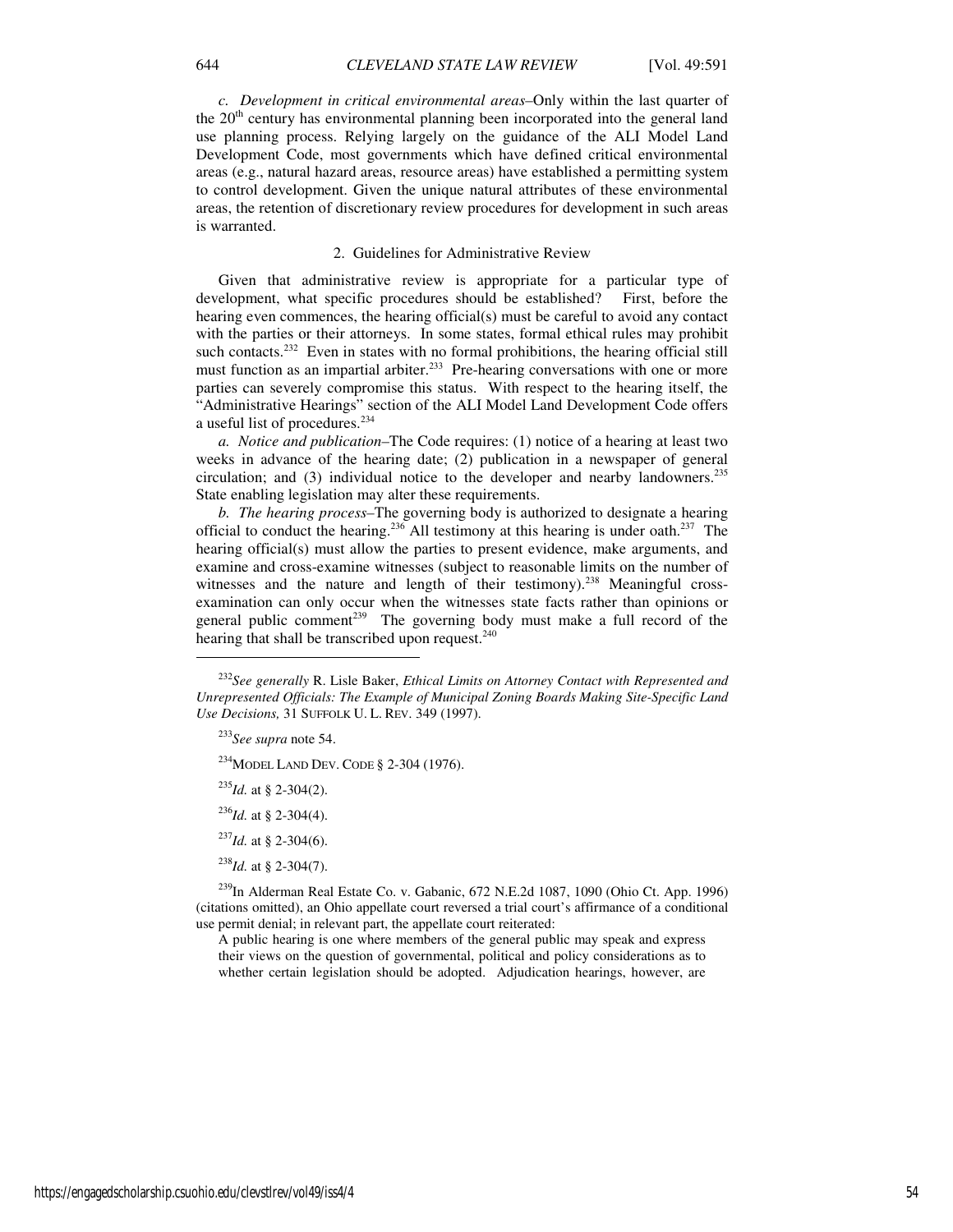*c. Development in critical environmental areas*–Only within the last quarter of the 20[th] century has environmental planning been incorporated into the general land use planning process. Relying largely on the guidance of the ALI Model Land Development Code, most governments which have defined critical environmental areas (e.g., natural hazard areas, resource areas) have established a permitting system to control development. Given the unique natural attributes of these environmental areas, the retention of discretionary review procedures for development in such areas is warranted.

### 2. Guidelines for Administrative Review

Given that administrative review is appropriate for a particular type of development, what specific procedures should be established? First, before the hearing even commences, the hearing official(s) must be careful to avoid any contact with the parties or their attorneys. In some states, formal ethical rules may prohibit such contacts.[232] Even in states with no formal prohibitions, the hearing official still must function as an impartial arbiter.[233] Pre-hearing conversations with one or more parties can severely compromise this status. With respect to the hearing itself, the "Administrative Hearings" section of the ALI Model Land Development Code offers a useful list of procedures.[234]

*a. Notice and publication*–The Code requires: (1) notice of a hearing at least two weeks in advance of the hearing date; (2) publication in a newspaper of general circulation; and (3) individual notice to the developer and nearby landowners.[235] State enabling legislation may alter these requirements.

*b. The hearing process*–The governing body is authorized to designate a hearing official to conduct the hearing.[236] All testimony at this hearing is under oath.[237] The hearing official(s) must allow the parties to present evidence, make arguments, and examine and cross-examine witnesses (subject to reasonable limits on the number of witnesses and the nature and length of their testimony).[238] Meaningful cross-examination can only occur when the witnesses state facts rather than opinions or general public comment[239] The governing body must make a full record of the hearing that shall be transcribed upon request.[240]

---

[232] *See generally* R. Lisle Baker, *Ethical Limits on Attorney Contact with Represented and Unrepresented Officials: The Example of Municipal Zoning Boards Making Site-Specific Land Use Decisions,* 31 SUFFOLK U. L. REV. 349 (1997).

[233] *See supra* note 54.

[234] MODEL LAND DEV. CODE § 2-304 (1976).

[235] *Id.* at § 2-304(2).

[236] *Id.* at § 2-304(4).

[237] *Id.* at § 2-304(6).

[238] *Id.* at § 2-304(7).

[239] In Alderman Real Estate Co. v. Gabanic, 672 N.E.2d 1087, 1090 (Ohio Ct. App. 1996) (citations omitted), an Ohio appellate court reversed a trial court's affirmance of a conditional use permit denial; in relevant part, the appellate court reiterated:

> A public hearing is one where members of the general public may speak and express their views on the question of governmental, political and policy considerations as to whether certain legislation should be adopted. Adjudication hearings, however, are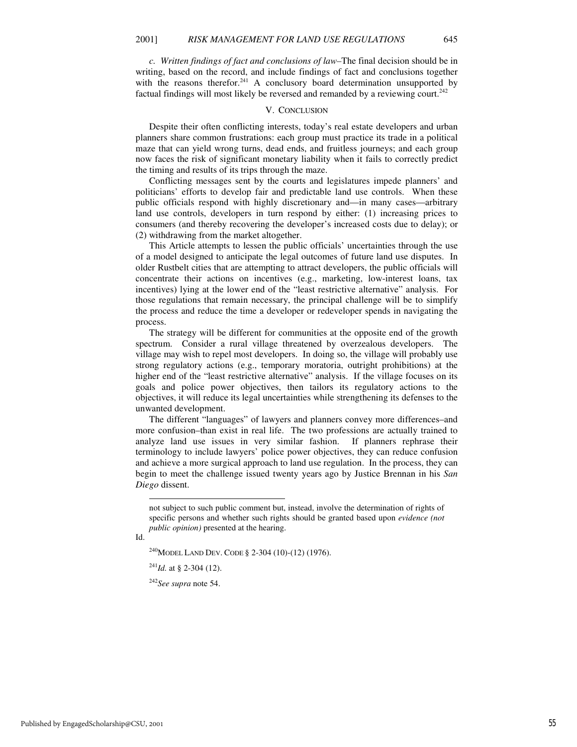*c. Written findings of fact and conclusions of law*–The final decision should be in writing, based on the record, and include findings of fact and conclusions together with the reasons therefor.[241] A conclusory board determination unsupported by factual findings will most likely be reversed and remanded by a reviewing court.[242]

## V. CONCLUSION

Despite their often conflicting interests, today's real estate developers and urban planners share common frustrations: each group must practice its trade in a political maze that can yield wrong turns, dead ends, and fruitless journeys; and each group now faces the risk of significant monetary liability when it fails to correctly predict the timing and results of its trips through the maze.

Conflicting messages sent by the courts and legislatures impede planners' and politicians' efforts to develop fair and predictable land use controls. When these public officials respond with highly discretionary and—in many cases—arbitrary land use controls, developers in turn respond by either: (1) increasing prices to consumers (and thereby recovering the developer's increased costs due to delay); or (2) withdrawing from the market altogether.

This Article attempts to lessen the public officials' uncertainties through the use of a model designed to anticipate the legal outcomes of future land use disputes. In older Rustbelt cities that are attempting to attract developers, the public officials will concentrate their actions on incentives (e.g., marketing, low-interest loans, tax incentives) lying at the lower end of the "least restrictive alternative" analysis. For those regulations that remain necessary, the principal challenge will be to simplify the process and reduce the time a developer or redeveloper spends in navigating the process.

The strategy will be different for communities at the opposite end of the growth spectrum. Consider a rural village threatened by overzealous developers. The village may wish to repel most developers. In doing so, the village will probably use strong regulatory actions (e.g., temporary moratoria, outright prohibitions) at the higher end of the "least restrictive alternative" analysis. If the village focuses on its goals and police power objectives, then tailors its regulatory actions to the objectives, it will reduce its legal uncertainties while strengthening its defenses to the unwanted development.

The different "languages" of lawyers and planners convey more differences–and more confusion–than exist in real life. The two professions are actually trained to analyze land use issues in very similar fashion. If planners rephrase their terminology to include lawyers' police power objectives, they can reduce confusion and achieve a more surgical approach to land use regulation. In the process, they can begin to meet the challenge issued twenty years ago by Justice Brennan in his *San Diego* dissent.

---

> not subject to such public comment but, instead, involve the determination of rights of specific persons and whether such rights should be granted based upon *evidence (not public opinion)* presented at the hearing.

Id.

[240] MODEL LAND DEV. CODE § 2-304 (10)-(12) (1976).

[241] *Id.* at § 2-304 (12).

[242] *See supra* note 54.